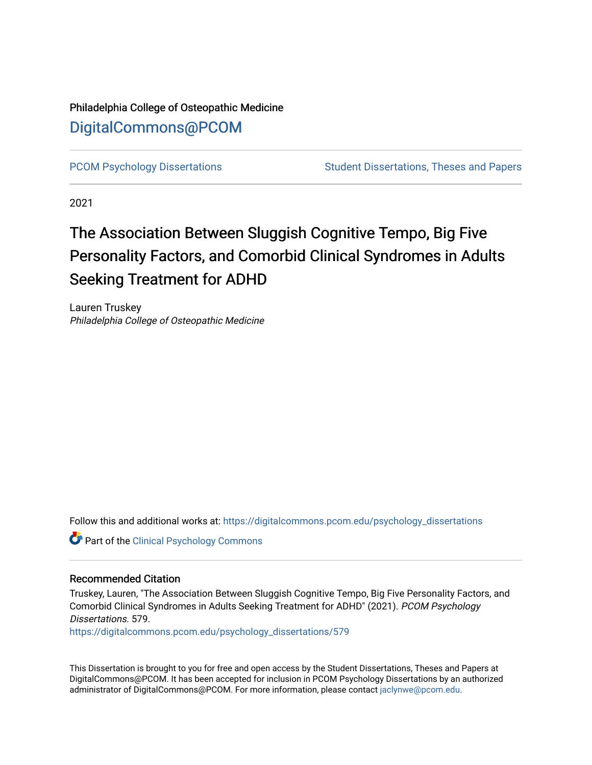Philadelphia College of Osteopathic Medicine

DigitalCommons@PCOM

PCOM Psychology Dissertations | Student Dissertations, Theses and Papers

2021

# The Association Between Sluggish Cognitive Tempo, Big Five Personality Factors, and Comorbid Clinical Syndromes in Adults Seeking Treatment for ADHD

Lauren Truskey
*Philadelphia College of Osteopathic Medicine*

Follow this and additional works at: https://digitalcommons.pcom.edu/psychology_dissertations

Part of the Clinical Psychology Commons

## Recommended Citation

Truskey, Lauren, "The Association Between Sluggish Cognitive Tempo, Big Five Personality Factors, and Comorbid Clinical Syndromes in Adults Seeking Treatment for ADHD" (2021). *PCOM Psychology Dissertations*. 579.
https://digitalcommons.pcom.edu/psychology_dissertations/579

This Dissertation is brought to you for free and open access by the Student Dissertations, Theses and Papers at DigitalCommons@PCOM. It has been accepted for inclusion in PCOM Psychology Dissertations by an authorized administrator of DigitalCommons@PCOM. For more information, please contact jaclynwe@pcom.edu.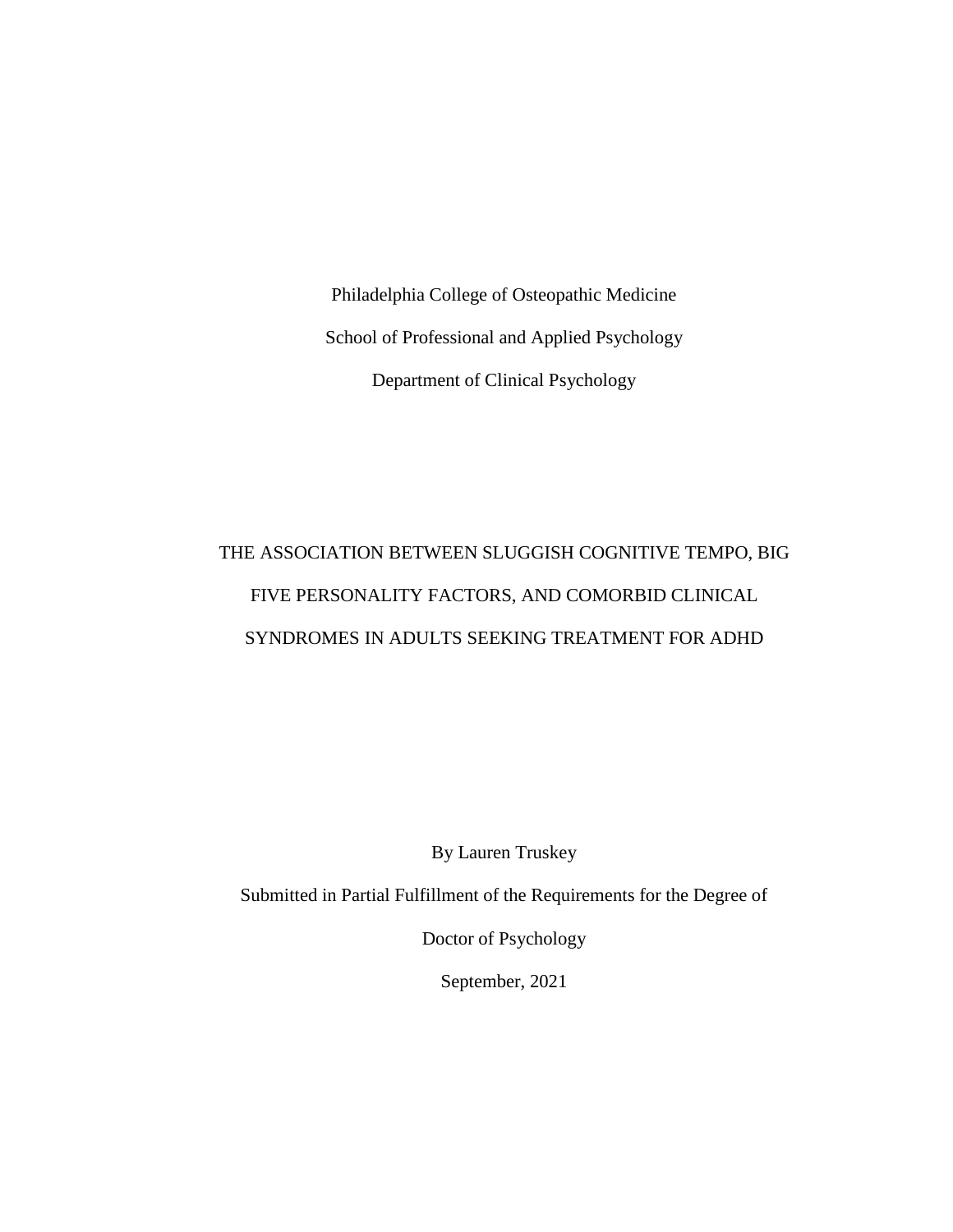Philadelphia College of Osteopathic Medicine

School of Professional and Applied Psychology

Department of Clinical Psychology

# THE ASSOCIATION BETWEEN SLUGGISH COGNITIVE TEMPO, BIG FIVE PERSONALITY FACTORS, AND COMORBID CLINICAL SYNDROMES IN ADULTS SEEKING TREATMENT FOR ADHD

By Lauren Truskey

Submitted in Partial Fulfillment of the Requirements for the Degree of

Doctor of Psychology

September, 2021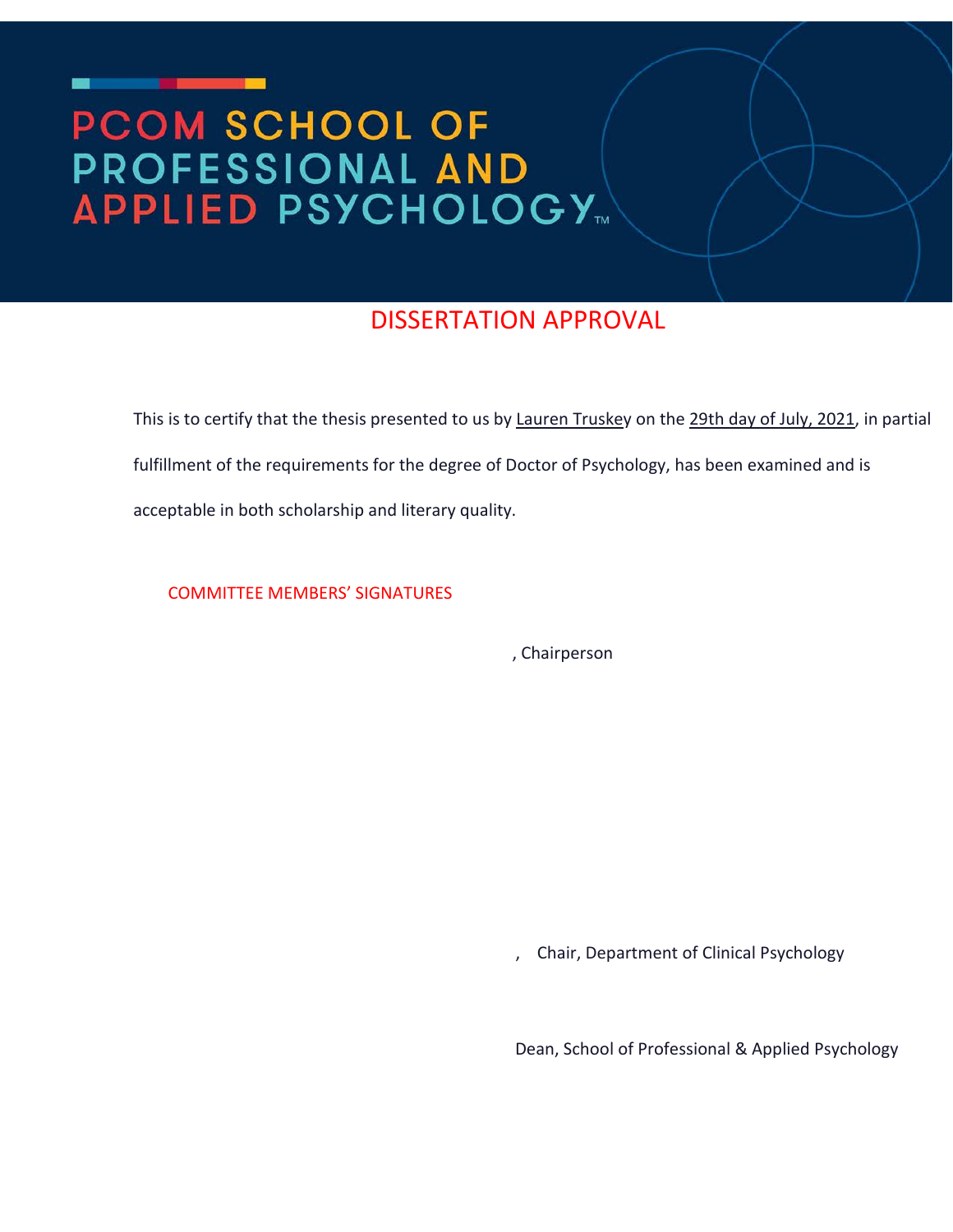# PCOM SCHOOL OF PROFESSIONAL AND APPLIED PSYCHOLOGY™

## DISSERTATION APPROVAL

This is to certify that the thesis presented to us by Lauren Truskey on the 29th day of July, 2021, in partial fulfillment of the requirements for the degree of Doctor of Psychology, has been examined and is acceptable in both scholarship and literary quality.

COMMITTEE MEMBERS' SIGNATURES

, Chairperson

, Chair, Department of Clinical Psychology

Dean, School of Professional & Applied Psychology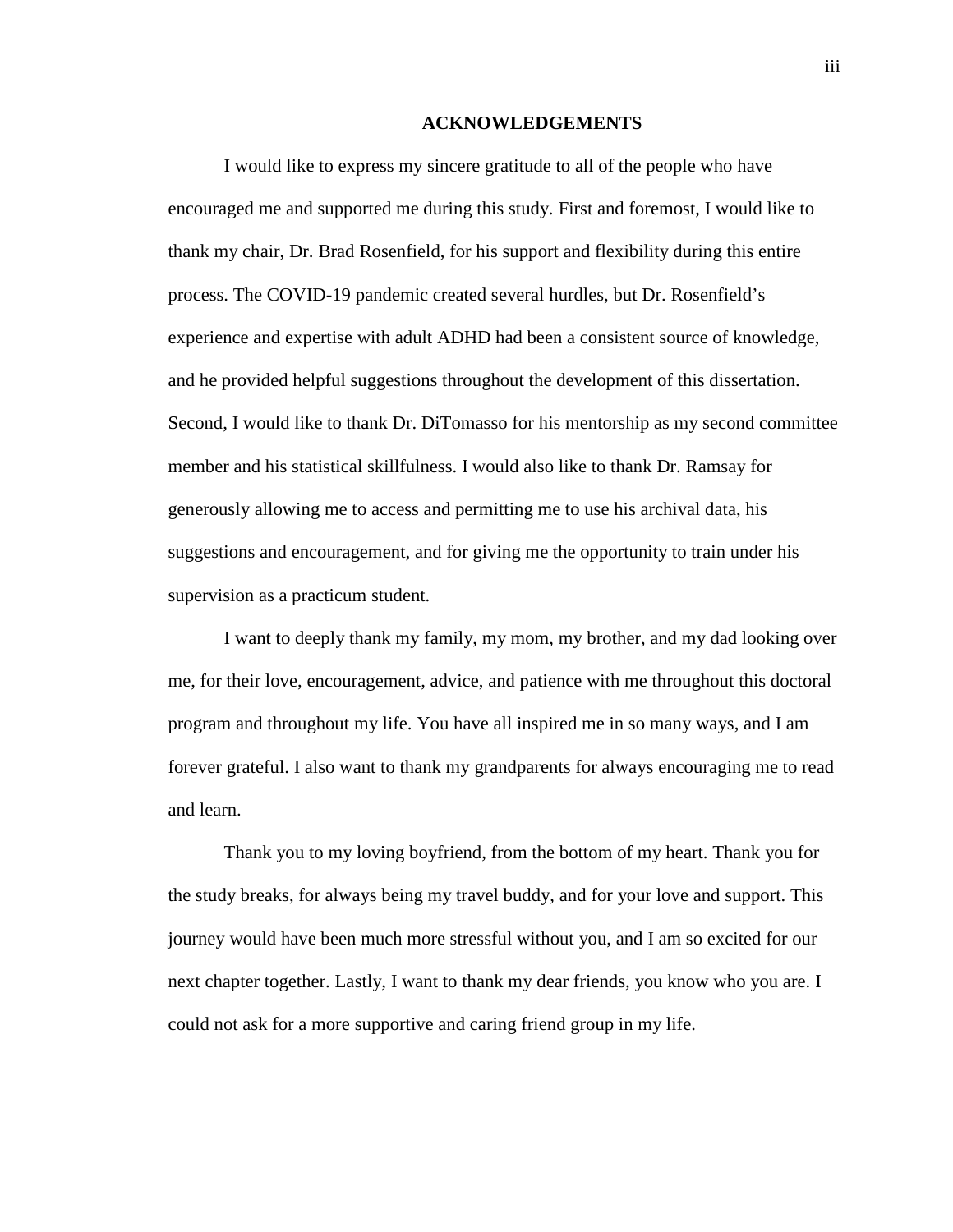# ACKNOWLEDGEMENTS

I would like to express my sincere gratitude to all of the people who have encouraged me and supported me during this study. First and foremost, I would like to thank my chair, Dr. Brad Rosenfield, for his support and flexibility during this entire process. The COVID-19 pandemic created several hurdles, but Dr. Rosenfield's experience and expertise with adult ADHD had been a consistent source of knowledge, and he provided helpful suggestions throughout the development of this dissertation. Second, I would like to thank Dr. DiTomasso for his mentorship as my second committee member and his statistical skillfulness. I would also like to thank Dr. Ramsay for generously allowing me to access and permitting me to use his archival data, his suggestions and encouragement, and for giving me the opportunity to train under his supervision as a practicum student.

I want to deeply thank my family, my mom, my brother, and my dad looking over me, for their love, encouragement, advice, and patience with me throughout this doctoral program and throughout my life. You have all inspired me in so many ways, and I am forever grateful. I also want to thank my grandparents for always encouraging me to read and learn.

Thank you to my loving boyfriend, from the bottom of my heart. Thank you for the study breaks, for always being my travel buddy, and for your love and support. This journey would have been much more stressful without you, and I am so excited for our next chapter together. Lastly, I want to thank my dear friends, you know who you are. I could not ask for a more supportive and caring friend group in my life.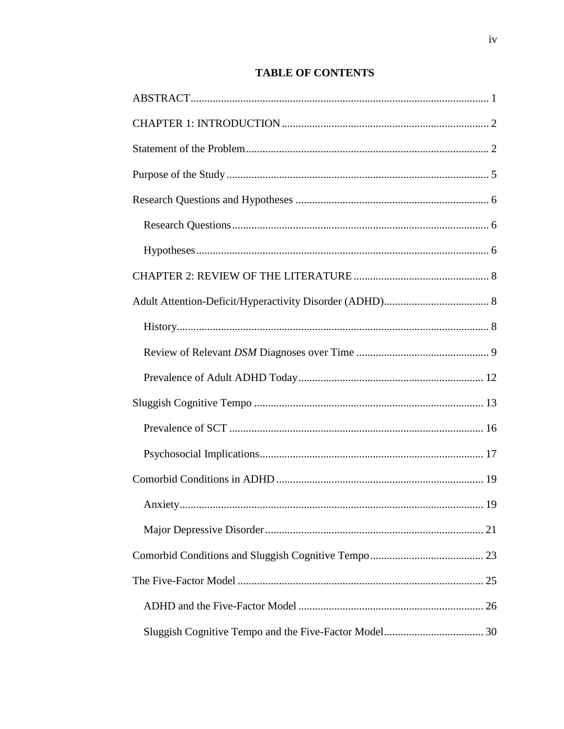## TABLE OF CONTENTS

ABSTRACT ........................................................................................................... 1

CHAPTER 1: INTRODUCTION ........................................................................... 2

Statement of the Problem ....................................................................................... 2

Purpose of the Study .............................................................................................. 5

Research Questions and Hypotheses ..................................................................... 6

- Research Questions ........................................................................................... 6
- Hypotheses ........................................................................................................ 6

CHAPTER 2: REVIEW OF THE LITERATURE ................................................. 8

Adult Attention-Deficit/Hyperactivity Disorder (ADHD) ...................................... 8

- History ............................................................................................................... 8
- Review of Relevant *DSM* Diagnoses over Time ............................................... 9
- Prevalence of Adult ADHD Today .................................................................. 12

Sluggish Cognitive Tempo .................................................................................. 13

- Prevalence of SCT ........................................................................................... 16
- Psychosocial Implications ................................................................................ 17

Comorbid Conditions in ADHD .......................................................................... 19

- Anxiety ............................................................................................................. 19
- Major Depressive Disorder .............................................................................. 21

Comorbid Conditions and Sluggish Cognitive Tempo ......................................... 23

The Five-Factor Model ........................................................................................ 25

- ADHD and the Five-Factor Model .................................................................. 26
- Sluggish Cognitive Tempo and the Five-Factor Model .................................... 30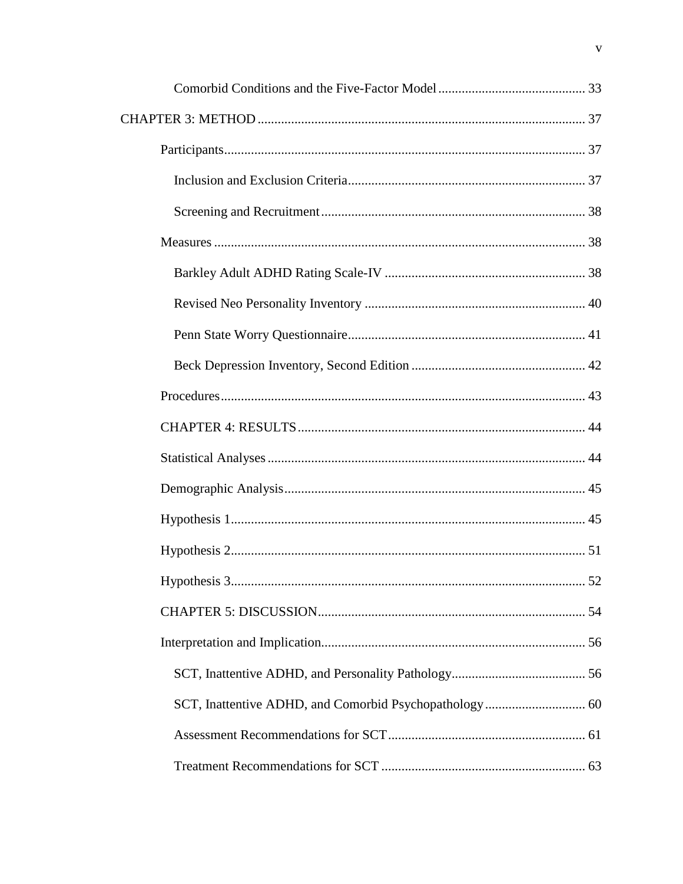Comorbid Conditions and the Five-Factor Model ........................................... 33

CHAPTER 3: METHOD ................................................................................................ 37

Participants.......................................................................................................... 37

Inclusion and Exclusion Criteria...................................................................... 37

Screening and Recruitment.............................................................................. 38

Measures ............................................................................................................. 38

Barkley Adult ADHD Rating Scale-IV ........................................................... 38

Revised Neo Personality Inventory ................................................................. 40

Penn State Worry Questionnaire...................................................................... 41

Beck Depression Inventory, Second Edition ................................................... 42

Procedures........................................................................................................... 43

CHAPTER 4: RESULTS .................................................................................... 44

Statistical Analyses ............................................................................................. 44

Demographic Analysis......................................................................................... 45

Hypothesis 1........................................................................................................ 45

Hypothesis 2........................................................................................................ 51

Hypothesis 3........................................................................................................ 52

CHAPTER 5: DISCUSSION.............................................................................. 54

Interpretation and Implication.............................................................................. 56

SCT, Inattentive ADHD, and Personality Pathology....................................... 56

SCT, Inattentive ADHD, and Comorbid Psychopathology ............................. 60

Assessment Recommendations for SCT.......................................................... 61

Treatment Recommendations for SCT ............................................................ 63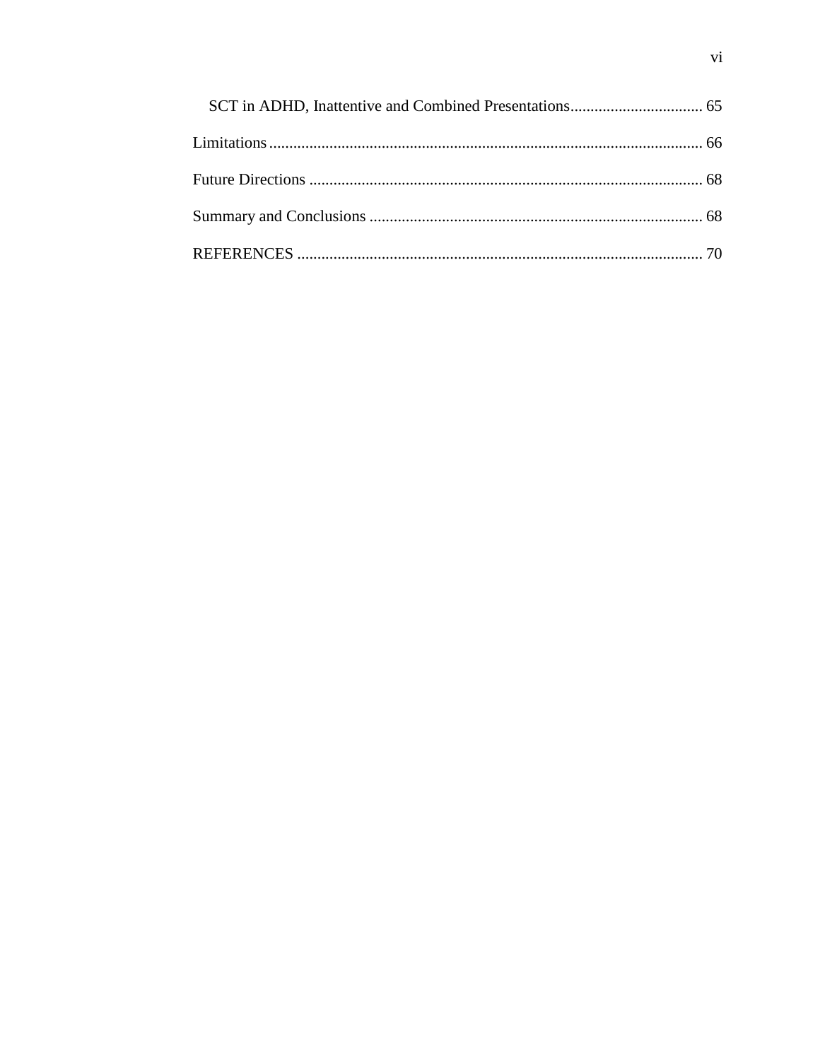SCT in ADHD, Inattentive and Combined Presentations ................................ 65

Limitations ........................................................................................................ 66

Future Directions ............................................................................................... 68

Summary and Conclusions ................................................................................. 68

REFERENCES ................................................................................................... 70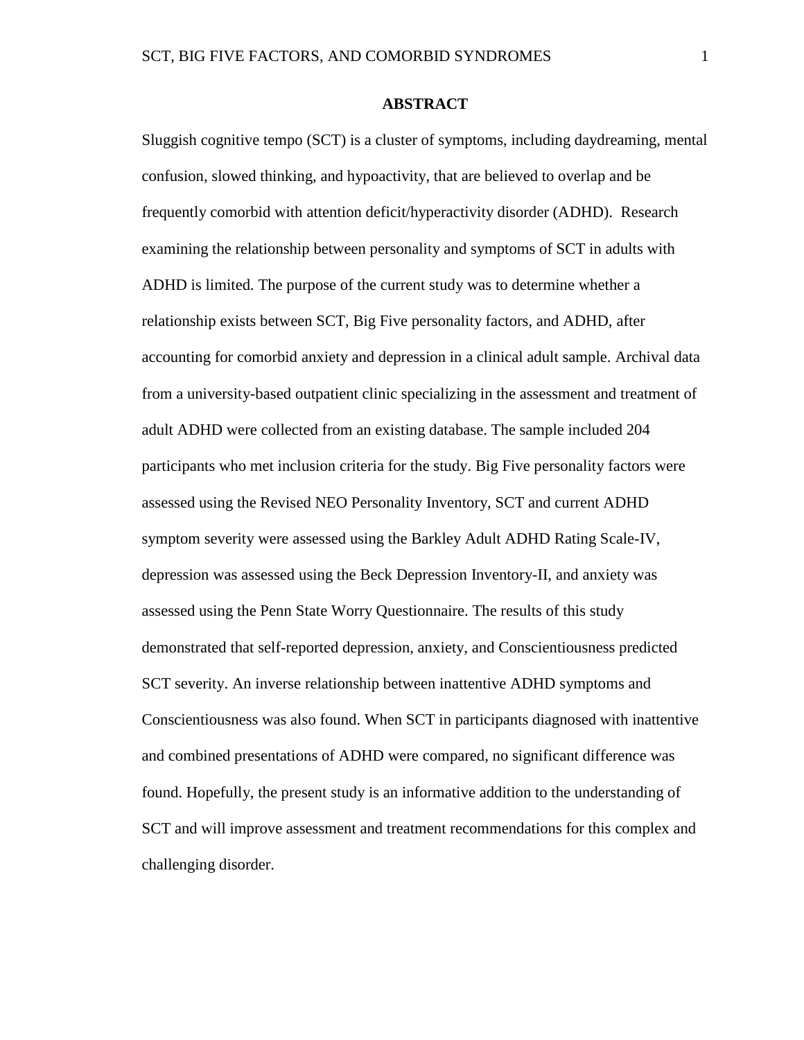# ABSTRACT

Sluggish cognitive tempo (SCT) is a cluster of symptoms, including daydreaming, mental confusion, slowed thinking, and hypoactivity, that are believed to overlap and be frequently comorbid with attention deficit/hyperactivity disorder (ADHD). Research examining the relationship between personality and symptoms of SCT in adults with ADHD is limited. The purpose of the current study was to determine whether a relationship exists between SCT, Big Five personality factors, and ADHD, after accounting for comorbid anxiety and depression in a clinical adult sample. Archival data from a university-based outpatient clinic specializing in the assessment and treatment of adult ADHD were collected from an existing database. The sample included 204 participants who met inclusion criteria for the study. Big Five personality factors were assessed using the Revised NEO Personality Inventory, SCT and current ADHD symptom severity were assessed using the Barkley Adult ADHD Rating Scale-IV, depression was assessed using the Beck Depression Inventory-II, and anxiety was assessed using the Penn State Worry Questionnaire. The results of this study demonstrated that self-reported depression, anxiety, and Conscientiousness predicted SCT severity. An inverse relationship between inattentive ADHD symptoms and Conscientiousness was also found. When SCT in participants diagnosed with inattentive and combined presentations of ADHD were compared, no significant difference was found. Hopefully, the present study is an informative addition to the understanding of SCT and will improve assessment and treatment recommendations for this complex and challenging disorder.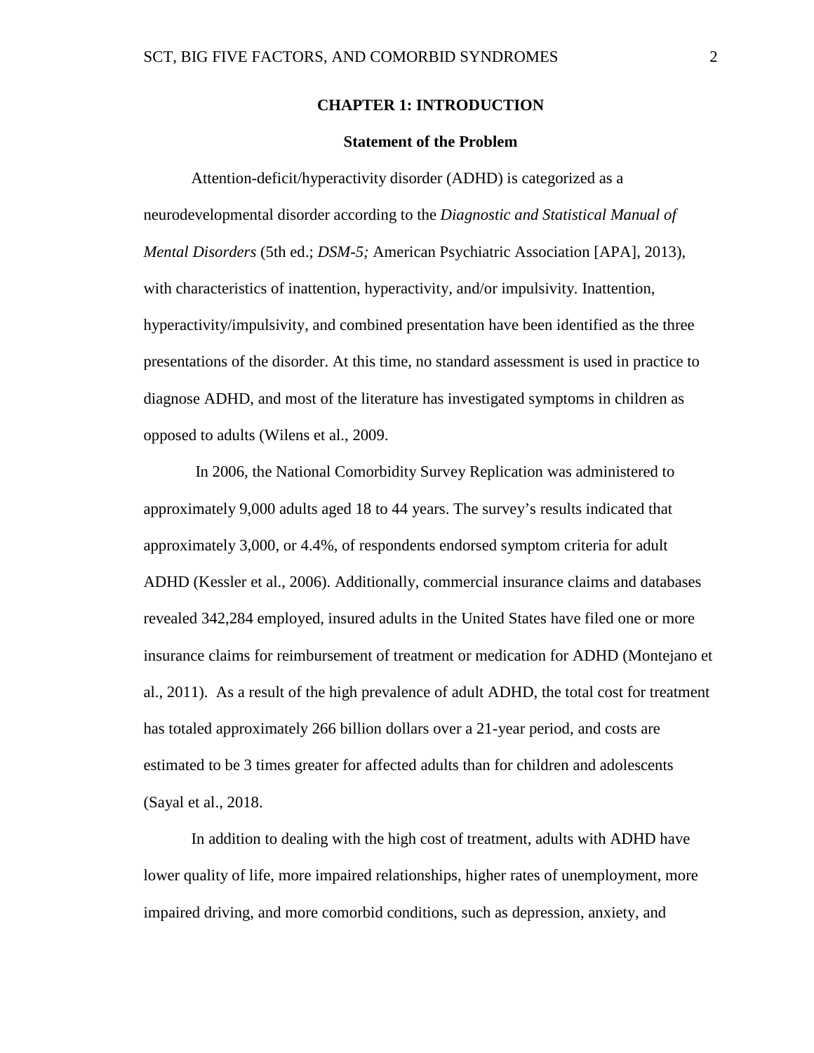# CHAPTER 1: INTRODUCTION

## Statement of the Problem

Attention-deficit/hyperactivity disorder (ADHD) is categorized as a neurodevelopmental disorder according to the *Diagnostic and Statistical Manual of Mental Disorders* (5th ed.; *DSM-5;* American Psychiatric Association [APA], 2013), with characteristics of inattention, hyperactivity, and/or impulsivity. Inattention, hyperactivity/impulsivity, and combined presentation have been identified as the three presentations of the disorder. At this time, no standard assessment is used in practice to diagnose ADHD, and most of the literature has investigated symptoms in children as opposed to adults (Wilens et al., 2009.

In 2006, the National Comorbidity Survey Replication was administered to approximately 9,000 adults aged 18 to 44 years. The survey's results indicated that approximately 3,000, or 4.4%, of respondents endorsed symptom criteria for adult ADHD (Kessler et al., 2006). Additionally, commercial insurance claims and databases revealed 342,284 employed, insured adults in the United States have filed one or more insurance claims for reimbursement of treatment or medication for ADHD (Montejano et al., 2011). As a result of the high prevalence of adult ADHD, the total cost for treatment has totaled approximately 266 billion dollars over a 21-year period, and costs are estimated to be 3 times greater for affected adults than for children and adolescents (Sayal et al., 2018.

In addition to dealing with the high cost of treatment, adults with ADHD have lower quality of life, more impaired relationships, higher rates of unemployment, more impaired driving, and more comorbid conditions, such as depression, anxiety, and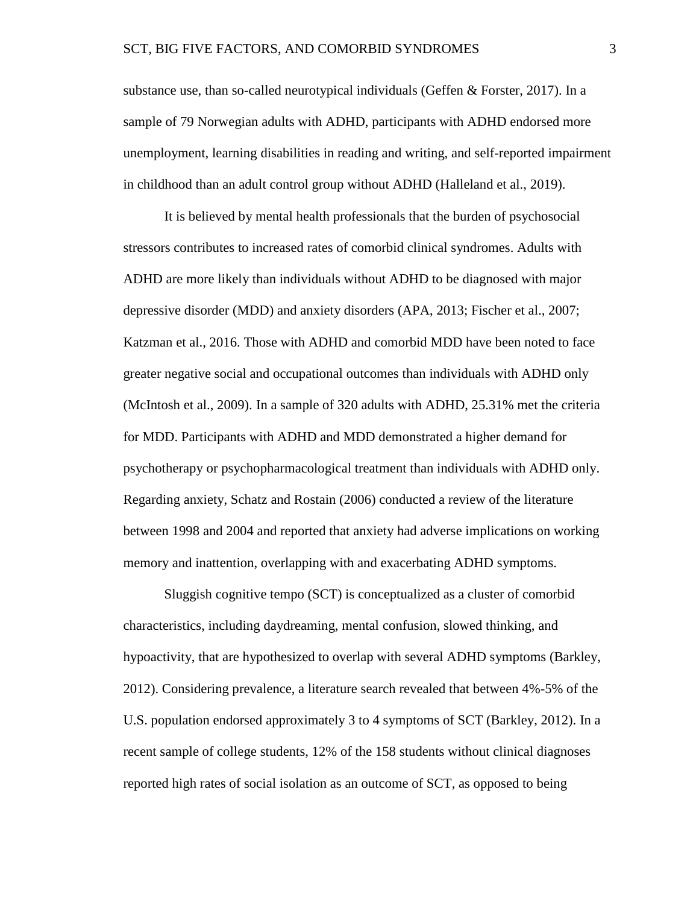substance use, than so-called neurotypical individuals (Geffen & Forster, 2017). In a sample of 79 Norwegian adults with ADHD, participants with ADHD endorsed more unemployment, learning disabilities in reading and writing, and self-reported impairment in childhood than an adult control group without ADHD (Halleland et al., 2019).

It is believed by mental health professionals that the burden of psychosocial stressors contributes to increased rates of comorbid clinical syndromes. Adults with ADHD are more likely than individuals without ADHD to be diagnosed with major depressive disorder (MDD) and anxiety disorders (APA, 2013; Fischer et al., 2007; Katzman et al., 2016. Those with ADHD and comorbid MDD have been noted to face greater negative social and occupational outcomes than individuals with ADHD only (McIntosh et al., 2009). In a sample of 320 adults with ADHD, 25.31% met the criteria for MDD. Participants with ADHD and MDD demonstrated a higher demand for psychotherapy or psychopharmacological treatment than individuals with ADHD only. Regarding anxiety, Schatz and Rostain (2006) conducted a review of the literature between 1998 and 2004 and reported that anxiety had adverse implications on working memory and inattention, overlapping with and exacerbating ADHD symptoms.

Sluggish cognitive tempo (SCT) is conceptualized as a cluster of comorbid characteristics, including daydreaming, mental confusion, slowed thinking, and hypoactivity, that are hypothesized to overlap with several ADHD symptoms (Barkley, 2012). Considering prevalence, a literature search revealed that between 4%-5% of the U.S. population endorsed approximately 3 to 4 symptoms of SCT (Barkley, 2012). In a recent sample of college students, 12% of the 158 students without clinical diagnoses reported high rates of social isolation as an outcome of SCT, as opposed to being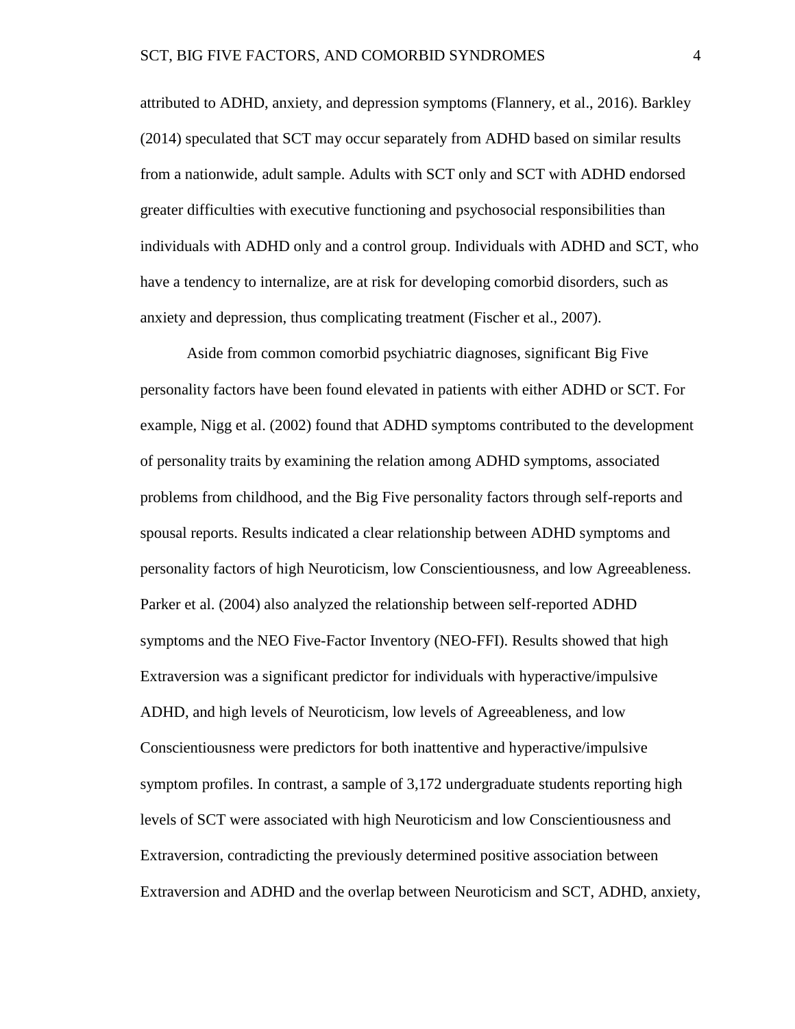attributed to ADHD, anxiety, and depression symptoms (Flannery, et al., 2016). Barkley (2014) speculated that SCT may occur separately from ADHD based on similar results from a nationwide, adult sample. Adults with SCT only and SCT with ADHD endorsed greater difficulties with executive functioning and psychosocial responsibilities than individuals with ADHD only and a control group. Individuals with ADHD and SCT, who have a tendency to internalize, are at risk for developing comorbid disorders, such as anxiety and depression, thus complicating treatment (Fischer et al., 2007).

Aside from common comorbid psychiatric diagnoses, significant Big Five personality factors have been found elevated in patients with either ADHD or SCT. For example, Nigg et al. (2002) found that ADHD symptoms contributed to the development of personality traits by examining the relation among ADHD symptoms, associated problems from childhood, and the Big Five personality factors through self-reports and spousal reports. Results indicated a clear relationship between ADHD symptoms and personality factors of high Neuroticism, low Conscientiousness, and low Agreeableness. Parker et al. (2004) also analyzed the relationship between self-reported ADHD symptoms and the NEO Five-Factor Inventory (NEO-FFI). Results showed that high Extraversion was a significant predictor for individuals with hyperactive/impulsive ADHD, and high levels of Neuroticism, low levels of Agreeableness, and low Conscientiousness were predictors for both inattentive and hyperactive/impulsive symptom profiles. In contrast, a sample of 3,172 undergraduate students reporting high levels of SCT were associated with high Neuroticism and low Conscientiousness and Extraversion, contradicting the previously determined positive association between Extraversion and ADHD and the overlap between Neuroticism and SCT, ADHD, anxiety,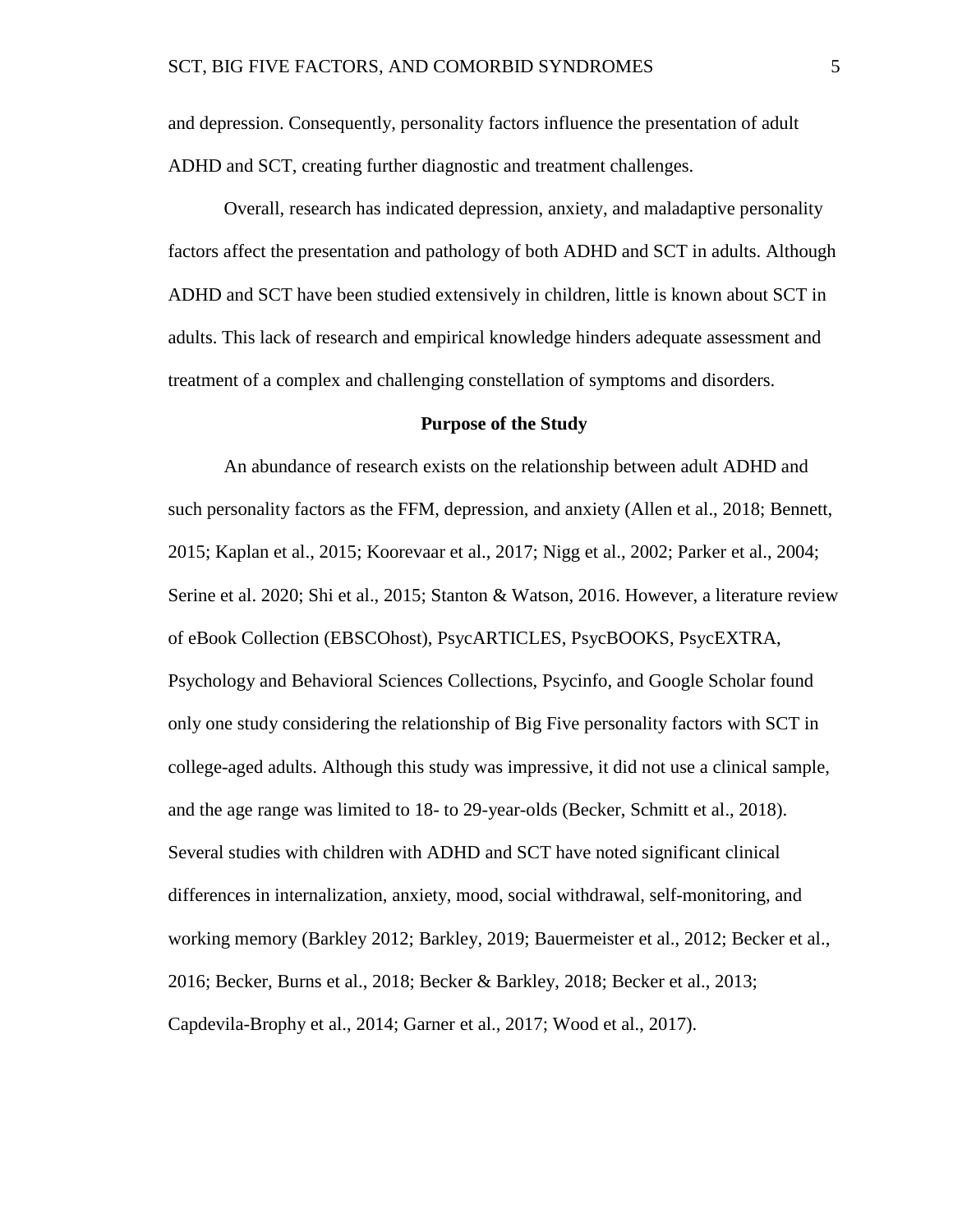and depression. Consequently, personality factors influence the presentation of adult ADHD and SCT, creating further diagnostic and treatment challenges.

Overall, research has indicated depression, anxiety, and maladaptive personality factors affect the presentation and pathology of both ADHD and SCT in adults. Although ADHD and SCT have been studied extensively in children, little is known about SCT in adults. This lack of research and empirical knowledge hinders adequate assessment and treatment of a complex and challenging constellation of symptoms and disorders.

## Purpose of the Study

An abundance of research exists on the relationship between adult ADHD and such personality factors as the FFM, depression, and anxiety (Allen et al., 2018; Bennett, 2015; Kaplan et al., 2015; Koorevaar et al., 2017; Nigg et al., 2002; Parker et al., 2004; Serine et al. 2020; Shi et al., 2015; Stanton & Watson, 2016. However, a literature review of eBook Collection (EBSCOhost), PsycARTICLES, PsycBOOKS, PsycEXTRA, Psychology and Behavioral Sciences Collections, Psycinfo, and Google Scholar found only one study considering the relationship of Big Five personality factors with SCT in college-aged adults. Although this study was impressive, it did not use a clinical sample, and the age range was limited to 18- to 29-year-olds (Becker, Schmitt et al., 2018). Several studies with children with ADHD and SCT have noted significant clinical differences in internalization, anxiety, mood, social withdrawal, self-monitoring, and working memory (Barkley 2012; Barkley, 2019; Bauermeister et al., 2012; Becker et al., 2016; Becker, Burns et al., 2018; Becker & Barkley, 2018; Becker et al., 2013; Capdevila-Brophy et al., 2014; Garner et al., 2017; Wood et al., 2017).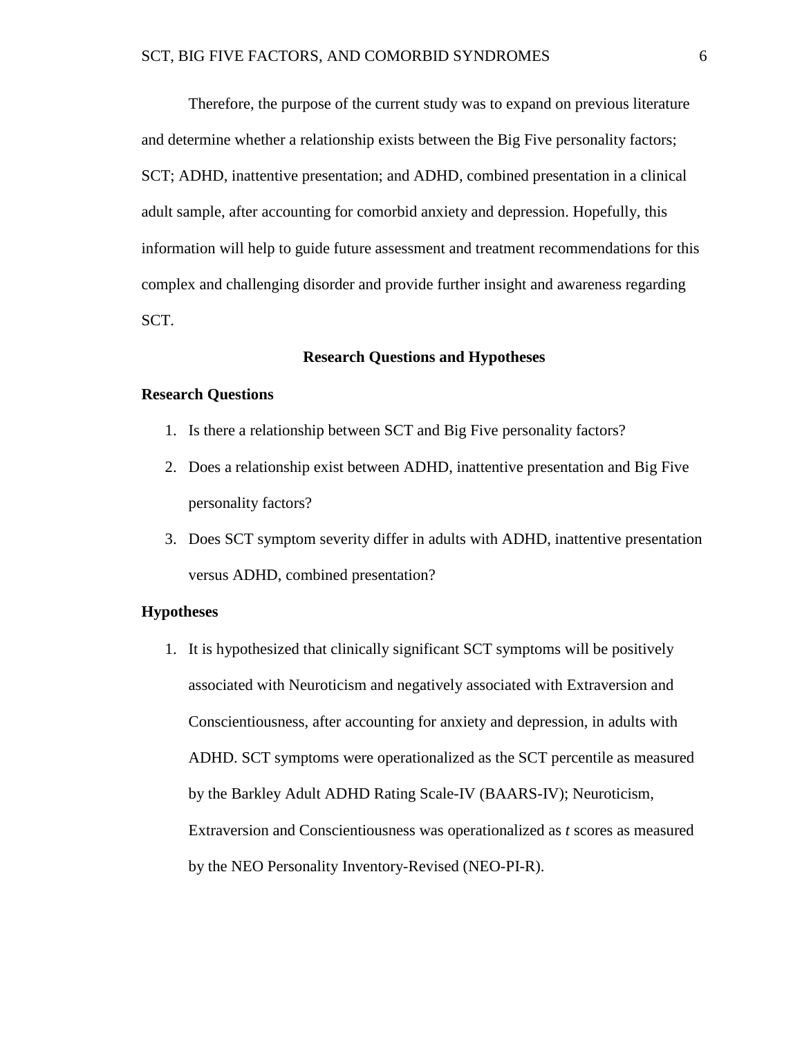Therefore, the purpose of the current study was to expand on previous literature and determine whether a relationship exists between the Big Five personality factors; SCT; ADHD, inattentive presentation; and ADHD, combined presentation in a clinical adult sample, after accounting for comorbid anxiety and depression. Hopefully, this information will help to guide future assessment and treatment recommendations for this complex and challenging disorder and provide further insight and awareness regarding SCT.

## Research Questions and Hypotheses

### Research Questions

1. Is there a relationship between SCT and Big Five personality factors?
2. Does a relationship exist between ADHD, inattentive presentation and Big Five personality factors?
3. Does SCT symptom severity differ in adults with ADHD, inattentive presentation versus ADHD, combined presentation?

### Hypotheses

1. It is hypothesized that clinically significant SCT symptoms will be positively associated with Neuroticism and negatively associated with Extraversion and Conscientiousness, after accounting for anxiety and depression, in adults with ADHD. SCT symptoms were operationalized as the SCT percentile as measured by the Barkley Adult ADHD Rating Scale-IV (BAARS-IV); Neuroticism, Extraversion and Conscientiousness was operationalized as *t* scores as measured by the NEO Personality Inventory-Revised (NEO-PI-R).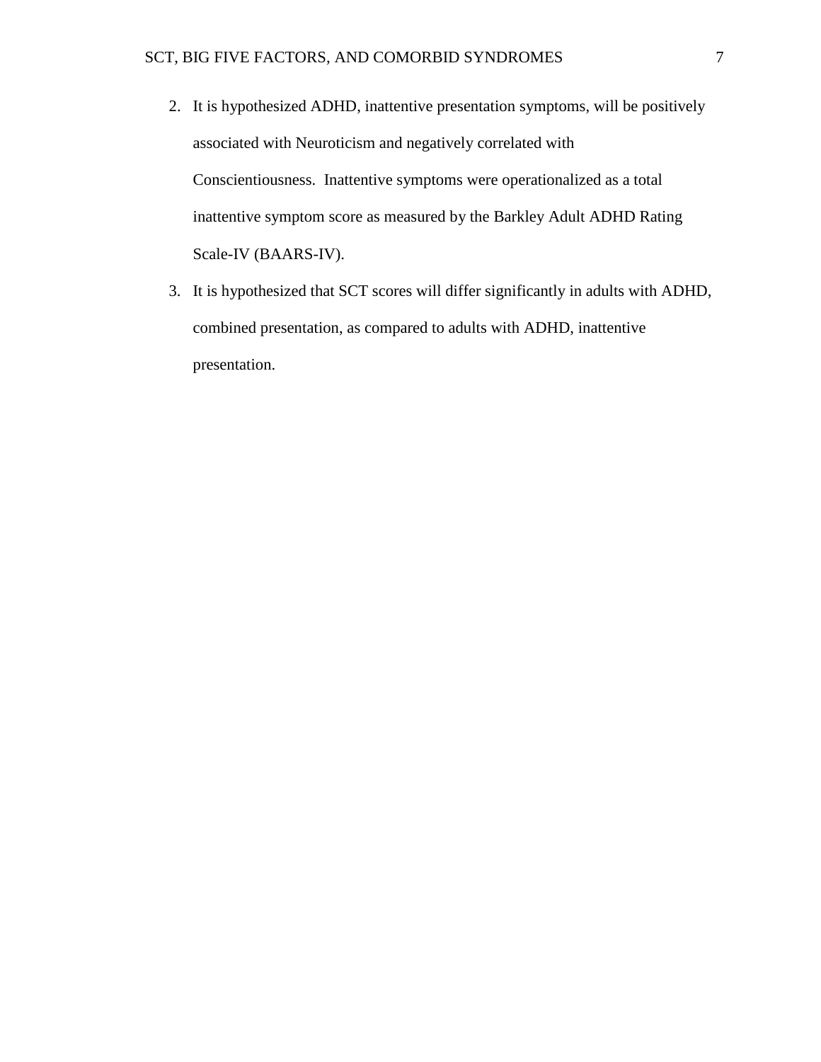2. It is hypothesized ADHD, inattentive presentation symptoms, will be positively associated with Neuroticism and negatively correlated with Conscientiousness. Inattentive symptoms were operationalized as a total inattentive symptom score as measured by the Barkley Adult ADHD Rating Scale-IV (BAARS-IV).
3. It is hypothesized that SCT scores will differ significantly in adults with ADHD, combined presentation, as compared to adults with ADHD, inattentive presentation.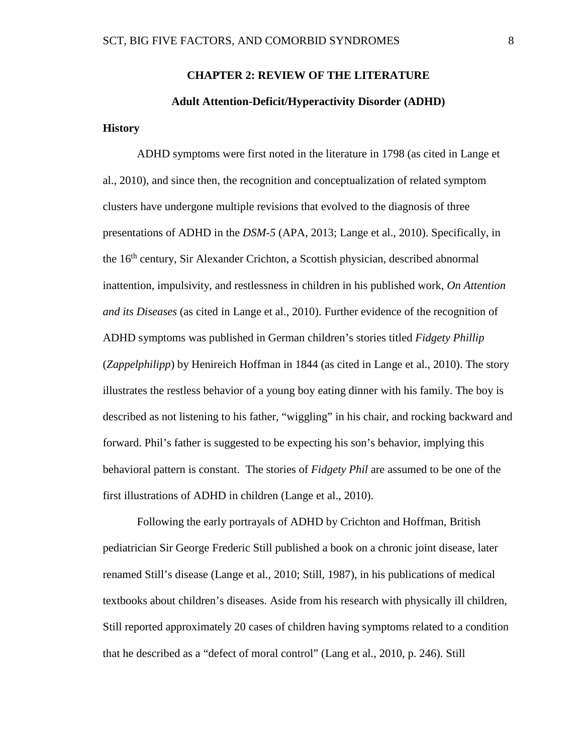# CHAPTER 2: REVIEW OF THE LITERATURE

## Adult Attention-Deficit/Hyperactivity Disorder (ADHD)

### History

ADHD symptoms were first noted in the literature in 1798 (as cited in Lange et al., 2010), and since then, the recognition and conceptualization of related symptom clusters have undergone multiple revisions that evolved to the diagnosis of three presentations of ADHD in the *DSM-5* (APA, 2013; Lange et al., 2010). Specifically, in the 16th century, Sir Alexander Crichton, a Scottish physician, described abnormal inattention, impulsivity, and restlessness in children in his published work, *On Attention and its Diseases* (as cited in Lange et al., 2010). Further evidence of the recognition of ADHD symptoms was published in German children's stories titled *Fidgety Phillip* (*Zappelphilipp*) by Henireich Hoffman in 1844 (as cited in Lange et al., 2010). The story illustrates the restless behavior of a young boy eating dinner with his family. The boy is described as not listening to his father, "wiggling" in his chair, and rocking backward and forward. Phil's father is suggested to be expecting his son's behavior, implying this behavioral pattern is constant. The stories of *Fidgety Phil* are assumed to be one of the first illustrations of ADHD in children (Lange et al., 2010).

Following the early portrayals of ADHD by Crichton and Hoffman, British pediatrician Sir George Frederic Still published a book on a chronic joint disease, later renamed Still's disease (Lange et al., 2010; Still, 1987), in his publications of medical textbooks about children's diseases. Aside from his research with physically ill children, Still reported approximately 20 cases of children having symptoms related to a condition that he described as a "defect of moral control" (Lang et al., 2010, p. 246). Still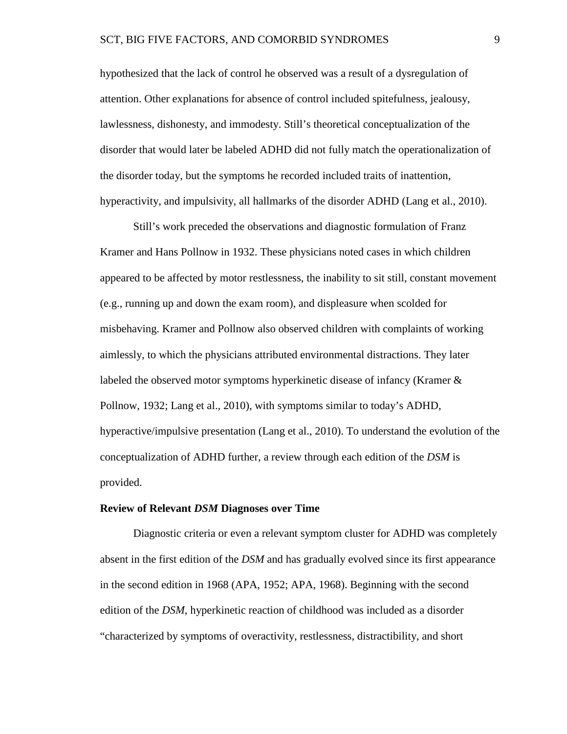hypothesized that the lack of control he observed was a result of a dysregulation of attention. Other explanations for absence of control included spitefulness, jealousy, lawlessness, dishonesty, and immodesty. Still's theoretical conceptualization of the disorder that would later be labeled ADHD did not fully match the operationalization of the disorder today, but the symptoms he recorded included traits of inattention, hyperactivity, and impulsivity, all hallmarks of the disorder ADHD (Lang et al., 2010).

Still's work preceded the observations and diagnostic formulation of Franz Kramer and Hans Pollnow in 1932. These physicians noted cases in which children appeared to be affected by motor restlessness, the inability to sit still, constant movement (e.g., running up and down the exam room), and displeasure when scolded for misbehaving. Kramer and Pollnow also observed children with complaints of working aimlessly, to which the physicians attributed environmental distractions. They later labeled the observed motor symptoms hyperkinetic disease of infancy (Kramer & Pollnow, 1932; Lang et al., 2010), with symptoms similar to today's ADHD, hyperactive/impulsive presentation (Lang et al., 2010). To understand the evolution of the conceptualization of ADHD further, a review through each edition of the *DSM* is provided.

**Review of Relevant *DSM* Diagnoses over Time**

Diagnostic criteria or even a relevant symptom cluster for ADHD was completely absent in the first edition of the *DSM* and has gradually evolved since its first appearance in the second edition in 1968 (APA, 1952; APA, 1968). Beginning with the second edition of the *DSM*, hyperkinetic reaction of childhood was included as a disorder "characterized by symptoms of overactivity, restlessness, distractibility, and short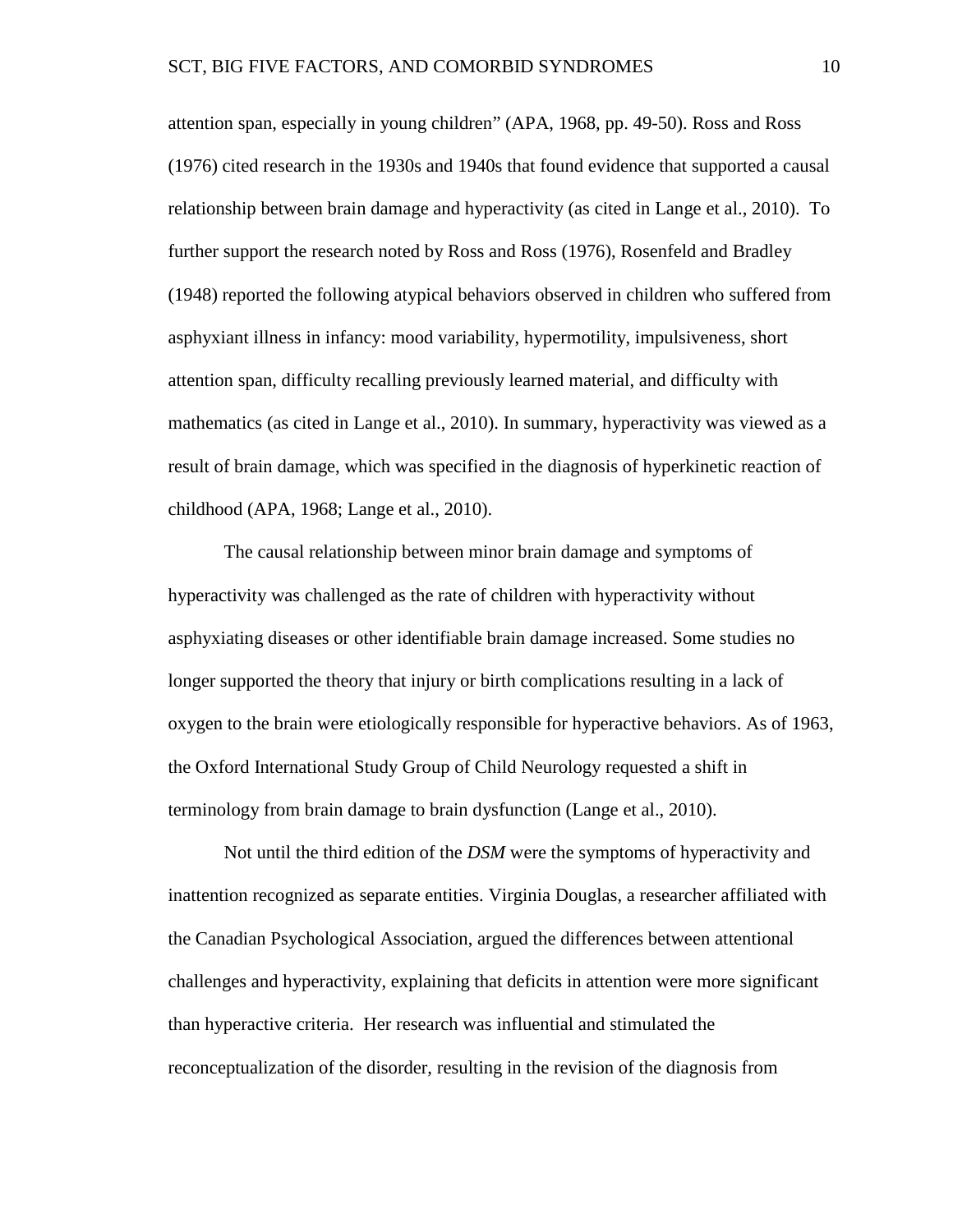attention span, especially in young children" (APA, 1968, pp. 49-50). Ross and Ross (1976) cited research in the 1930s and 1940s that found evidence that supported a causal relationship between brain damage and hyperactivity (as cited in Lange et al., 2010). To further support the research noted by Ross and Ross (1976), Rosenfeld and Bradley (1948) reported the following atypical behaviors observed in children who suffered from asphyxiant illness in infancy: mood variability, hypermotility, impulsiveness, short attention span, difficulty recalling previously learned material, and difficulty with mathematics (as cited in Lange et al., 2010). In summary, hyperactivity was viewed as a result of brain damage, which was specified in the diagnosis of hyperkinetic reaction of childhood (APA, 1968; Lange et al., 2010).

The causal relationship between minor brain damage and symptoms of hyperactivity was challenged as the rate of children with hyperactivity without asphyxiating diseases or other identifiable brain damage increased. Some studies no longer supported the theory that injury or birth complications resulting in a lack of oxygen to the brain were etiologically responsible for hyperactive behaviors. As of 1963, the Oxford International Study Group of Child Neurology requested a shift in terminology from brain damage to brain dysfunction (Lange et al., 2010).

Not until the third edition of the *DSM* were the symptoms of hyperactivity and inattention recognized as separate entities. Virginia Douglas, a researcher affiliated with the Canadian Psychological Association, argued the differences between attentional challenges and hyperactivity, explaining that deficits in attention were more significant than hyperactive criteria. Her research was influential and stimulated the reconceptualization of the disorder, resulting in the revision of the diagnosis from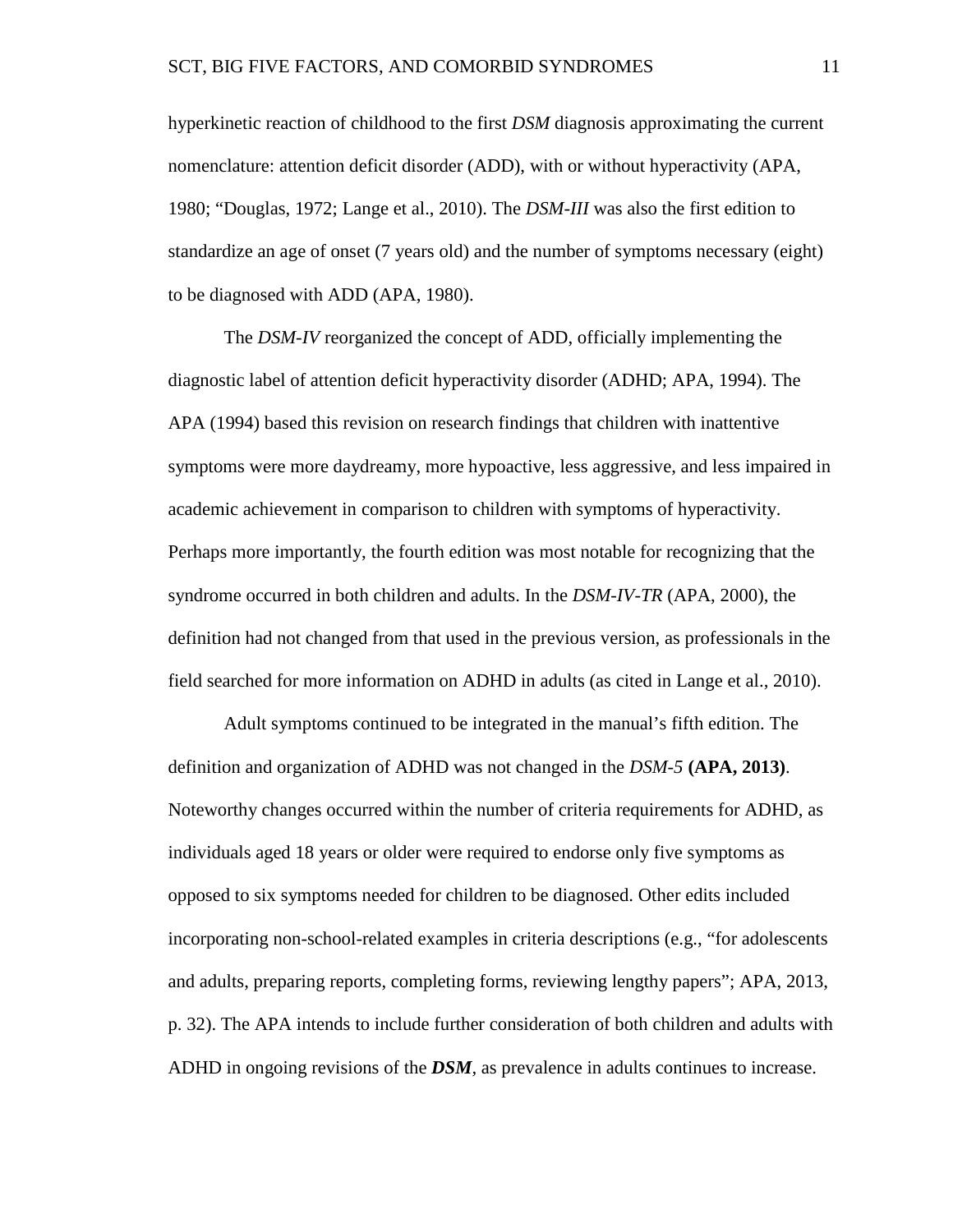hyperkinetic reaction of childhood to the first *DSM* diagnosis approximating the current nomenclature: attention deficit disorder (ADD), with or without hyperactivity (APA, 1980; "Douglas, 1972; Lange et al., 2010). The *DSM-III* was also the first edition to standardize an age of onset (7 years old) and the number of symptoms necessary (eight) to be diagnosed with ADD (APA, 1980).

The *DSM-IV* reorganized the concept of ADD, officially implementing the diagnostic label of attention deficit hyperactivity disorder (ADHD; APA, 1994). The APA (1994) based this revision on research findings that children with inattentive symptoms were more daydreamy, more hypoactive, less aggressive, and less impaired in academic achievement in comparison to children with symptoms of hyperactivity. Perhaps more importantly, the fourth edition was most notable for recognizing that the syndrome occurred in both children and adults. In the *DSM-IV-TR* (APA, 2000), the definition had not changed from that used in the previous version, as professionals in the field searched for more information on ADHD in adults (as cited in Lange et al., 2010).

Adult symptoms continued to be integrated in the manual's fifth edition. The definition and organization of ADHD was not changed in the *DSM-5* **(APA, 2013)**. Noteworthy changes occurred within the number of criteria requirements for ADHD, as individuals aged 18 years or older were required to endorse only five symptoms as opposed to six symptoms needed for children to be diagnosed. Other edits included incorporating non-school-related examples in criteria descriptions (e.g., "for adolescents and adults, preparing reports, completing forms, reviewing lengthy papers"; APA, 2013, p. 32). The APA intends to include further consideration of both children and adults with ADHD in ongoing revisions of the ***DSM***, as prevalence in adults continues to increase.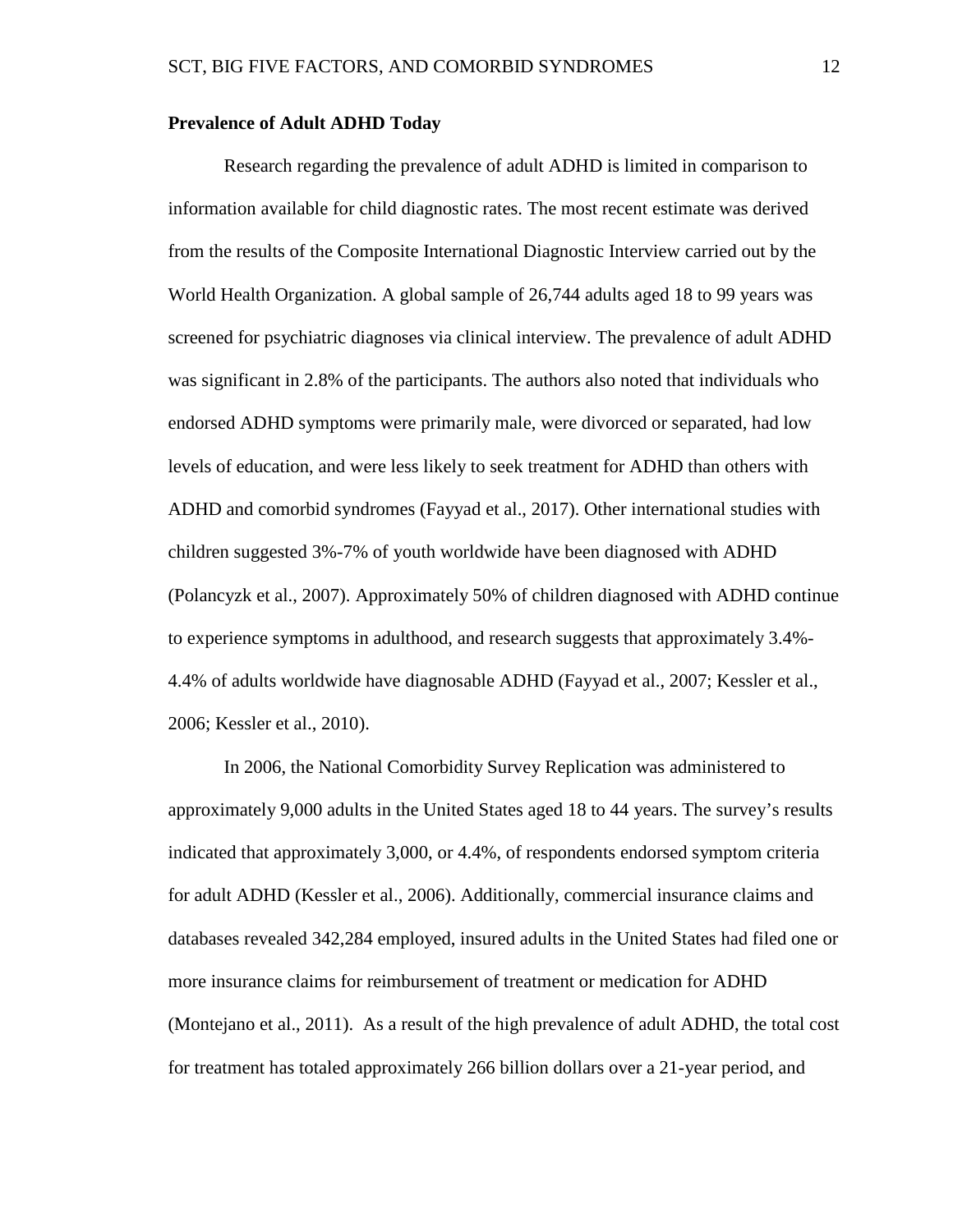**Prevalence of Adult ADHD Today**

Research regarding the prevalence of adult ADHD is limited in comparison to information available for child diagnostic rates. The most recent estimate was derived from the results of the Composite International Diagnostic Interview carried out by the World Health Organization. A global sample of 26,744 adults aged 18 to 99 years was screened for psychiatric diagnoses via clinical interview. The prevalence of adult ADHD was significant in 2.8% of the participants. The authors also noted that individuals who endorsed ADHD symptoms were primarily male, were divorced or separated, had low levels of education, and were less likely to seek treatment for ADHD than others with ADHD and comorbid syndromes (Fayyad et al., 2017). Other international studies with children suggested 3%-7% of youth worldwide have been diagnosed with ADHD (Polancyzk et al., 2007). Approximately 50% of children diagnosed with ADHD continue to experience symptoms in adulthood, and research suggests that approximately 3.4%-4.4% of adults worldwide have diagnosable ADHD (Fayyad et al., 2007; Kessler et al., 2006; Kessler et al., 2010).

In 2006, the National Comorbidity Survey Replication was administered to approximately 9,000 adults in the United States aged 18 to 44 years. The survey's results indicated that approximately 3,000, or 4.4%, of respondents endorsed symptom criteria for adult ADHD (Kessler et al., 2006). Additionally, commercial insurance claims and databases revealed 342,284 employed, insured adults in the United States had filed one or more insurance claims for reimbursement of treatment or medication for ADHD (Montejano et al., 2011). As a result of the high prevalence of adult ADHD, the total cost for treatment has totaled approximately 266 billion dollars over a 21-year period, and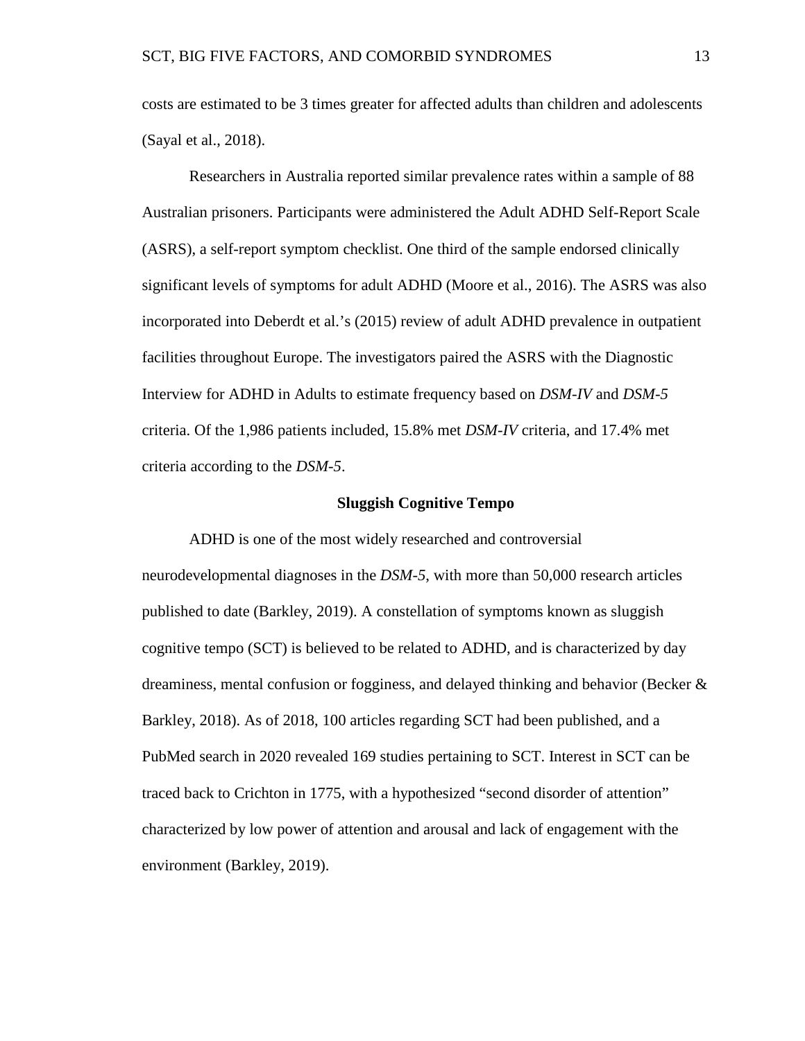costs are estimated to be 3 times greater for affected adults than children and adolescents (Sayal et al., 2018).

Researchers in Australia reported similar prevalence rates within a sample of 88 Australian prisoners. Participants were administered the Adult ADHD Self-Report Scale (ASRS), a self-report symptom checklist. One third of the sample endorsed clinically significant levels of symptoms for adult ADHD (Moore et al., 2016). The ASRS was also incorporated into Deberdt et al.'s (2015) review of adult ADHD prevalence in outpatient facilities throughout Europe. The investigators paired the ASRS with the Diagnostic Interview for ADHD in Adults to estimate frequency based on *DSM-IV* and *DSM-5* criteria. Of the 1,986 patients included, 15.8% met *DSM-IV* criteria, and 17.4% met criteria according to the *DSM-5*.

## Sluggish Cognitive Tempo

ADHD is one of the most widely researched and controversial neurodevelopmental diagnoses in the *DSM-5*, with more than 50,000 research articles published to date (Barkley, 2019). A constellation of symptoms known as sluggish cognitive tempo (SCT) is believed to be related to ADHD, and is characterized by day dreaminess, mental confusion or fogginess, and delayed thinking and behavior (Becker & Barkley, 2018). As of 2018, 100 articles regarding SCT had been published, and a PubMed search in 2020 revealed 169 studies pertaining to SCT. Interest in SCT can be traced back to Crichton in 1775, with a hypothesized "second disorder of attention" characterized by low power of attention and arousal and lack of engagement with the environment (Barkley, 2019).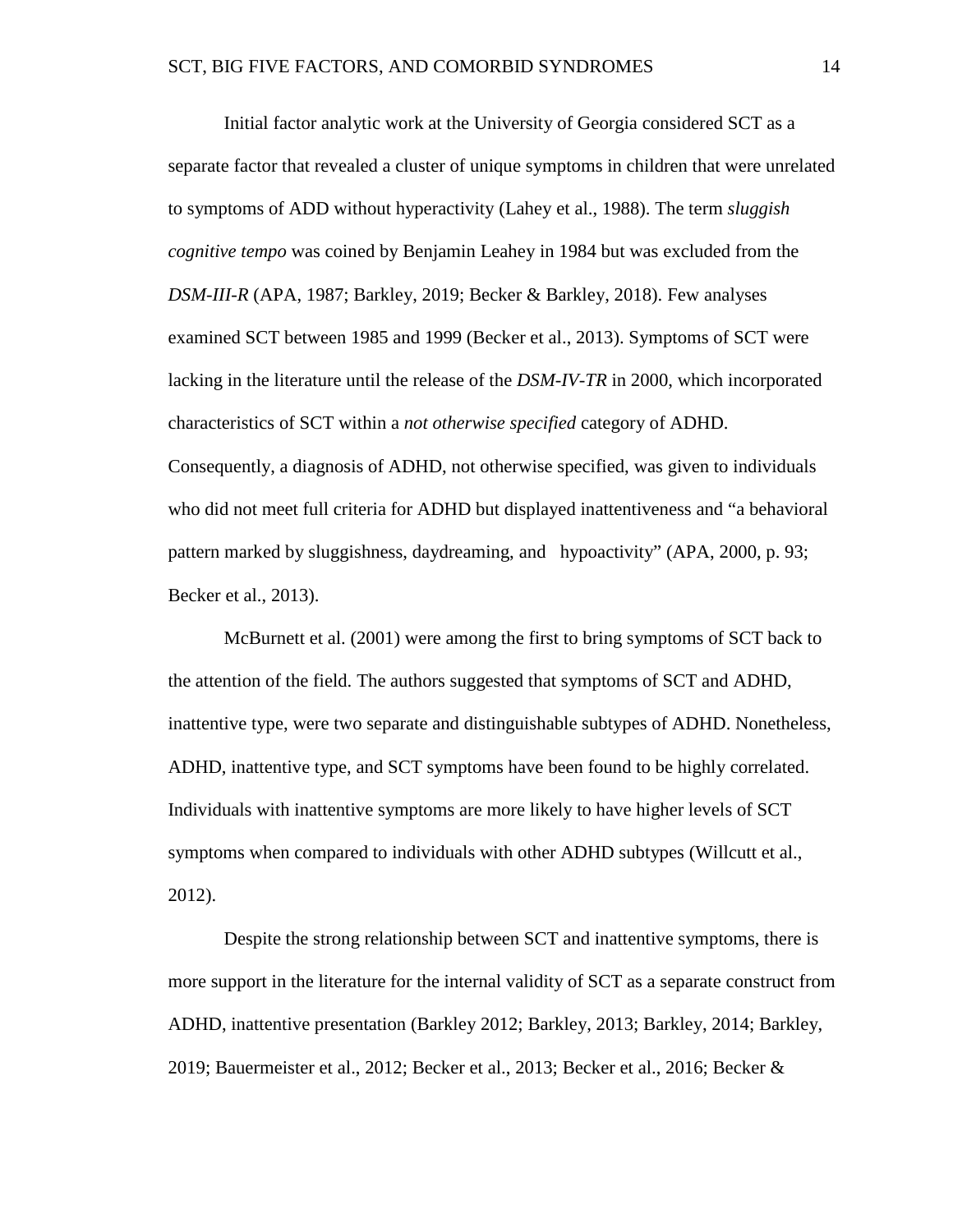Initial factor analytic work at the University of Georgia considered SCT as a separate factor that revealed a cluster of unique symptoms in children that were unrelated to symptoms of ADD without hyperactivity (Lahey et al., 1988). The term *sluggish cognitive tempo* was coined by Benjamin Leahey in 1984 but was excluded from the *DSM-III-R* (APA, 1987; Barkley, 2019; Becker & Barkley, 2018). Few analyses examined SCT between 1985 and 1999 (Becker et al., 2013). Symptoms of SCT were lacking in the literature until the release of the *DSM-IV-TR* in 2000, which incorporated characteristics of SCT within a *not otherwise specified* category of ADHD. Consequently, a diagnosis of ADHD, not otherwise specified, was given to individuals who did not meet full criteria for ADHD but displayed inattentiveness and "a behavioral pattern marked by sluggishness, daydreaming, and hypoactivity" (APA, 2000, p. 93; Becker et al., 2013).

McBurnett et al. (2001) were among the first to bring symptoms of SCT back to the attention of the field. The authors suggested that symptoms of SCT and ADHD, inattentive type, were two separate and distinguishable subtypes of ADHD. Nonetheless, ADHD, inattentive type, and SCT symptoms have been found to be highly correlated. Individuals with inattentive symptoms are more likely to have higher levels of SCT symptoms when compared to individuals with other ADHD subtypes (Willcutt et al., 2012).

Despite the strong relationship between SCT and inattentive symptoms, there is more support in the literature for the internal validity of SCT as a separate construct from ADHD, inattentive presentation (Barkley 2012; Barkley, 2013; Barkley, 2014; Barkley, 2019; Bauermeister et al., 2012; Becker et al., 2013; Becker et al., 2016; Becker &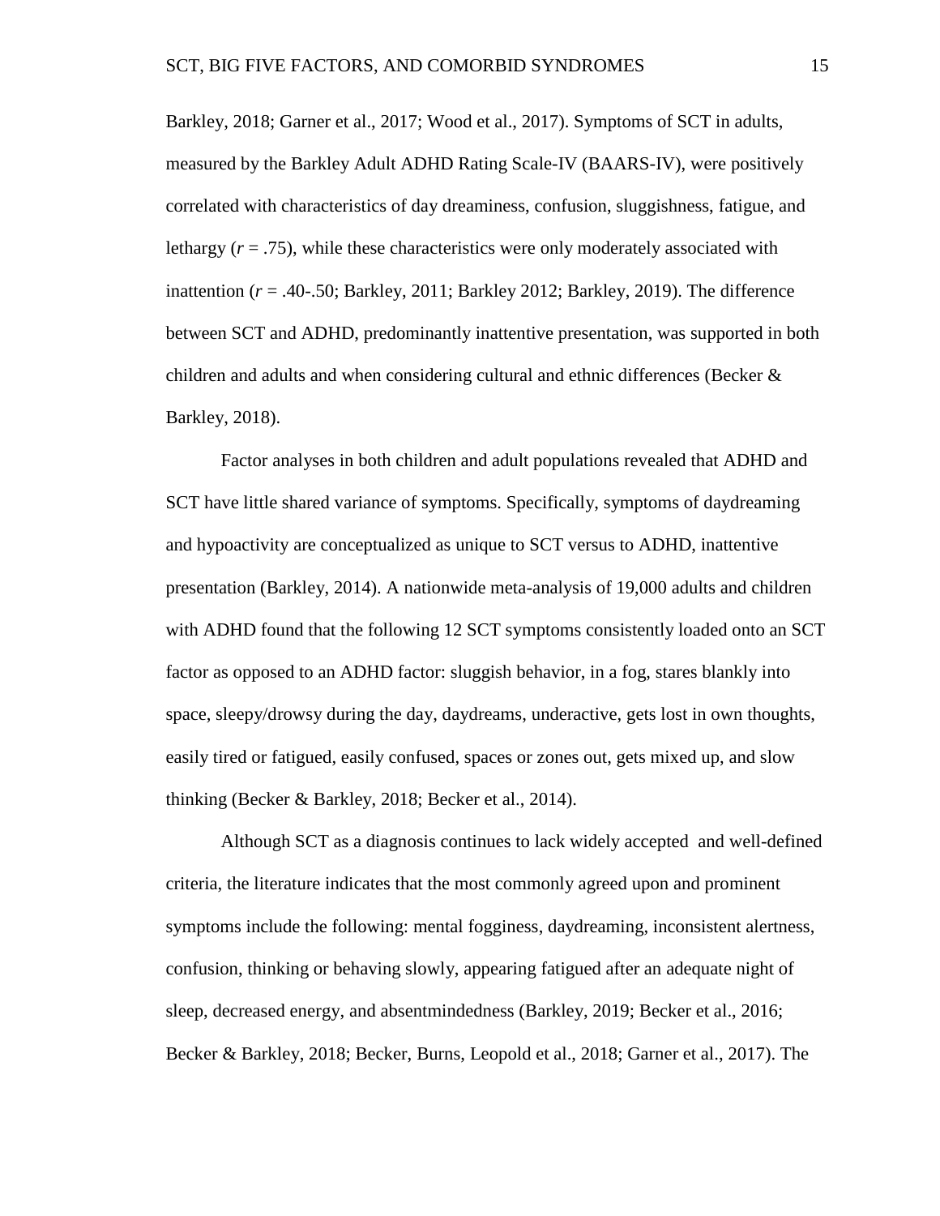Barkley, 2018; Garner et al., 2017; Wood et al., 2017). Symptoms of SCT in adults, measured by the Barkley Adult ADHD Rating Scale-IV (BAARS-IV), were positively correlated with characteristics of day dreaminess, confusion, sluggishness, fatigue, and lethargy ($r = .75$), while these characteristics were only moderately associated with inattention ($r = .40$-$.50$; Barkley, 2011; Barkley 2012; Barkley, 2019). The difference between SCT and ADHD, predominantly inattentive presentation, was supported in both children and adults and when considering cultural and ethnic differences (Becker & Barkley, 2018).

Factor analyses in both children and adult populations revealed that ADHD and SCT have little shared variance of symptoms. Specifically, symptoms of daydreaming and hypoactivity are conceptualized as unique to SCT versus to ADHD, inattentive presentation (Barkley, 2014). A nationwide meta-analysis of 19,000 adults and children with ADHD found that the following 12 SCT symptoms consistently loaded onto an SCT factor as opposed to an ADHD factor: sluggish behavior, in a fog, stares blankly into space, sleepy/drowsy during the day, daydreams, underactive, gets lost in own thoughts, easily tired or fatigued, easily confused, spaces or zones out, gets mixed up, and slow thinking (Becker & Barkley, 2018; Becker et al., 2014).

Although SCT as a diagnosis continues to lack widely accepted and well-defined criteria, the literature indicates that the most commonly agreed upon and prominent symptoms include the following: mental fogginess, daydreaming, inconsistent alertness, confusion, thinking or behaving slowly, appearing fatigued after an adequate night of sleep, decreased energy, and absentmindedness (Barkley, 2019; Becker et al., 2016; Becker & Barkley, 2018; Becker, Burns, Leopold et al., 2018; Garner et al., 2017). The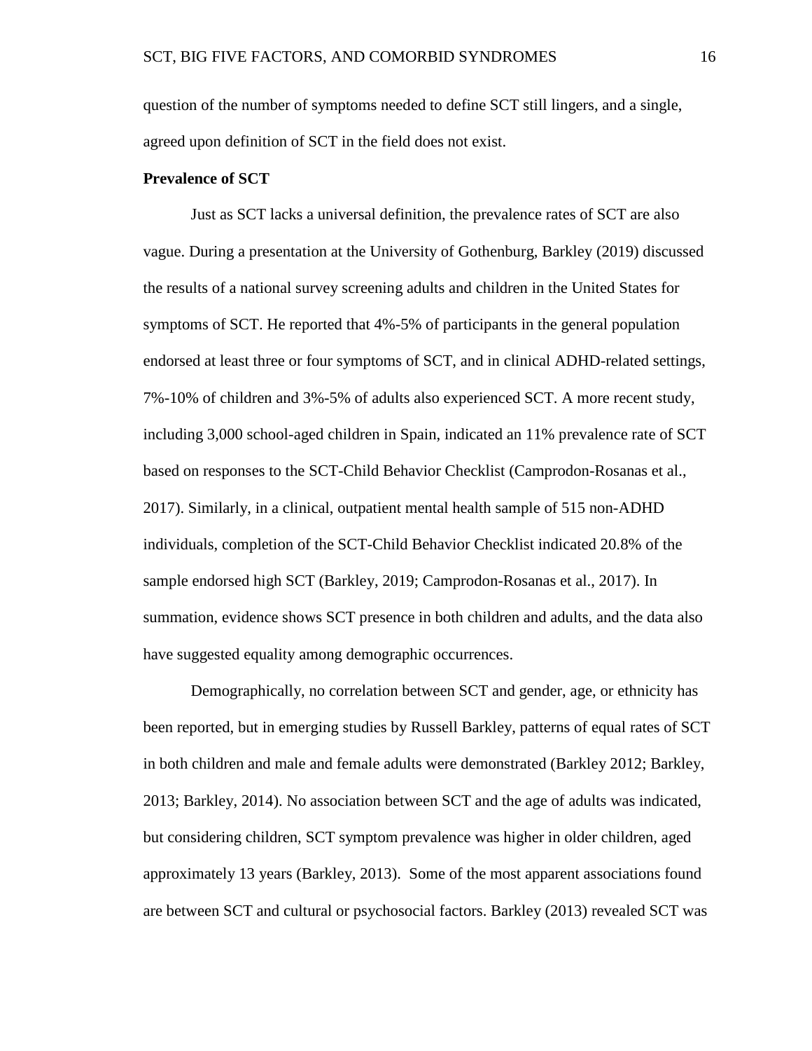question of the number of symptoms needed to define SCT still lingers, and a single, agreed upon definition of SCT in the field does not exist.

**Prevalence of SCT**

Just as SCT lacks a universal definition, the prevalence rates of SCT are also vague. During a presentation at the University of Gothenburg, Barkley (2019) discussed the results of a national survey screening adults and children in the United States for symptoms of SCT. He reported that 4%-5% of participants in the general population endorsed at least three or four symptoms of SCT, and in clinical ADHD-related settings, 7%-10% of children and 3%-5% of adults also experienced SCT. A more recent study, including 3,000 school-aged children in Spain, indicated an 11% prevalence rate of SCT based on responses to the SCT-Child Behavior Checklist (Camprodon-Rosanas et al., 2017). Similarly, in a clinical, outpatient mental health sample of 515 non-ADHD individuals, completion of the SCT-Child Behavior Checklist indicated 20.8% of the sample endorsed high SCT (Barkley, 2019; Camprodon-Rosanas et al., 2017). In summation, evidence shows SCT presence in both children and adults, and the data also have suggested equality among demographic occurrences.

Demographically, no correlation between SCT and gender, age, or ethnicity has been reported, but in emerging studies by Russell Barkley, patterns of equal rates of SCT in both children and male and female adults were demonstrated (Barkley 2012; Barkley, 2013; Barkley, 2014). No association between SCT and the age of adults was indicated, but considering children, SCT symptom prevalence was higher in older children, aged approximately 13 years (Barkley, 2013). Some of the most apparent associations found are between SCT and cultural or psychosocial factors. Barkley (2013) revealed SCT was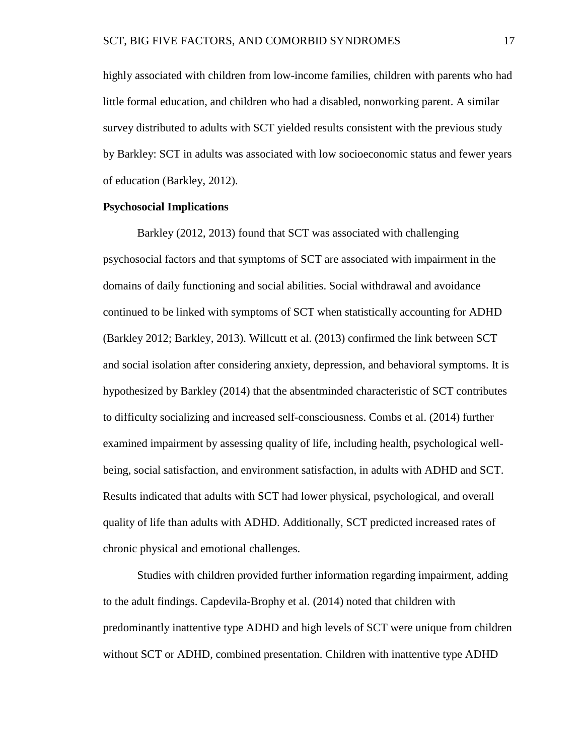highly associated with children from low-income families, children with parents who had little formal education, and children who had a disabled, nonworking parent. A similar survey distributed to adults with SCT yielded results consistent with the previous study by Barkley: SCT in adults was associated with low socioeconomic status and fewer years of education (Barkley, 2012).

**Psychosocial Implications**

Barkley (2012, 2013) found that SCT was associated with challenging psychosocial factors and that symptoms of SCT are associated with impairment in the domains of daily functioning and social abilities. Social withdrawal and avoidance continued to be linked with symptoms of SCT when statistically accounting for ADHD (Barkley 2012; Barkley, 2013). Willcutt et al. (2013) confirmed the link between SCT and social isolation after considering anxiety, depression, and behavioral symptoms. It is hypothesized by Barkley (2014) that the absentminded characteristic of SCT contributes to difficulty socializing and increased self-consciousness. Combs et al. (2014) further examined impairment by assessing quality of life, including health, psychological well-being, social satisfaction, and environment satisfaction, in adults with ADHD and SCT. Results indicated that adults with SCT had lower physical, psychological, and overall quality of life than adults with ADHD. Additionally, SCT predicted increased rates of chronic physical and emotional challenges.

Studies with children provided further information regarding impairment, adding to the adult findings. Capdevila-Brophy et al. (2014) noted that children with predominantly inattentive type ADHD and high levels of SCT were unique from children without SCT or ADHD, combined presentation. Children with inattentive type ADHD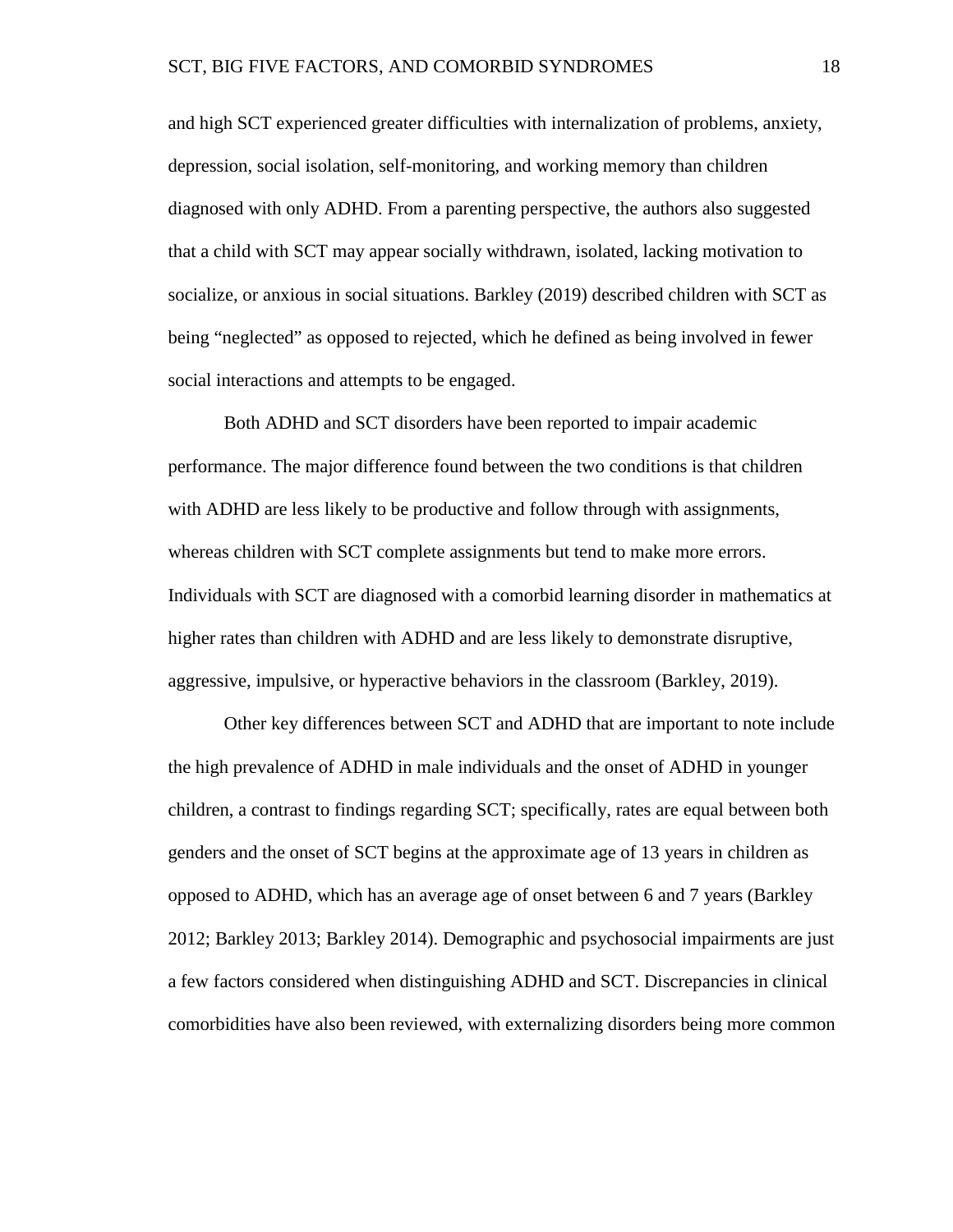and high SCT experienced greater difficulties with internalization of problems, anxiety, depression, social isolation, self-monitoring, and working memory than children diagnosed with only ADHD. From a parenting perspective, the authors also suggested that a child with SCT may appear socially withdrawn, isolated, lacking motivation to socialize, or anxious in social situations. Barkley (2019) described children with SCT as being "neglected" as opposed to rejected, which he defined as being involved in fewer social interactions and attempts to be engaged.

Both ADHD and SCT disorders have been reported to impair academic performance. The major difference found between the two conditions is that children with ADHD are less likely to be productive and follow through with assignments, whereas children with SCT complete assignments but tend to make more errors. Individuals with SCT are diagnosed with a comorbid learning disorder in mathematics at higher rates than children with ADHD and are less likely to demonstrate disruptive, aggressive, impulsive, or hyperactive behaviors in the classroom (Barkley, 2019).

Other key differences between SCT and ADHD that are important to note include the high prevalence of ADHD in male individuals and the onset of ADHD in younger children, a contrast to findings regarding SCT; specifically, rates are equal between both genders and the onset of SCT begins at the approximate age of 13 years in children as opposed to ADHD, which has an average age of onset between 6 and 7 years (Barkley 2012; Barkley 2013; Barkley 2014). Demographic and psychosocial impairments are just a few factors considered when distinguishing ADHD and SCT. Discrepancies in clinical comorbidities have also been reviewed, with externalizing disorders being more common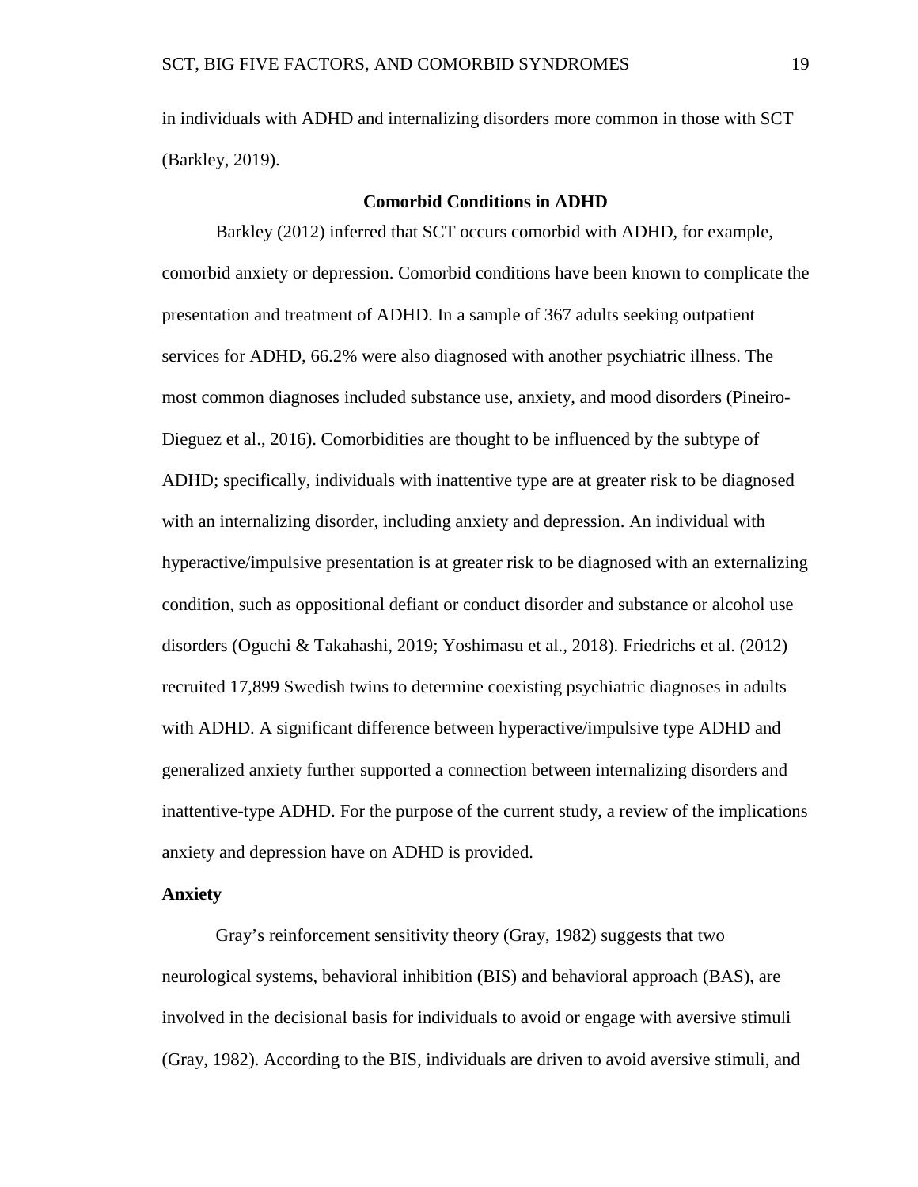in individuals with ADHD and internalizing disorders more common in those with SCT (Barkley, 2019).

## Comorbid Conditions in ADHD

Barkley (2012) inferred that SCT occurs comorbid with ADHD, for example, comorbid anxiety or depression. Comorbid conditions have been known to complicate the presentation and treatment of ADHD. In a sample of 367 adults seeking outpatient services for ADHD, 66.2% were also diagnosed with another psychiatric illness. The most common diagnoses included substance use, anxiety, and mood disorders (Pineiro-Dieguez et al., 2016). Comorbidities are thought to be influenced by the subtype of ADHD; specifically, individuals with inattentive type are at greater risk to be diagnosed with an internalizing disorder, including anxiety and depression. An individual with hyperactive/impulsive presentation is at greater risk to be diagnosed with an externalizing condition, such as oppositional defiant or conduct disorder and substance or alcohol use disorders (Oguchi & Takahashi, 2019; Yoshimasu et al., 2018). Friedrichs et al. (2012) recruited 17,899 Swedish twins to determine coexisting psychiatric diagnoses in adults with ADHD. A significant difference between hyperactive/impulsive type ADHD and generalized anxiety further supported a connection between internalizing disorders and inattentive-type ADHD. For the purpose of the current study, a review of the implications anxiety and depression have on ADHD is provided.

### Anxiety

Gray's reinforcement sensitivity theory (Gray, 1982) suggests that two neurological systems, behavioral inhibition (BIS) and behavioral approach (BAS), are involved in the decisional basis for individuals to avoid or engage with aversive stimuli (Gray, 1982). According to the BIS, individuals are driven to avoid aversive stimuli, and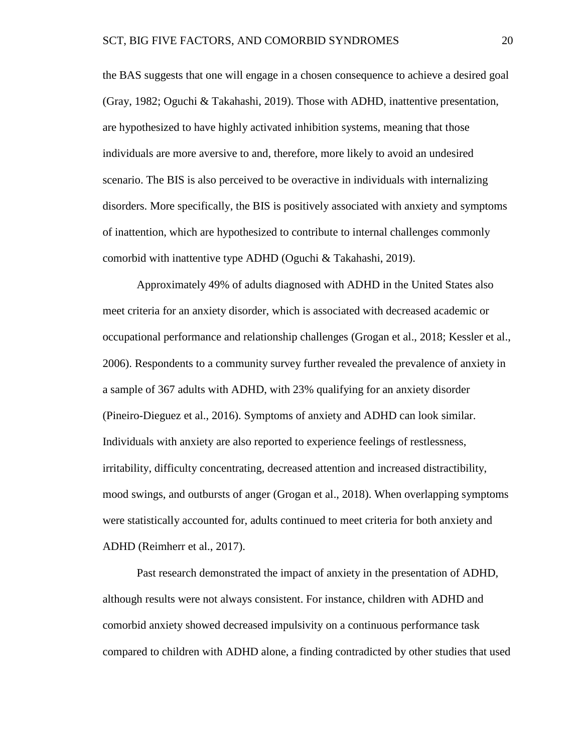the BAS suggests that one will engage in a chosen consequence to achieve a desired goal (Gray, 1982; Oguchi & Takahashi, 2019). Those with ADHD, inattentive presentation, are hypothesized to have highly activated inhibition systems, meaning that those individuals are more aversive to and, therefore, more likely to avoid an undesired scenario. The BIS is also perceived to be overactive in individuals with internalizing disorders. More specifically, the BIS is positively associated with anxiety and symptoms of inattention, which are hypothesized to contribute to internal challenges commonly comorbid with inattentive type ADHD (Oguchi & Takahashi, 2019).

Approximately 49% of adults diagnosed with ADHD in the United States also meet criteria for an anxiety disorder, which is associated with decreased academic or occupational performance and relationship challenges (Grogan et al., 2018; Kessler et al., 2006). Respondents to a community survey further revealed the prevalence of anxiety in a sample of 367 adults with ADHD, with 23% qualifying for an anxiety disorder (Pineiro-Dieguez et al., 2016). Symptoms of anxiety and ADHD can look similar. Individuals with anxiety are also reported to experience feelings of restlessness, irritability, difficulty concentrating, decreased attention and increased distractibility, mood swings, and outbursts of anger (Grogan et al., 2018). When overlapping symptoms were statistically accounted for, adults continued to meet criteria for both anxiety and ADHD (Reimherr et al., 2017).

Past research demonstrated the impact of anxiety in the presentation of ADHD, although results were not always consistent. For instance, children with ADHD and comorbid anxiety showed decreased impulsivity on a continuous performance task compared to children with ADHD alone, a finding contradicted by other studies that used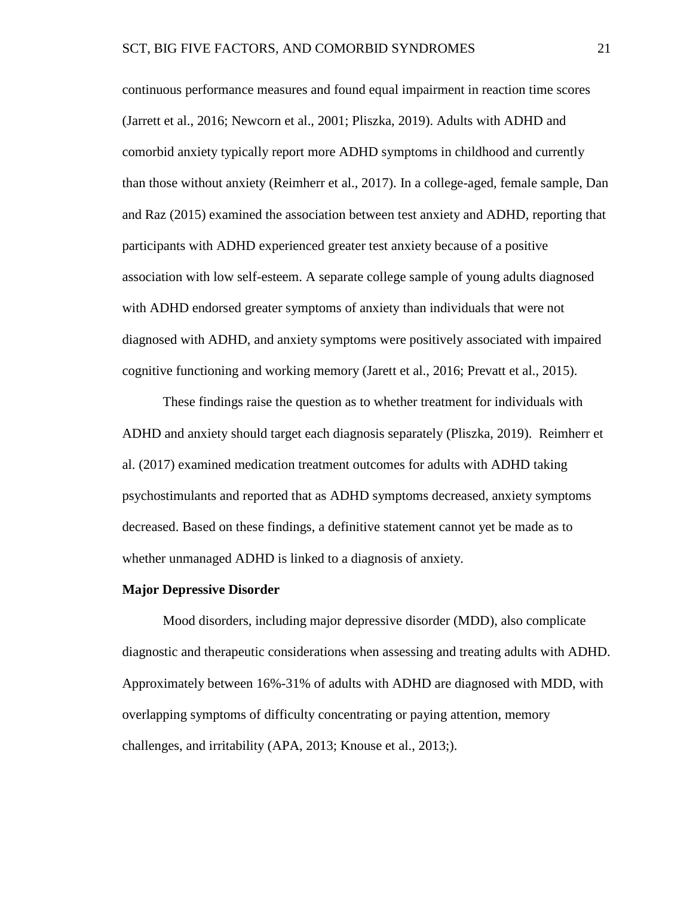continuous performance measures and found equal impairment in reaction time scores (Jarrett et al., 2016; Newcorn et al., 2001; Pliszka, 2019). Adults with ADHD and comorbid anxiety typically report more ADHD symptoms in childhood and currently than those without anxiety (Reimherr et al., 2017). In a college-aged, female sample, Dan and Raz (2015) examined the association between test anxiety and ADHD, reporting that participants with ADHD experienced greater test anxiety because of a positive association with low self-esteem. A separate college sample of young adults diagnosed with ADHD endorsed greater symptoms of anxiety than individuals that were not diagnosed with ADHD, and anxiety symptoms were positively associated with impaired cognitive functioning and working memory (Jarett et al., 2016; Prevatt et al., 2015).

These findings raise the question as to whether treatment for individuals with ADHD and anxiety should target each diagnosis separately (Pliszka, 2019). Reimherr et al. (2017) examined medication treatment outcomes for adults with ADHD taking psychostimulants and reported that as ADHD symptoms decreased, anxiety symptoms decreased. Based on these findings, a definitive statement cannot yet be made as to whether unmanaged ADHD is linked to a diagnosis of anxiety.

**Major Depressive Disorder**

Mood disorders, including major depressive disorder (MDD), also complicate diagnostic and therapeutic considerations when assessing and treating adults with ADHD. Approximately between 16%-31% of adults with ADHD are diagnosed with MDD, with overlapping symptoms of difficulty concentrating or paying attention, memory challenges, and irritability (APA, 2013; Knouse et al., 2013;).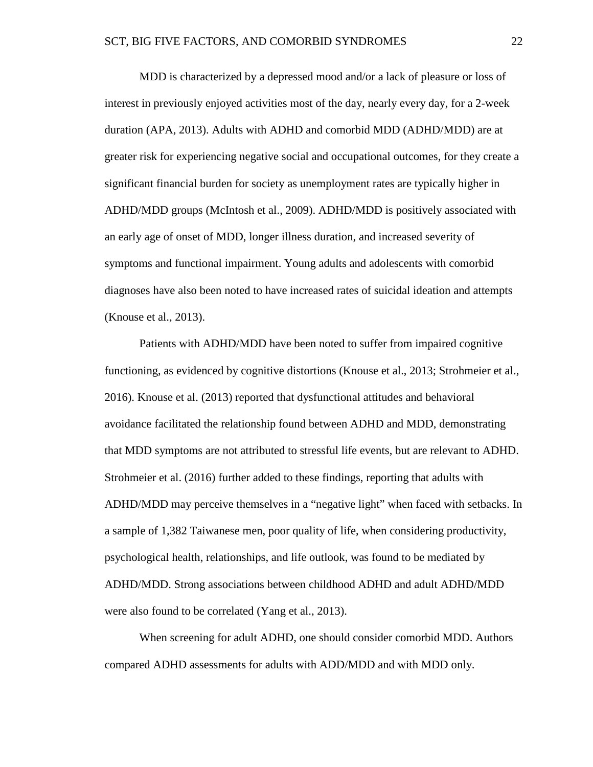MDD is characterized by a depressed mood and/or a lack of pleasure or loss of interest in previously enjoyed activities most of the day, nearly every day, for a 2-week duration (APA, 2013). Adults with ADHD and comorbid MDD (ADHD/MDD) are at greater risk for experiencing negative social and occupational outcomes, for they create a significant financial burden for society as unemployment rates are typically higher in ADHD/MDD groups (McIntosh et al., 2009). ADHD/MDD is positively associated with an early age of onset of MDD, longer illness duration, and increased severity of symptoms and functional impairment. Young adults and adolescents with comorbid diagnoses have also been noted to have increased rates of suicidal ideation and attempts (Knouse et al., 2013).

Patients with ADHD/MDD have been noted to suffer from impaired cognitive functioning, as evidenced by cognitive distortions (Knouse et al., 2013; Strohmeier et al., 2016). Knouse et al. (2013) reported that dysfunctional attitudes and behavioral avoidance facilitated the relationship found between ADHD and MDD, demonstrating that MDD symptoms are not attributed to stressful life events, but are relevant to ADHD. Strohmeier et al. (2016) further added to these findings, reporting that adults with ADHD/MDD may perceive themselves in a "negative light" when faced with setbacks. In a sample of 1,382 Taiwanese men, poor quality of life, when considering productivity, psychological health, relationships, and life outlook, was found to be mediated by ADHD/MDD. Strong associations between childhood ADHD and adult ADHD/MDD were also found to be correlated (Yang et al., 2013).

When screening for adult ADHD, one should consider comorbid MDD. Authors compared ADHD assessments for adults with ADD/MDD and with MDD only.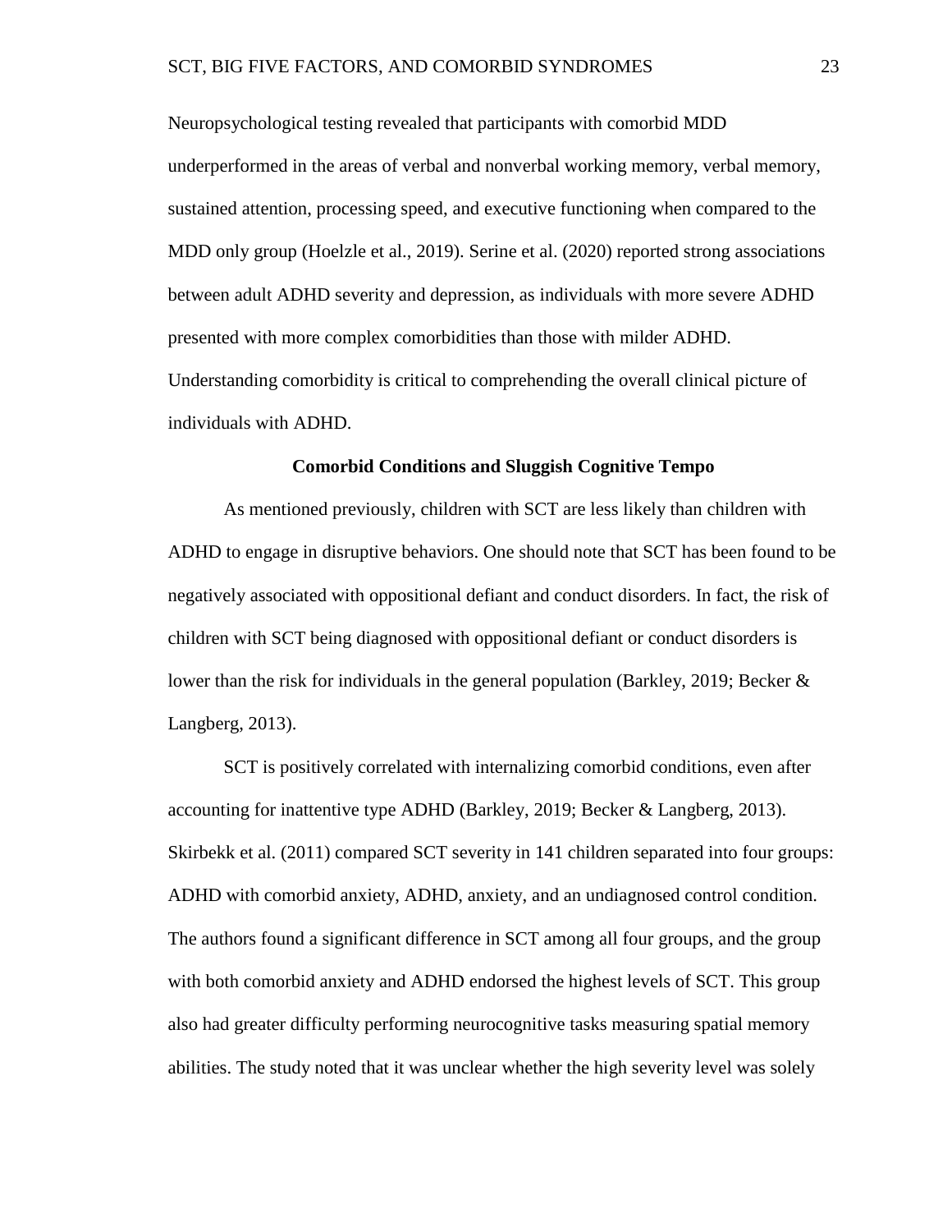Neuropsychological testing revealed that participants with comorbid MDD underperformed in the areas of verbal and nonverbal working memory, verbal memory, sustained attention, processing speed, and executive functioning when compared to the MDD only group (Hoelzle et al., 2019). Serine et al. (2020) reported strong associations between adult ADHD severity and depression, as individuals with more severe ADHD presented with more complex comorbidities than those with milder ADHD. Understanding comorbidity is critical to comprehending the overall clinical picture of individuals with ADHD.

## Comorbid Conditions and Sluggish Cognitive Tempo

As mentioned previously, children with SCT are less likely than children with ADHD to engage in disruptive behaviors. One should note that SCT has been found to be negatively associated with oppositional defiant and conduct disorders. In fact, the risk of children with SCT being diagnosed with oppositional defiant or conduct disorders is lower than the risk for individuals in the general population (Barkley, 2019; Becker & Langberg, 2013).

SCT is positively correlated with internalizing comorbid conditions, even after accounting for inattentive type ADHD (Barkley, 2019; Becker & Langberg, 2013). Skirbekk et al. (2011) compared SCT severity in 141 children separated into four groups: ADHD with comorbid anxiety, ADHD, anxiety, and an undiagnosed control condition. The authors found a significant difference in SCT among all four groups, and the group with both comorbid anxiety and ADHD endorsed the highest levels of SCT. This group also had greater difficulty performing neurocognitive tasks measuring spatial memory abilities. The study noted that it was unclear whether the high severity level was solely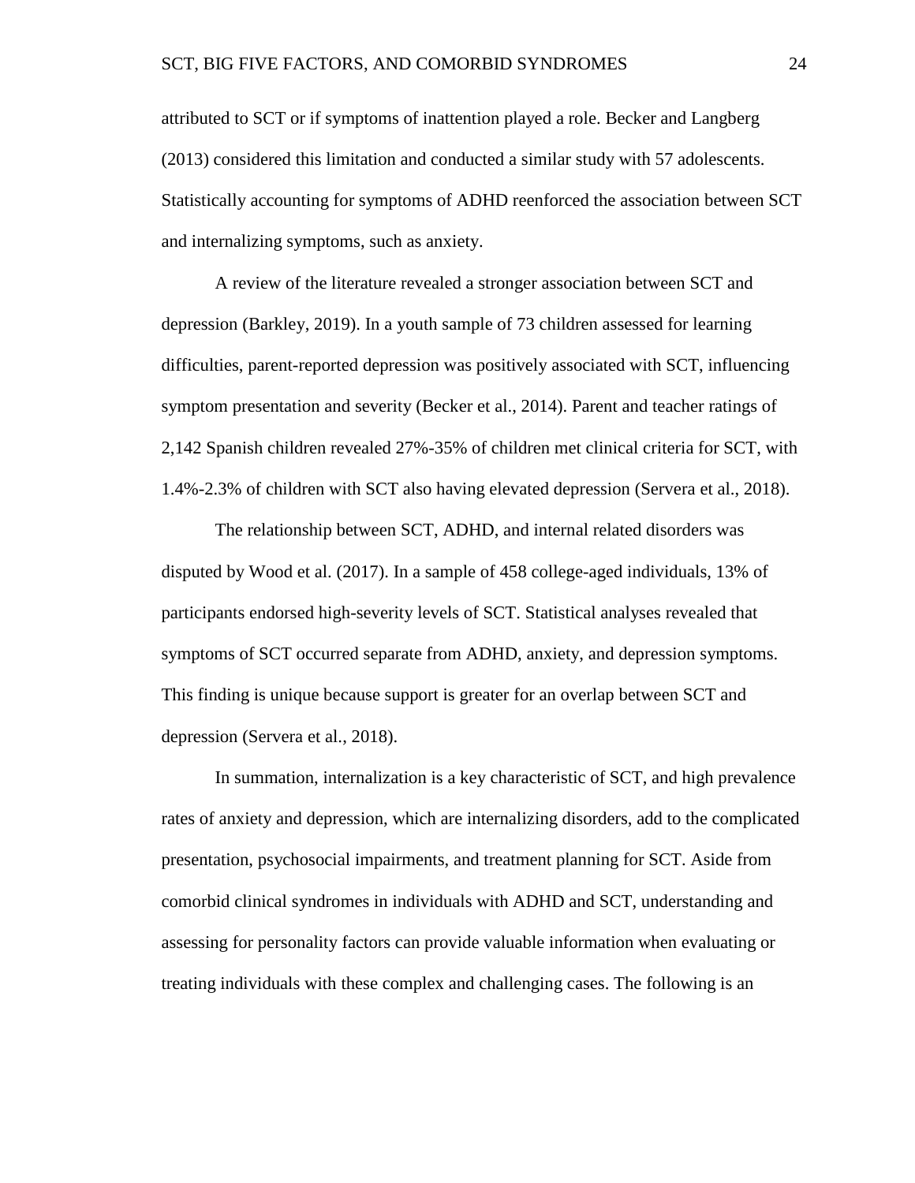attributed to SCT or if symptoms of inattention played a role. Becker and Langberg (2013) considered this limitation and conducted a similar study with 57 adolescents. Statistically accounting for symptoms of ADHD reenforced the association between SCT and internalizing symptoms, such as anxiety.

A review of the literature revealed a stronger association between SCT and depression (Barkley, 2019). In a youth sample of 73 children assessed for learning difficulties, parent-reported depression was positively associated with SCT, influencing symptom presentation and severity (Becker et al., 2014). Parent and teacher ratings of 2,142 Spanish children revealed 27%-35% of children met clinical criteria for SCT, with 1.4%-2.3% of children with SCT also having elevated depression (Servera et al., 2018).

The relationship between SCT, ADHD, and internal related disorders was disputed by Wood et al. (2017). In a sample of 458 college-aged individuals, 13% of participants endorsed high-severity levels of SCT. Statistical analyses revealed that symptoms of SCT occurred separate from ADHD, anxiety, and depression symptoms. This finding is unique because support is greater for an overlap between SCT and depression (Servera et al., 2018).

In summation, internalization is a key characteristic of SCT, and high prevalence rates of anxiety and depression, which are internalizing disorders, add to the complicated presentation, psychosocial impairments, and treatment planning for SCT. Aside from comorbid clinical syndromes in individuals with ADHD and SCT, understanding and assessing for personality factors can provide valuable information when evaluating or treating individuals with these complex and challenging cases. The following is an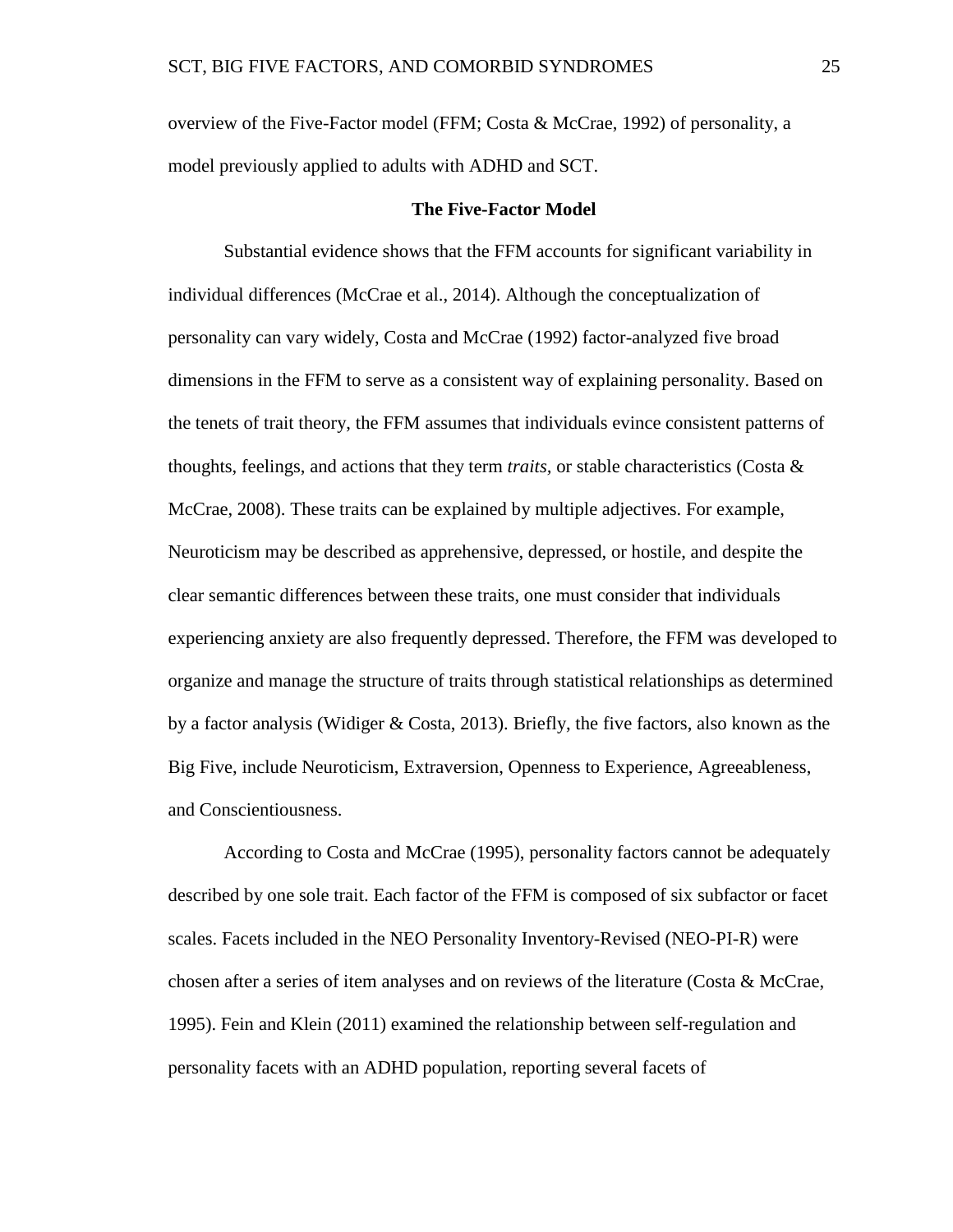overview of the Five-Factor model (FFM; Costa & McCrae, 1992) of personality, a model previously applied to adults with ADHD and SCT.

## The Five-Factor Model

Substantial evidence shows that the FFM accounts for significant variability in individual differences (McCrae et al., 2014). Although the conceptualization of personality can vary widely, Costa and McCrae (1992) factor-analyzed five broad dimensions in the FFM to serve as a consistent way of explaining personality. Based on the tenets of trait theory, the FFM assumes that individuals evince consistent patterns of thoughts, feelings, and actions that they term *traits,* or stable characteristics (Costa & McCrae, 2008). These traits can be explained by multiple adjectives. For example, Neuroticism may be described as apprehensive, depressed, or hostile, and despite the clear semantic differences between these traits, one must consider that individuals experiencing anxiety are also frequently depressed. Therefore, the FFM was developed to organize and manage the structure of traits through statistical relationships as determined by a factor analysis (Widiger & Costa, 2013). Briefly, the five factors, also known as the Big Five, include Neuroticism, Extraversion, Openness to Experience, Agreeableness, and Conscientiousness.

According to Costa and McCrae (1995), personality factors cannot be adequately described by one sole trait. Each factor of the FFM is composed of six subfactor or facet scales. Facets included in the NEO Personality Inventory-Revised (NEO-PI-R) were chosen after a series of item analyses and on reviews of the literature (Costa & McCrae, 1995). Fein and Klein (2011) examined the relationship between self-regulation and personality facets with an ADHD population, reporting several facets of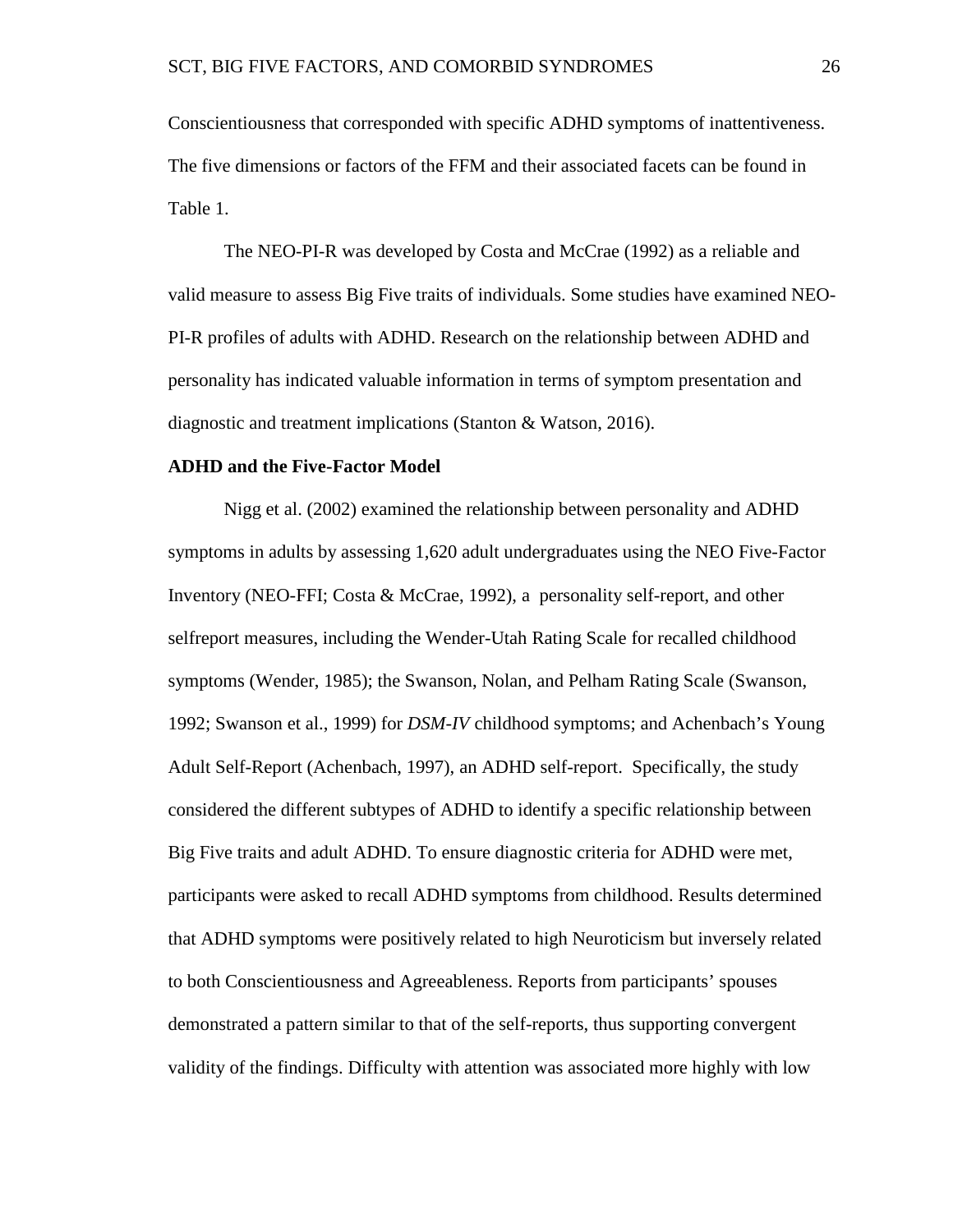Conscientiousness that corresponded with specific ADHD symptoms of inattentiveness. The five dimensions or factors of the FFM and their associated facets can be found in Table 1.

The NEO-PI-R was developed by Costa and McCrae (1992) as a reliable and valid measure to assess Big Five traits of individuals. Some studies have examined NEO-PI-R profiles of adults with ADHD. Research on the relationship between ADHD and personality has indicated valuable information in terms of symptom presentation and diagnostic and treatment implications (Stanton & Watson, 2016).

**ADHD and the Five-Factor Model**

Nigg et al. (2002) examined the relationship between personality and ADHD symptoms in adults by assessing 1,620 adult undergraduates using the NEO Five-Factor Inventory (NEO-FFI; Costa & McCrae, 1992), a personality self-report, and other selfreport measures, including the Wender-Utah Rating Scale for recalled childhood symptoms (Wender, 1985); the Swanson, Nolan, and Pelham Rating Scale (Swanson, 1992; Swanson et al., 1999) for *DSM-IV* childhood symptoms; and Achenbach's Young Adult Self-Report (Achenbach, 1997), an ADHD self-report. Specifically, the study considered the different subtypes of ADHD to identify a specific relationship between Big Five traits and adult ADHD. To ensure diagnostic criteria for ADHD were met, participants were asked to recall ADHD symptoms from childhood. Results determined that ADHD symptoms were positively related to high Neuroticism but inversely related to both Conscientiousness and Agreeableness. Reports from participants' spouses demonstrated a pattern similar to that of the self-reports, thus supporting convergent validity of the findings. Difficulty with attention was associated more highly with low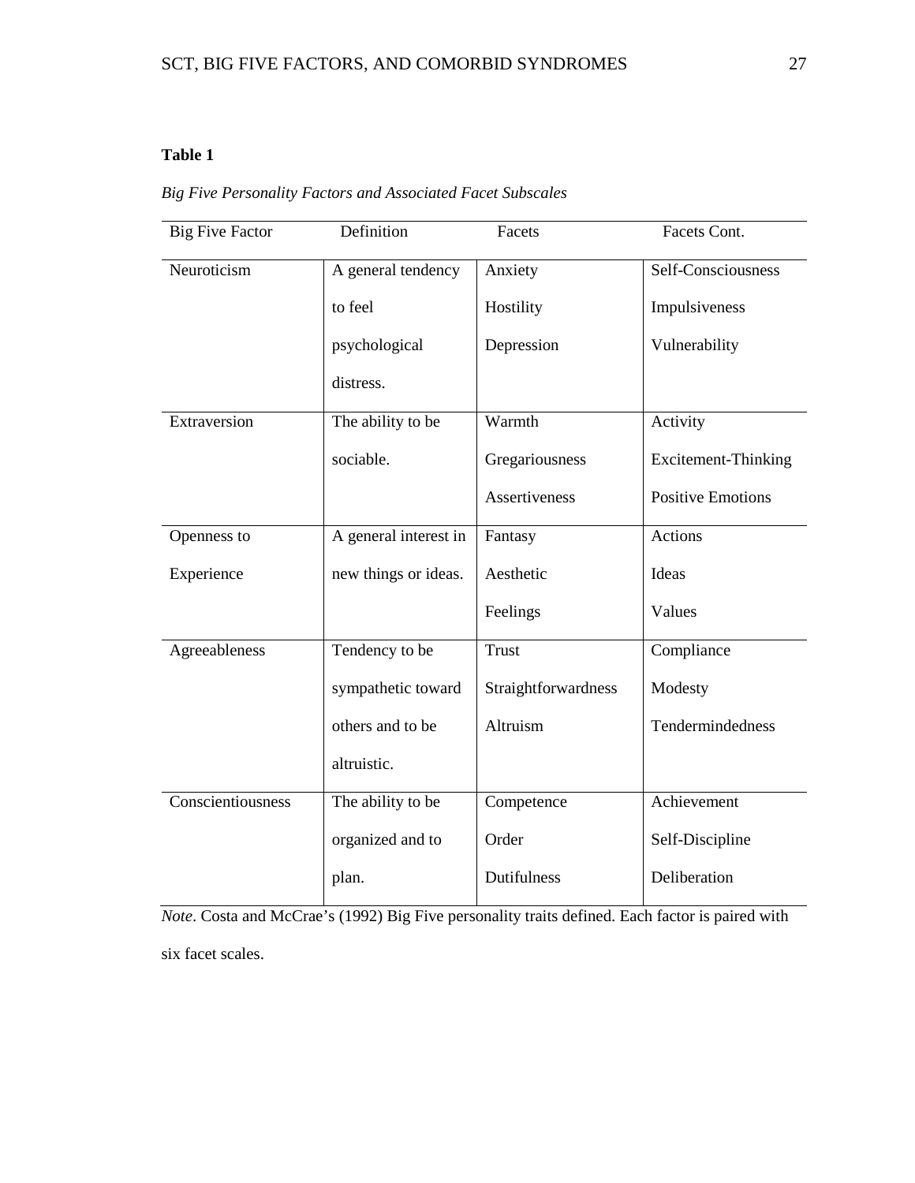**Table 1**

*Big Five Personality Factors and Associated Facet Subscales*

| Big Five Factor | Definition | Facets | Facets Cont. |
|---|---|---|---|
| Neuroticism | A general tendency to feel psychological distress. | Anxiety<br>Hostility<br>Depression | Self-Consciousness<br>Impulsiveness<br>Vulnerability |
| Extraversion | The ability to be sociable. | Warmth<br>Gregariousness<br>Assertiveness | Activity<br>Excitement-Thinking<br>Positive Emotions |
| Openness to Experience | A general interest in new things or ideas. | Fantasy<br>Aesthetic<br>Feelings | Actions<br>Ideas<br>Values |
| Agreeableness | Tendency to be sympathetic toward others and to be altruistic. | Trust<br>Straightforwardness<br>Altruism | Compliance<br>Modesty<br>Tendermindedness |
| Conscientiousness | The ability to be organized and to plan. | Competence<br>Order<br>Dutifulness | Achievement<br>Self-Discipline<br>Deliberation |

*Note*. Costa and McCrae's (1992) Big Five personality traits defined. Each factor is paired with six facet scales.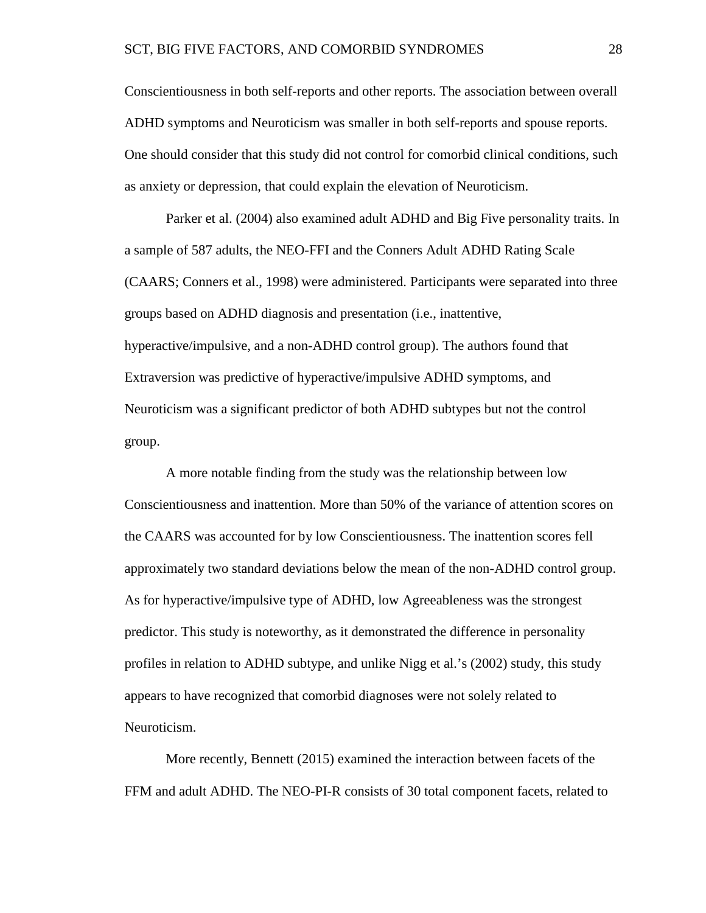Conscientiousness in both self-reports and other reports. The association between overall ADHD symptoms and Neuroticism was smaller in both self-reports and spouse reports. One should consider that this study did not control for comorbid clinical conditions, such as anxiety or depression, that could explain the elevation of Neuroticism.

Parker et al. (2004) also examined adult ADHD and Big Five personality traits. In a sample of 587 adults, the NEO-FFI and the Conners Adult ADHD Rating Scale (CAARS; Conners et al., 1998) were administered. Participants were separated into three groups based on ADHD diagnosis and presentation (i.e., inattentive, hyperactive/impulsive, and a non-ADHD control group). The authors found that Extraversion was predictive of hyperactive/impulsive ADHD symptoms, and Neuroticism was a significant predictor of both ADHD subtypes but not the control group.

A more notable finding from the study was the relationship between low Conscientiousness and inattention. More than 50% of the variance of attention scores on the CAARS was accounted for by low Conscientiousness. The inattention scores fell approximately two standard deviations below the mean of the non-ADHD control group. As for hyperactive/impulsive type of ADHD, low Agreeableness was the strongest predictor. This study is noteworthy, as it demonstrated the difference in personality profiles in relation to ADHD subtype, and unlike Nigg et al.'s (2002) study, this study appears to have recognized that comorbid diagnoses were not solely related to Neuroticism.

More recently, Bennett (2015) examined the interaction between facets of the FFM and adult ADHD. The NEO-PI-R consists of 30 total component facets, related to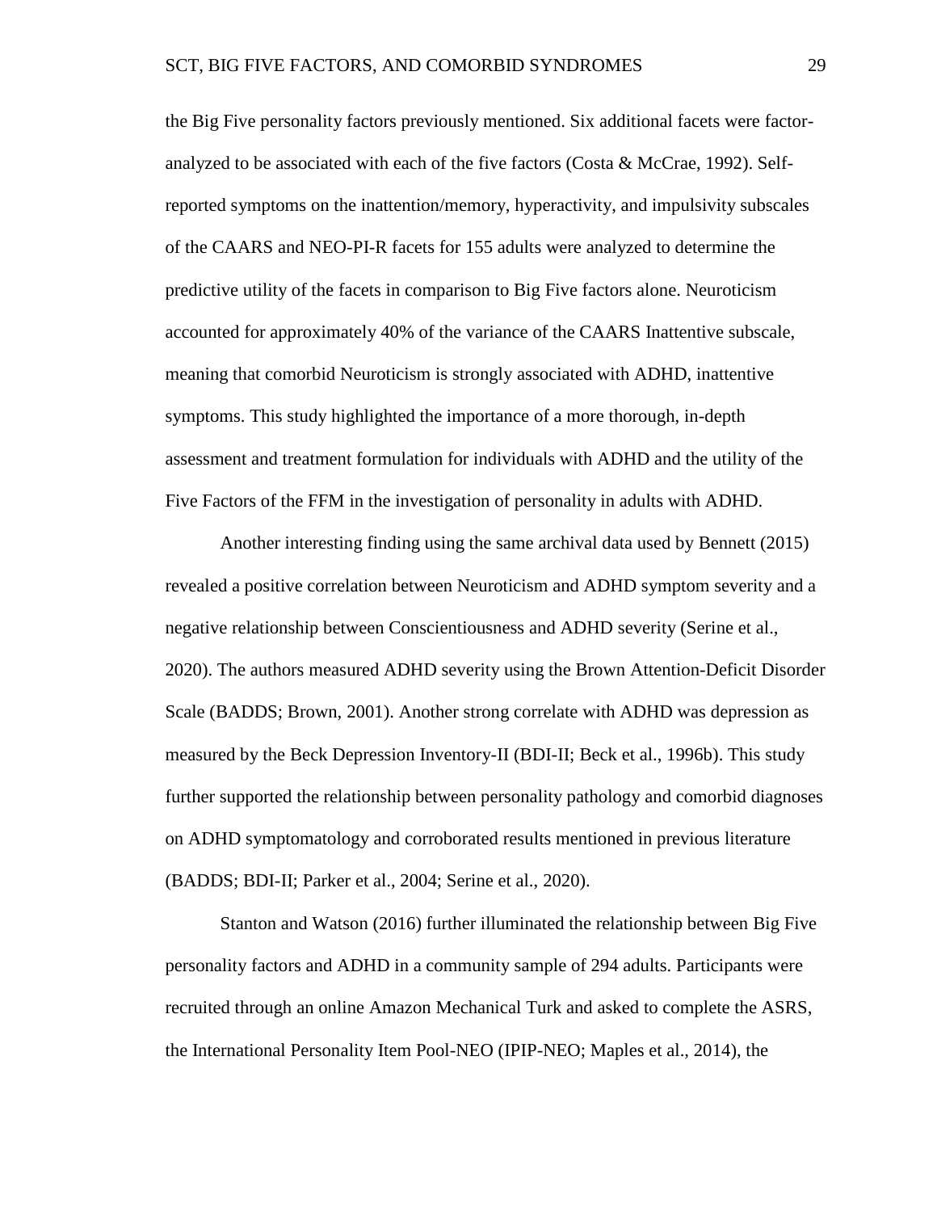the Big Five personality factors previously mentioned. Six additional facets were factor-analyzed to be associated with each of the five factors (Costa & McCrae, 1992). Self-reported symptoms on the inattention/memory, hyperactivity, and impulsivity subscales of the CAARS and NEO-PI-R facets for 155 adults were analyzed to determine the predictive utility of the facets in comparison to Big Five factors alone. Neuroticism accounted for approximately 40% of the variance of the CAARS Inattentive subscale, meaning that comorbid Neuroticism is strongly associated with ADHD, inattentive symptoms. This study highlighted the importance of a more thorough, in-depth assessment and treatment formulation for individuals with ADHD and the utility of the Five Factors of the FFM in the investigation of personality in adults with ADHD.

Another interesting finding using the same archival data used by Bennett (2015) revealed a positive correlation between Neuroticism and ADHD symptom severity and a negative relationship between Conscientiousness and ADHD severity (Serine et al., 2020). The authors measured ADHD severity using the Brown Attention-Deficit Disorder Scale (BADDS; Brown, 2001). Another strong correlate with ADHD was depression as measured by the Beck Depression Inventory-II (BDI-II; Beck et al., 1996b). This study further supported the relationship between personality pathology and comorbid diagnoses on ADHD symptomatology and corroborated results mentioned in previous literature (BADDS; BDI-II; Parker et al., 2004; Serine et al., 2020).

Stanton and Watson (2016) further illuminated the relationship between Big Five personality factors and ADHD in a community sample of 294 adults. Participants were recruited through an online Amazon Mechanical Turk and asked to complete the ASRS, the International Personality Item Pool-NEO (IPIP-NEO; Maples et al., 2014), the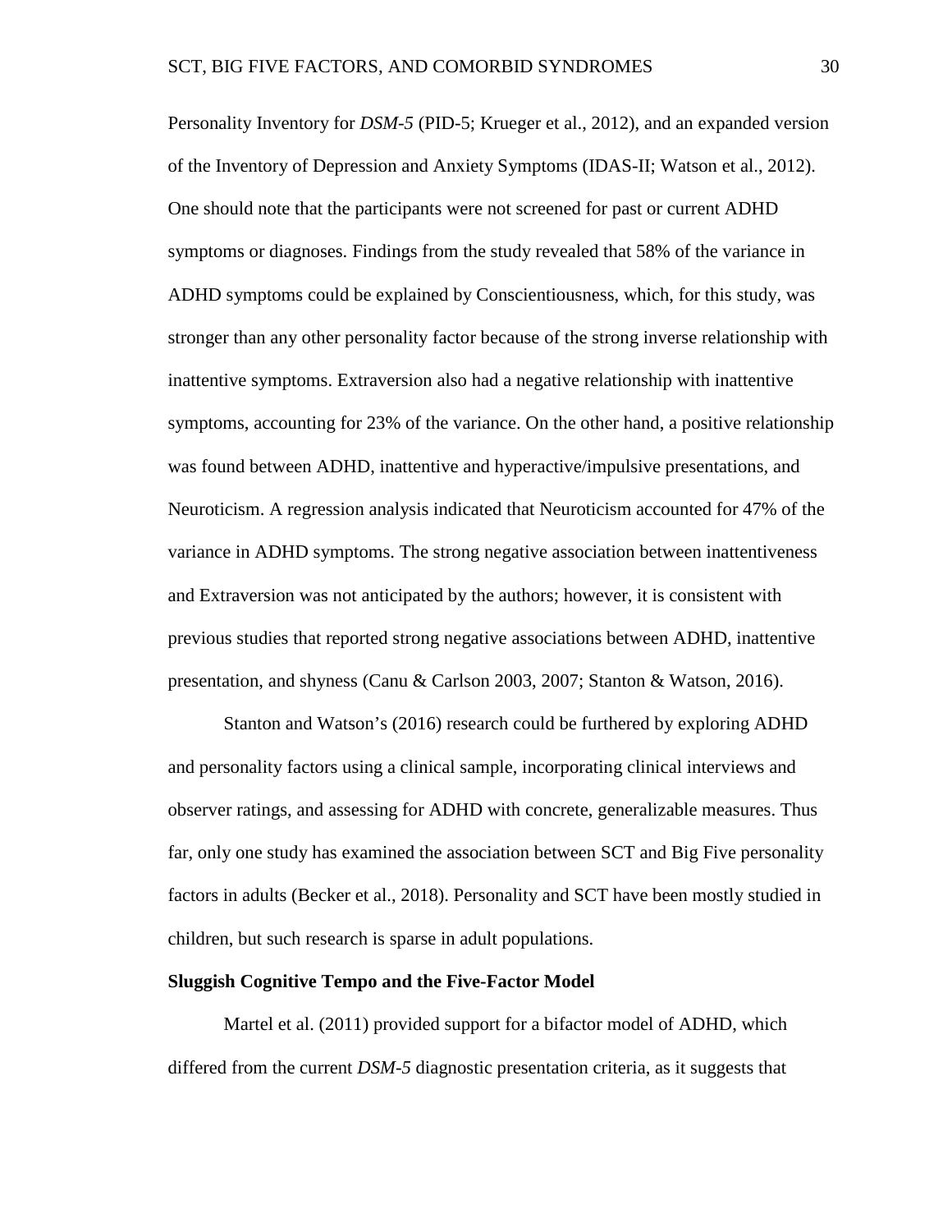Personality Inventory for *DSM-5* (PID-5; Krueger et al., 2012), and an expanded version of the Inventory of Depression and Anxiety Symptoms (IDAS-II; Watson et al., 2012). One should note that the participants were not screened for past or current ADHD symptoms or diagnoses. Findings from the study revealed that 58% of the variance in ADHD symptoms could be explained by Conscientiousness, which, for this study, was stronger than any other personality factor because of the strong inverse relationship with inattentive symptoms. Extraversion also had a negative relationship with inattentive symptoms, accounting for 23% of the variance. On the other hand, a positive relationship was found between ADHD, inattentive and hyperactive/impulsive presentations, and Neuroticism. A regression analysis indicated that Neuroticism accounted for 47% of the variance in ADHD symptoms. The strong negative association between inattentiveness and Extraversion was not anticipated by the authors; however, it is consistent with previous studies that reported strong negative associations between ADHD, inattentive presentation, and shyness (Canu & Carlson 2003, 2007; Stanton & Watson, 2016).

Stanton and Watson's (2016) research could be furthered by exploring ADHD and personality factors using a clinical sample, incorporating clinical interviews and observer ratings, and assessing for ADHD with concrete, generalizable measures. Thus far, only one study has examined the association between SCT and Big Five personality factors in adults (Becker et al., 2018). Personality and SCT have been mostly studied in children, but such research is sparse in adult populations.

**Sluggish Cognitive Tempo and the Five-Factor Model**

Martel et al. (2011) provided support for a bifactor model of ADHD, which differed from the current *DSM-5* diagnostic presentation criteria, as it suggests that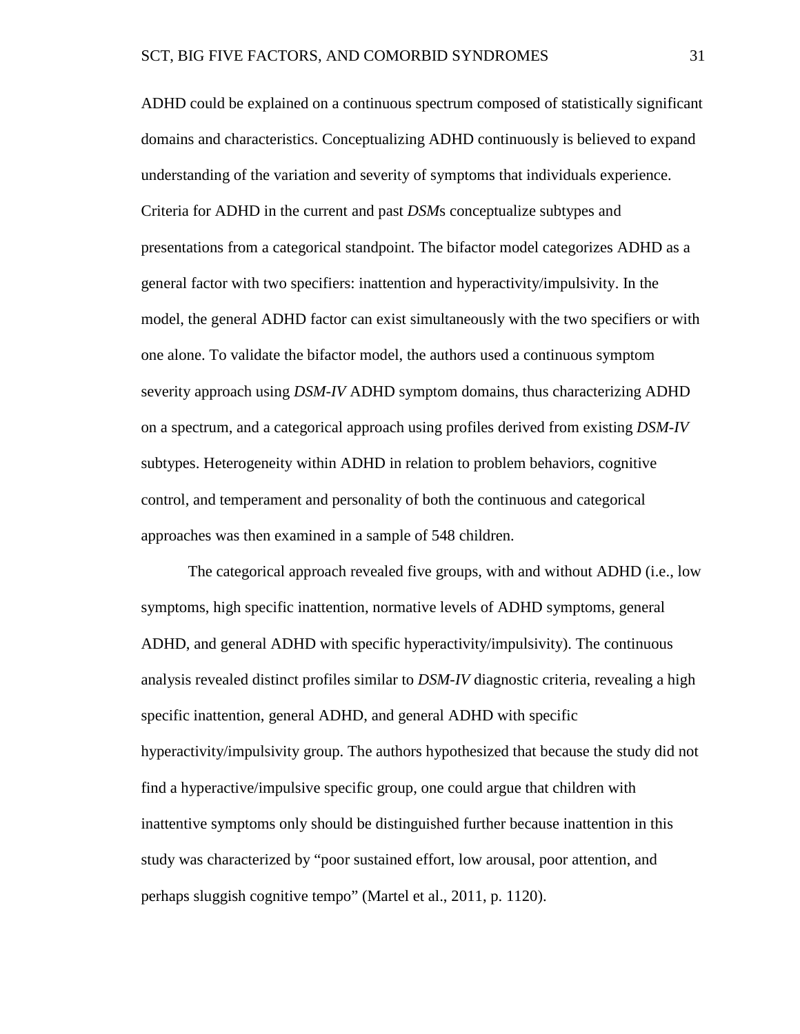ADHD could be explained on a continuous spectrum composed of statistically significant domains and characteristics. Conceptualizing ADHD continuously is believed to expand understanding of the variation and severity of symptoms that individuals experience. Criteria for ADHD in the current and past *DSM*s conceptualize subtypes and presentations from a categorical standpoint. The bifactor model categorizes ADHD as a general factor with two specifiers: inattention and hyperactivity/impulsivity. In the model, the general ADHD factor can exist simultaneously with the two specifiers or with one alone. To validate the bifactor model, the authors used a continuous symptom severity approach using *DSM-IV* ADHD symptom domains, thus characterizing ADHD on a spectrum, and a categorical approach using profiles derived from existing *DSM-IV* subtypes. Heterogeneity within ADHD in relation to problem behaviors, cognitive control, and temperament and personality of both the continuous and categorical approaches was then examined in a sample of 548 children.

The categorical approach revealed five groups, with and without ADHD (i.e., low symptoms, high specific inattention, normative levels of ADHD symptoms, general ADHD, and general ADHD with specific hyperactivity/impulsivity). The continuous analysis revealed distinct profiles similar to *DSM-IV* diagnostic criteria, revealing a high specific inattention, general ADHD, and general ADHD with specific hyperactivity/impulsivity group. The authors hypothesized that because the study did not find a hyperactive/impulsive specific group, one could argue that children with inattentive symptoms only should be distinguished further because inattention in this study was characterized by "poor sustained effort, low arousal, poor attention, and perhaps sluggish cognitive tempo" (Martel et al., 2011, p. 1120).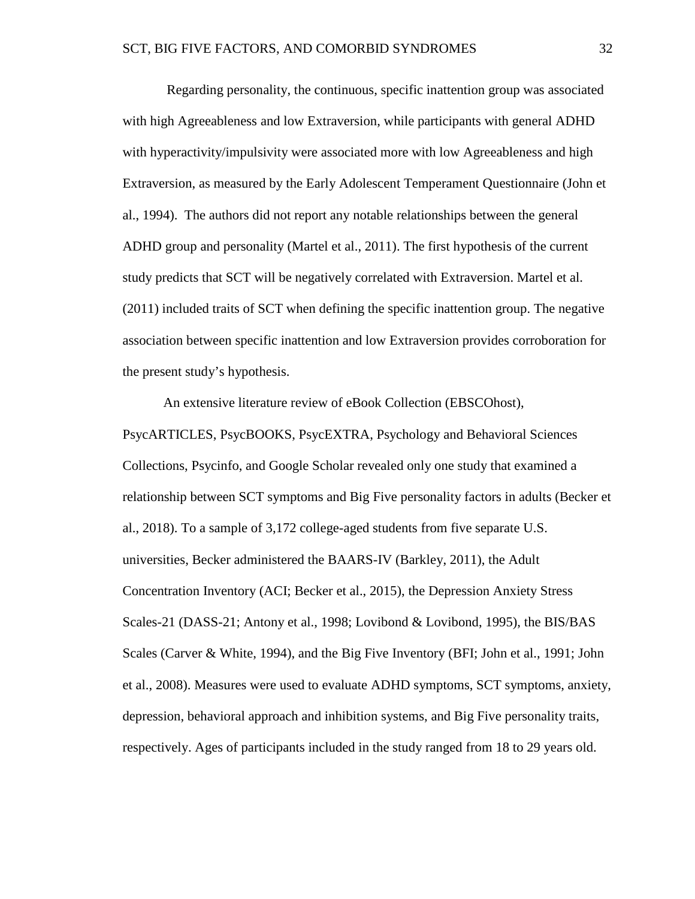Regarding personality, the continuous, specific inattention group was associated with high Agreeableness and low Extraversion, while participants with general ADHD with hyperactivity/impulsivity were associated more with low Agreeableness and high Extraversion, as measured by the Early Adolescent Temperament Questionnaire (John et al., 1994). The authors did not report any notable relationships between the general ADHD group and personality (Martel et al., 2011). The first hypothesis of the current study predicts that SCT will be negatively correlated with Extraversion. Martel et al. (2011) included traits of SCT when defining the specific inattention group. The negative association between specific inattention and low Extraversion provides corroboration for the present study's hypothesis.

An extensive literature review of eBook Collection (EBSCOhost), PsycARTICLES, PsycBOOKS, PsycEXTRA, Psychology and Behavioral Sciences Collections, Psycinfo, and Google Scholar revealed only one study that examined a relationship between SCT symptoms and Big Five personality factors in adults (Becker et al., 2018). To a sample of 3,172 college-aged students from five separate U.S. universities, Becker administered the BAARS-IV (Barkley, 2011), the Adult Concentration Inventory (ACI; Becker et al., 2015), the Depression Anxiety Stress Scales-21 (DASS-21; Antony et al., 1998; Lovibond & Lovibond, 1995), the BIS/BAS Scales (Carver & White, 1994), and the Big Five Inventory (BFI; John et al., 1991; John et al., 2008). Measures were used to evaluate ADHD symptoms, SCT symptoms, anxiety, depression, behavioral approach and inhibition systems, and Big Five personality traits, respectively. Ages of participants included in the study ranged from 18 to 29 years old.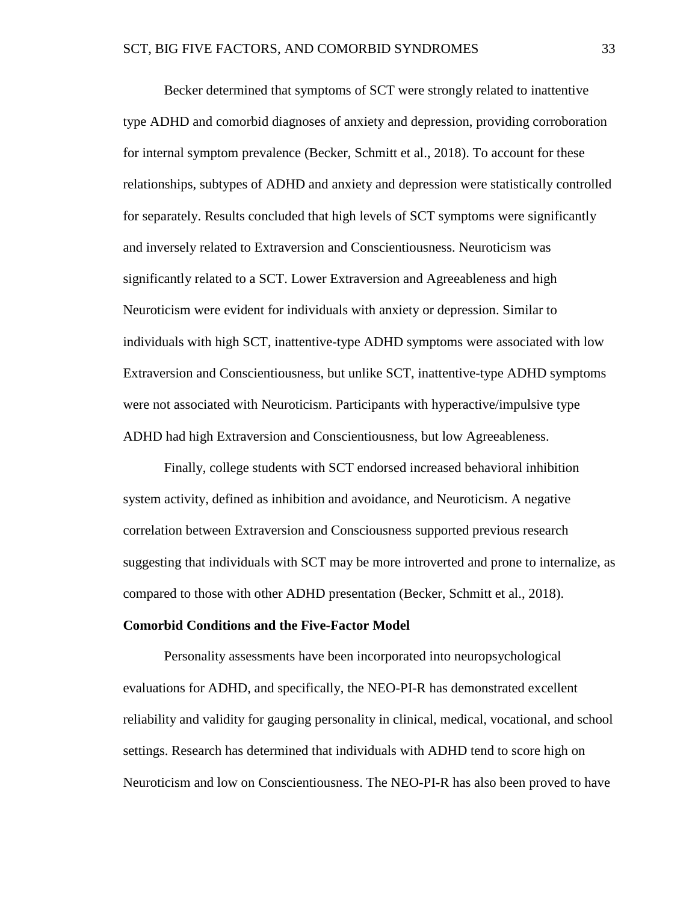Becker determined that symptoms of SCT were strongly related to inattentive type ADHD and comorbid diagnoses of anxiety and depression, providing corroboration for internal symptom prevalence (Becker, Schmitt et al., 2018). To account for these relationships, subtypes of ADHD and anxiety and depression were statistically controlled for separately. Results concluded that high levels of SCT symptoms were significantly and inversely related to Extraversion and Conscientiousness. Neuroticism was significantly related to a SCT. Lower Extraversion and Agreeableness and high Neuroticism were evident for individuals with anxiety or depression. Similar to individuals with high SCT, inattentive-type ADHD symptoms were associated with low Extraversion and Conscientiousness, but unlike SCT, inattentive-type ADHD symptoms were not associated with Neuroticism. Participants with hyperactive/impulsive type ADHD had high Extraversion and Conscientiousness, but low Agreeableness.

Finally, college students with SCT endorsed increased behavioral inhibition system activity, defined as inhibition and avoidance, and Neuroticism. A negative correlation between Extraversion and Consciousness supported previous research suggesting that individuals with SCT may be more introverted and prone to internalize, as compared to those with other ADHD presentation (Becker, Schmitt et al., 2018).

**Comorbid Conditions and the Five-Factor Model**

Personality assessments have been incorporated into neuropsychological evaluations for ADHD, and specifically, the NEO-PI-R has demonstrated excellent reliability and validity for gauging personality in clinical, medical, vocational, and school settings. Research has determined that individuals with ADHD tend to score high on Neuroticism and low on Conscientiousness. The NEO-PI-R has also been proved to have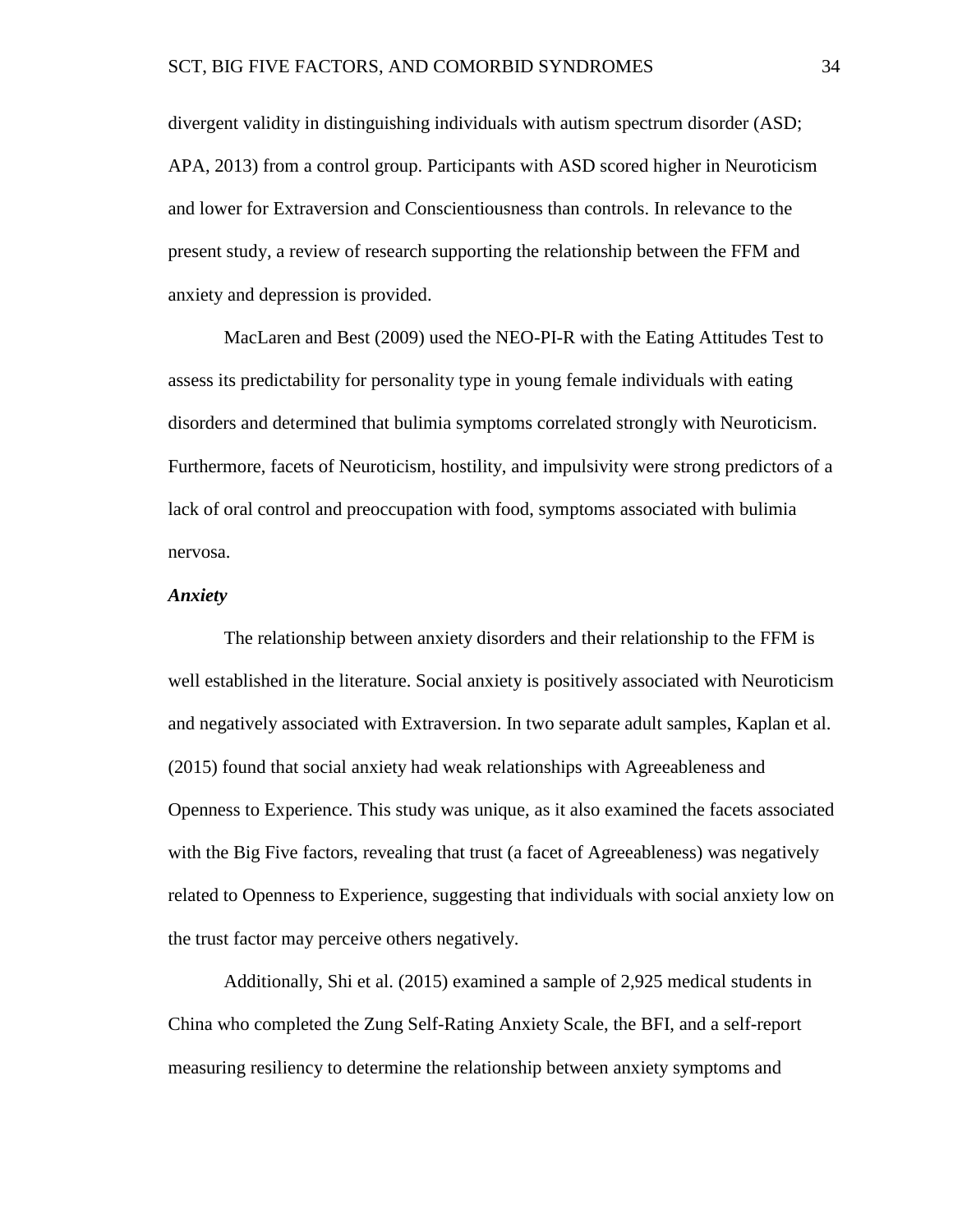divergent validity in distinguishing individuals with autism spectrum disorder (ASD; APA, 2013) from a control group. Participants with ASD scored higher in Neuroticism and lower for Extraversion and Conscientiousness than controls. In relevance to the present study, a review of research supporting the relationship between the FFM and anxiety and depression is provided.

MacLaren and Best (2009) used the NEO-PI-R with the Eating Attitudes Test to assess its predictability for personality type in young female individuals with eating disorders and determined that bulimia symptoms correlated strongly with Neuroticism. Furthermore, facets of Neuroticism, hostility, and impulsivity were strong predictors of a lack of oral control and preoccupation with food, symptoms associated with bulimia nervosa.

### *Anxiety*

The relationship between anxiety disorders and their relationship to the FFM is well established in the literature. Social anxiety is positively associated with Neuroticism and negatively associated with Extraversion. In two separate adult samples, Kaplan et al. (2015) found that social anxiety had weak relationships with Agreeableness and Openness to Experience. This study was unique, as it also examined the facets associated with the Big Five factors, revealing that trust (a facet of Agreeableness) was negatively related to Openness to Experience, suggesting that individuals with social anxiety low on the trust factor may perceive others negatively.

Additionally, Shi et al. (2015) examined a sample of 2,925 medical students in China who completed the Zung Self-Rating Anxiety Scale, the BFI, and a self-report measuring resiliency to determine the relationship between anxiety symptoms and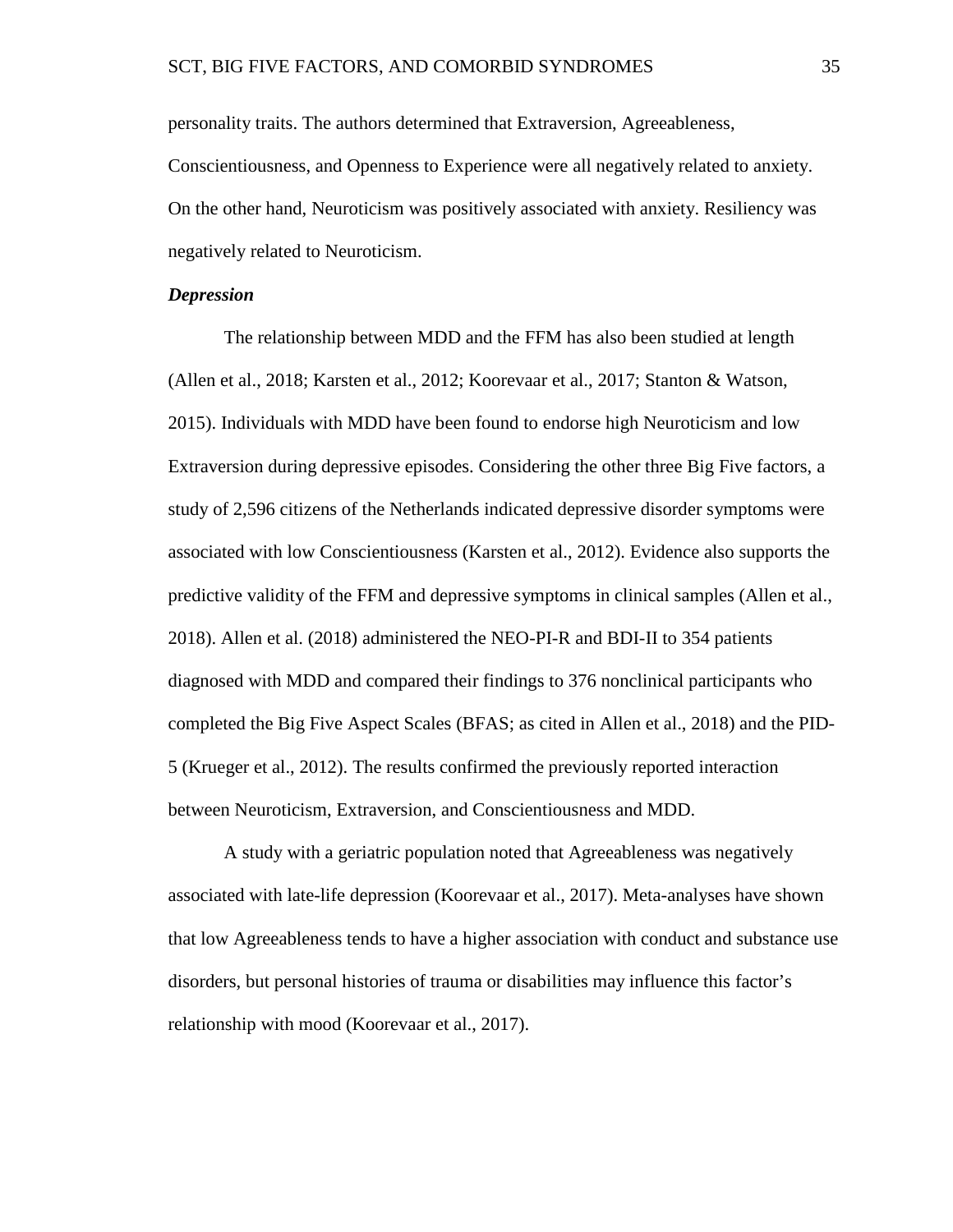personality traits. The authors determined that Extraversion, Agreeableness, Conscientiousness, and Openness to Experience were all negatively related to anxiety. On the other hand, Neuroticism was positively associated with anxiety. Resiliency was negatively related to Neuroticism.

### *Depression*

The relationship between MDD and the FFM has also been studied at length (Allen et al., 2018; Karsten et al., 2012; Koorevaar et al., 2017; Stanton & Watson, 2015). Individuals with MDD have been found to endorse high Neuroticism and low Extraversion during depressive episodes. Considering the other three Big Five factors, a study of 2,596 citizens of the Netherlands indicated depressive disorder symptoms were associated with low Conscientiousness (Karsten et al., 2012). Evidence also supports the predictive validity of the FFM and depressive symptoms in clinical samples (Allen et al., 2018). Allen et al. (2018) administered the NEO-PI-R and BDI-II to 354 patients diagnosed with MDD and compared their findings to 376 nonclinical participants who completed the Big Five Aspect Scales (BFAS; as cited in Allen et al., 2018) and the PID-5 (Krueger et al., 2012). The results confirmed the previously reported interaction between Neuroticism, Extraversion, and Conscientiousness and MDD.

A study with a geriatric population noted that Agreeableness was negatively associated with late-life depression (Koorevaar et al., 2017). Meta-analyses have shown that low Agreeableness tends to have a higher association with conduct and substance use disorders, but personal histories of trauma or disabilities may influence this factor's relationship with mood (Koorevaar et al., 2017).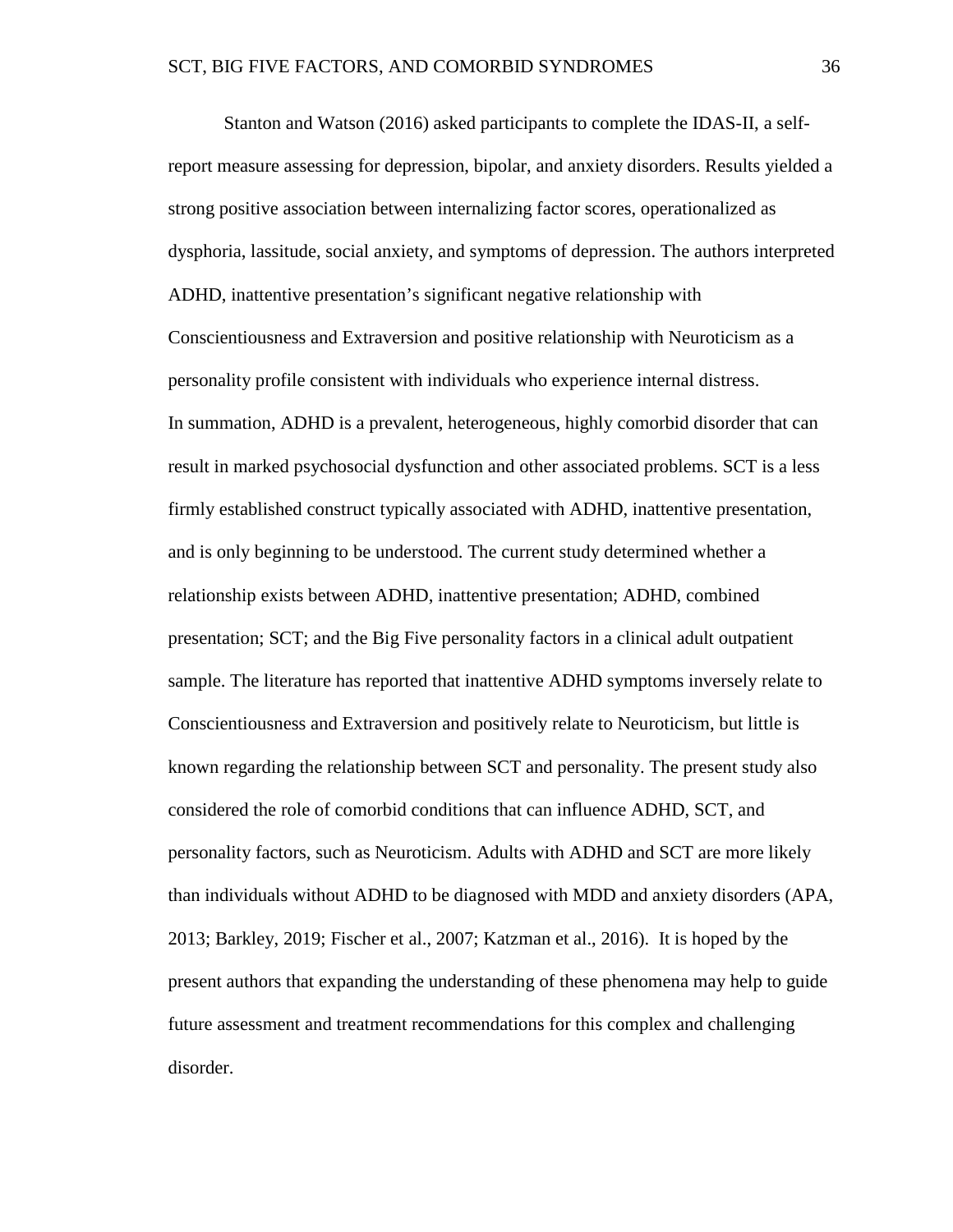Stanton and Watson (2016) asked participants to complete the IDAS-II, a self-report measure assessing for depression, bipolar, and anxiety disorders. Results yielded a strong positive association between internalizing factor scores, operationalized as dysphoria, lassitude, social anxiety, and symptoms of depression. The authors interpreted ADHD, inattentive presentation's significant negative relationship with Conscientiousness and Extraversion and positive relationship with Neuroticism as a personality profile consistent with individuals who experience internal distress.

In summation, ADHD is a prevalent, heterogeneous, highly comorbid disorder that can result in marked psychosocial dysfunction and other associated problems. SCT is a less firmly established construct typically associated with ADHD, inattentive presentation, and is only beginning to be understood. The current study determined whether a relationship exists between ADHD, inattentive presentation; ADHD, combined presentation; SCT; and the Big Five personality factors in a clinical adult outpatient sample. The literature has reported that inattentive ADHD symptoms inversely relate to Conscientiousness and Extraversion and positively relate to Neuroticism, but little is known regarding the relationship between SCT and personality. The present study also considered the role of comorbid conditions that can influence ADHD, SCT, and personality factors, such as Neuroticism. Adults with ADHD and SCT are more likely than individuals without ADHD to be diagnosed with MDD and anxiety disorders (APA, 2013; Barkley, 2019; Fischer et al., 2007; Katzman et al., 2016). It is hoped by the present authors that expanding the understanding of these phenomena may help to guide future assessment and treatment recommendations for this complex and challenging disorder.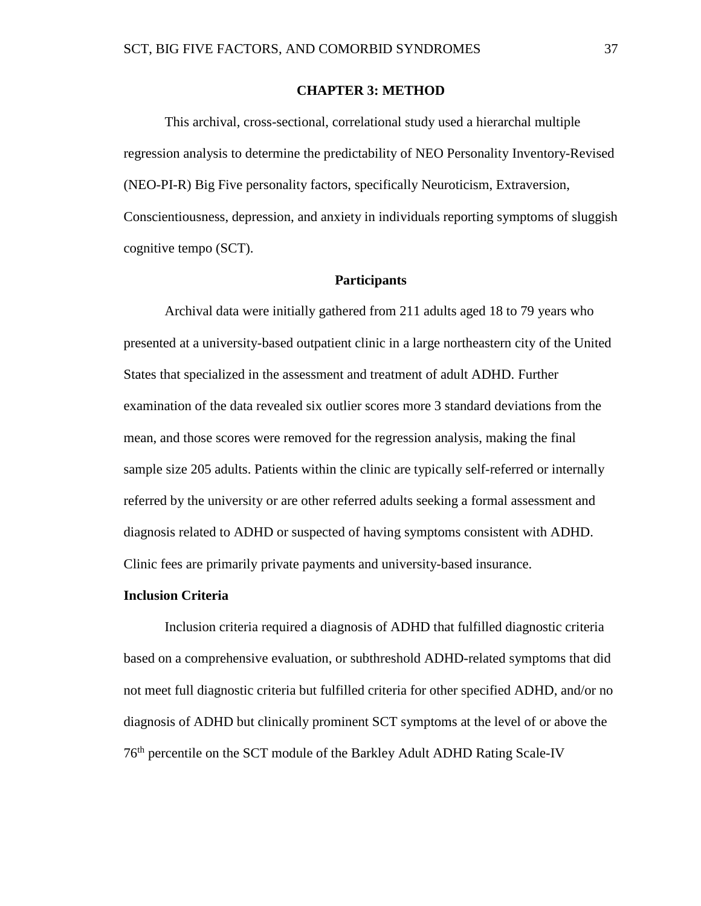# CHAPTER 3: METHOD

This archival, cross-sectional, correlational study used a hierarchal multiple regression analysis to determine the predictability of NEO Personality Inventory-Revised (NEO-PI-R) Big Five personality factors, specifically Neuroticism, Extraversion, Conscientiousness, depression, and anxiety in individuals reporting symptoms of sluggish cognitive tempo (SCT).

## Participants

Archival data were initially gathered from 211 adults aged 18 to 79 years who presented at a university-based outpatient clinic in a large northeastern city of the United States that specialized in the assessment and treatment of adult ADHD. Further examination of the data revealed six outlier scores more 3 standard deviations from the mean, and those scores were removed for the regression analysis, making the final sample size 205 adults. Patients within the clinic are typically self-referred or internally referred by the university or are other referred adults seeking a formal assessment and diagnosis related to ADHD or suspected of having symptoms consistent with ADHD. Clinic fees are primarily private payments and university-based insurance.

### Inclusion Criteria

Inclusion criteria required a diagnosis of ADHD that fulfilled diagnostic criteria based on a comprehensive evaluation, or subthreshold ADHD-related symptoms that did not meet full diagnostic criteria but fulfilled criteria for other specified ADHD, and/or no diagnosis of ADHD but clinically prominent SCT symptoms at the level of or above the 76th percentile on the SCT module of the Barkley Adult ADHD Rating Scale-IV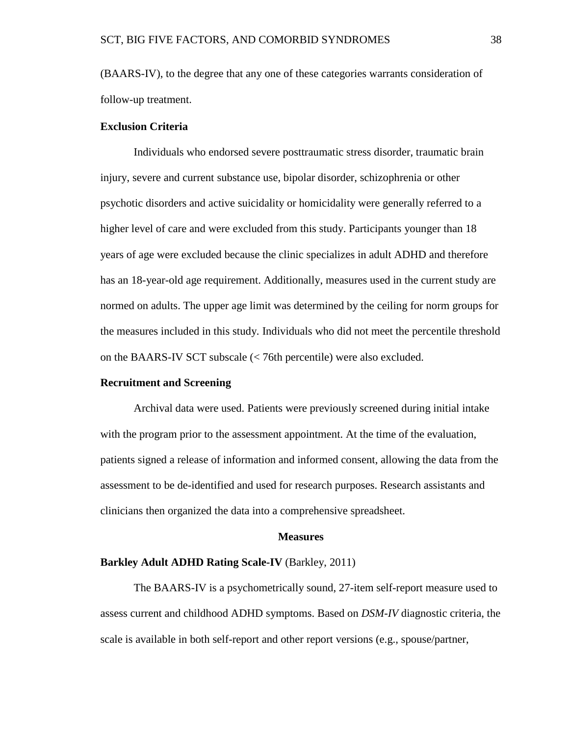(BAARS-IV), to the degree that any one of these categories warrants consideration of follow-up treatment.

### Exclusion Criteria

Individuals who endorsed severe posttraumatic stress disorder, traumatic brain injury, severe and current substance use, bipolar disorder, schizophrenia or other psychotic disorders and active suicidality or homicidality were generally referred to a higher level of care and were excluded from this study. Participants younger than 18 years of age were excluded because the clinic specializes in adult ADHD and therefore has an 18-year-old age requirement. Additionally, measures used in the current study are normed on adults. The upper age limit was determined by the ceiling for norm groups for the measures included in this study. Individuals who did not meet the percentile threshold on the BAARS-IV SCT subscale (< 76th percentile) were also excluded.

### Recruitment and Screening

Archival data were used. Patients were previously screened during initial intake with the program prior to the assessment appointment. At the time of the evaluation, patients signed a release of information and informed consent, allowing the data from the assessment to be de-identified and used for research purposes. Research assistants and clinicians then organized the data into a comprehensive spreadsheet.

## Measures

### Barkley Adult ADHD Rating Scale-IV (Barkley, 2011)

The BAARS-IV is a psychometrically sound, 27-item self-report measure used to assess current and childhood ADHD symptoms. Based on *DSM-IV* diagnostic criteria, the scale is available in both self-report and other report versions (e.g., spouse/partner,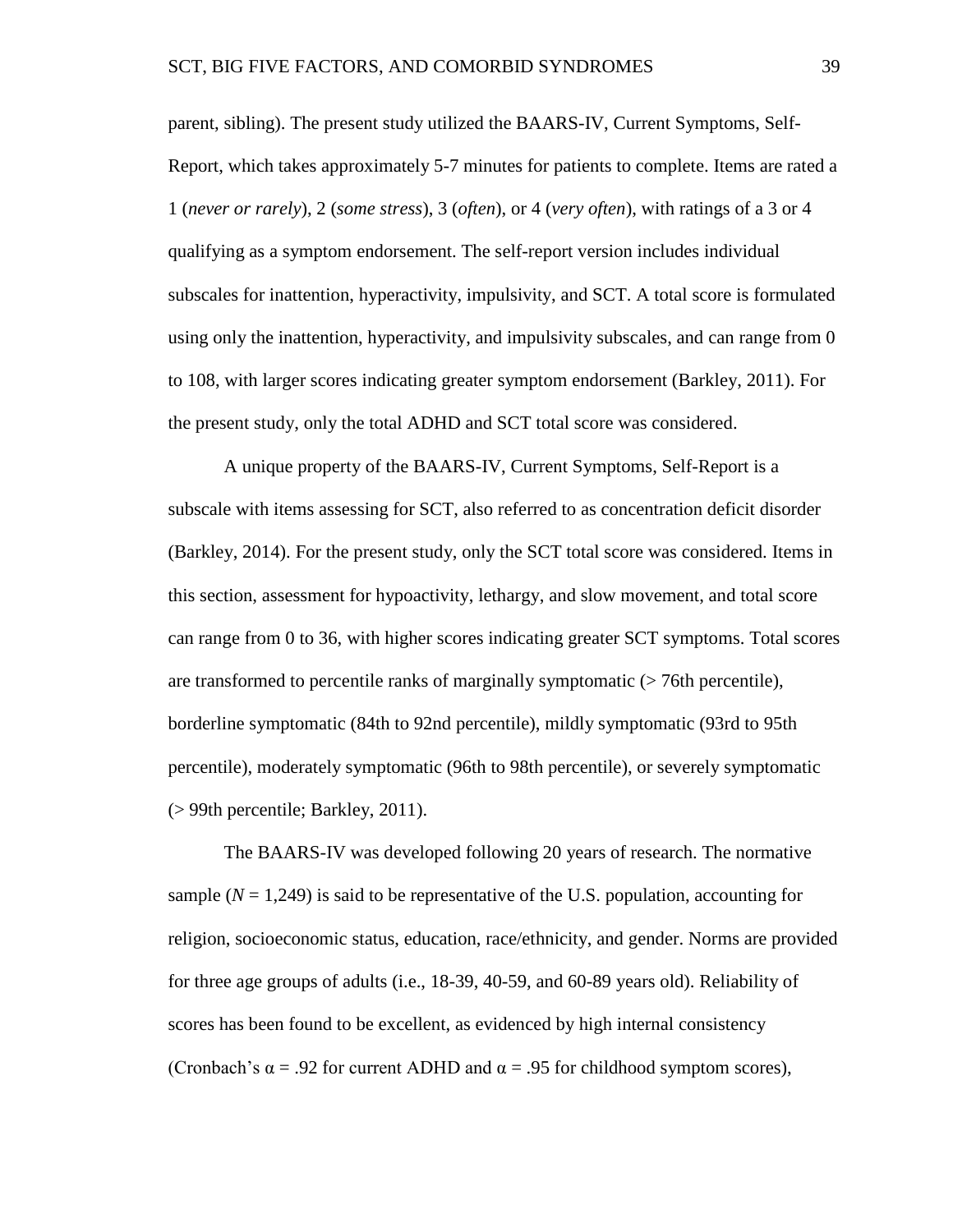parent, sibling). The present study utilized the BAARS-IV, Current Symptoms, Self-Report, which takes approximately 5-7 minutes for patients to complete. Items are rated a 1 (*never or rarely*), 2 (*some stress*), 3 (*often*), or 4 (*very often*), with ratings of a 3 or 4 qualifying as a symptom endorsement. The self-report version includes individual subscales for inattention, hyperactivity, impulsivity, and SCT. A total score is formulated using only the inattention, hyperactivity, and impulsivity subscales, and can range from 0 to 108, with larger scores indicating greater symptom endorsement (Barkley, 2011). For the present study, only the total ADHD and SCT total score was considered.

A unique property of the BAARS-IV, Current Symptoms, Self-Report is a subscale with items assessing for SCT, also referred to as concentration deficit disorder (Barkley, 2014). For the present study, only the SCT total score was considered. Items in this section, assessment for hypoactivity, lethargy, and slow movement, and total score can range from 0 to 36, with higher scores indicating greater SCT symptoms. Total scores are transformed to percentile ranks of marginally symptomatic (> 76th percentile), borderline symptomatic (84th to 92nd percentile), mildly symptomatic (93rd to 95th percentile), moderately symptomatic (96th to 98th percentile), or severely symptomatic (> 99th percentile; Barkley, 2011).

The BAARS-IV was developed following 20 years of research. The normative sample ($N$ = 1,249) is said to be representative of the U.S. population, accounting for religion, socioeconomic status, education, race/ethnicity, and gender. Norms are provided for three age groups of adults (i.e., 18-39, 40-59, and 60-89 years old). Reliability of scores has been found to be excellent, as evidenced by high internal consistency (Cronbach's $\alpha$ = .92 for current ADHD and $\alpha$ = .95 for childhood symptom scores),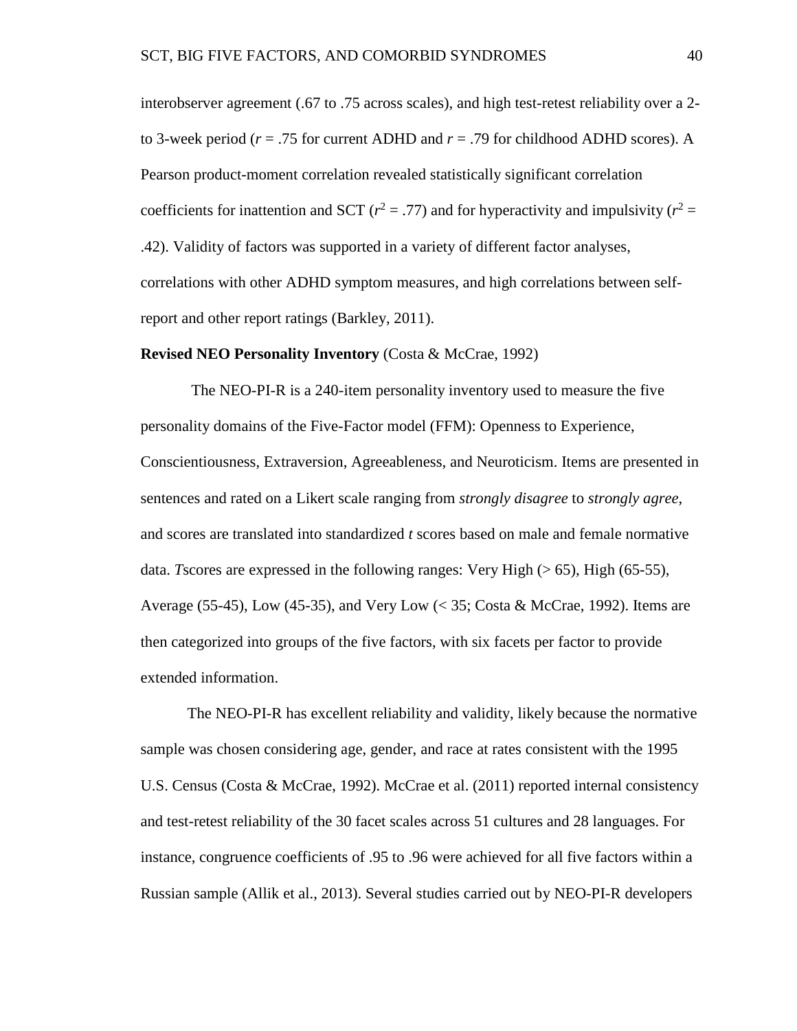interobserver agreement (.67 to .75 across scales), and high test-retest reliability over a 2- to 3-week period (*r* = .75 for current ADHD and *r* = .79 for childhood ADHD scores). A Pearson product-moment correlation revealed statistically significant correlation coefficients for inattention and SCT ($r^2$ = .77) and for hyperactivity and impulsivity ($r^2$ = .42). Validity of factors was supported in a variety of different factor analyses, correlations with other ADHD symptom measures, and high correlations between self-report and other report ratings (Barkley, 2011).

**Revised NEO Personality Inventory** (Costa & McCrae, 1992)

The NEO-PI-R is a 240-item personality inventory used to measure the five personality domains of the Five-Factor model (FFM): Openness to Experience, Conscientiousness, Extraversion, Agreeableness, and Neuroticism. Items are presented in sentences and rated on a Likert scale ranging from *strongly disagree* to *strongly agree*, and scores are translated into standardized *t* scores based on male and female normative data. *T*scores are expressed in the following ranges: Very High (> 65), High (65-55), Average (55-45), Low (45-35), and Very Low (< 35; Costa & McCrae, 1992). Items are then categorized into groups of the five factors, with six facets per factor to provide extended information.

The NEO-PI-R has excellent reliability and validity, likely because the normative sample was chosen considering age, gender, and race at rates consistent with the 1995 U.S. Census (Costa & McCrae, 1992). McCrae et al. (2011) reported internal consistency and test-retest reliability of the 30 facet scales across 51 cultures and 28 languages. For instance, congruence coefficients of .95 to .96 were achieved for all five factors within a Russian sample (Allik et al., 2013). Several studies carried out by NEO-PI-R developers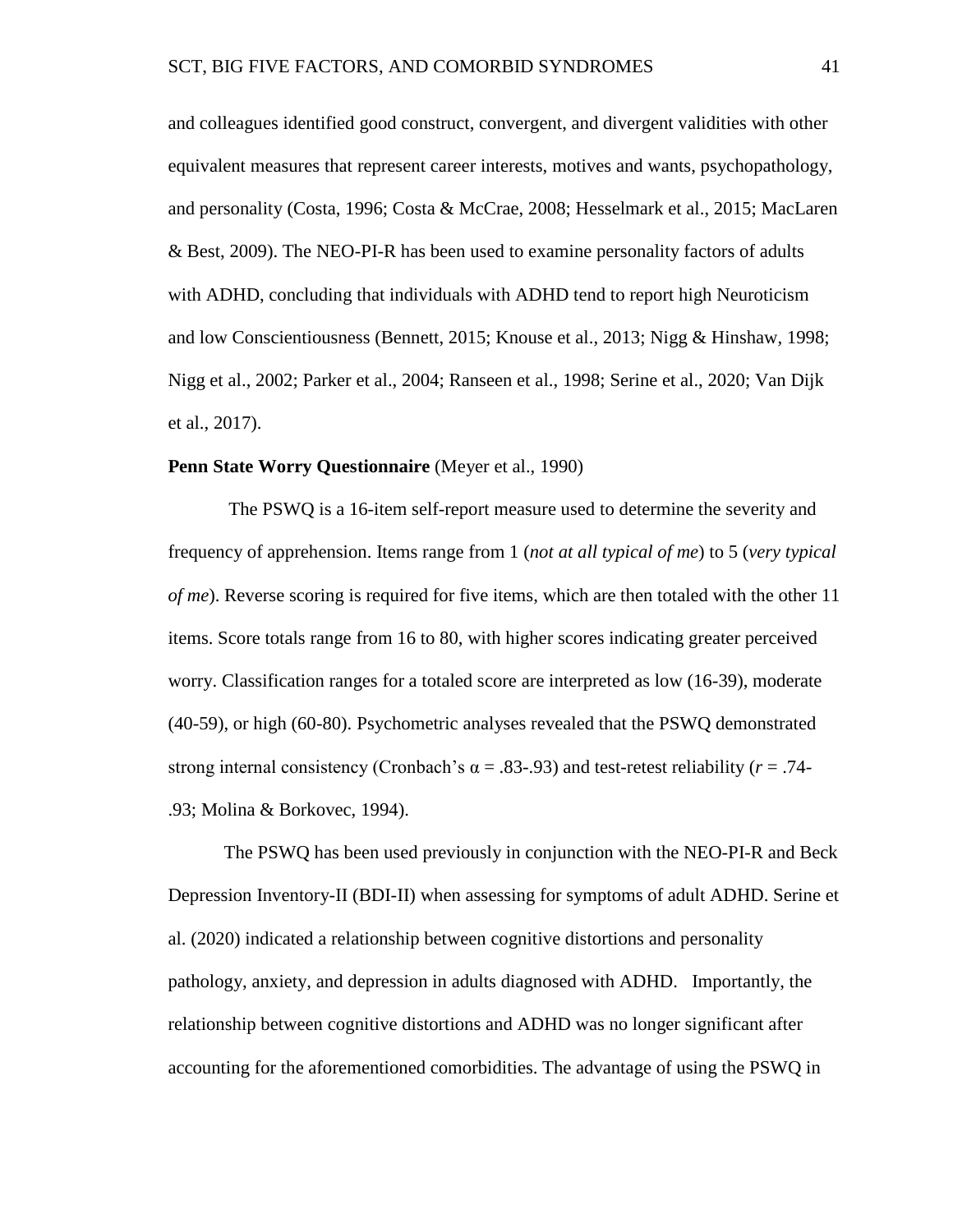and colleagues identified good construct, convergent, and divergent validities with other equivalent measures that represent career interests, motives and wants, psychopathology, and personality (Costa, 1996; Costa & McCrae, 2008; Hesselmark et al., 2015; MacLaren & Best, 2009). The NEO-PI-R has been used to examine personality factors of adults with ADHD, concluding that individuals with ADHD tend to report high Neuroticism and low Conscientiousness (Bennett, 2015; Knouse et al., 2013; Nigg & Hinshaw, 1998; Nigg et al., 2002; Parker et al., 2004; Ranseen et al., 1998; Serine et al., 2020; Van Dijk et al., 2017).

**Penn State Worry Questionnaire** (Meyer et al., 1990)

The PSWQ is a 16-item self-report measure used to determine the severity and frequency of apprehension. Items range from 1 (*not at all typical of me*) to 5 (*very typical of me*). Reverse scoring is required for five items, which are then totaled with the other 11 items. Score totals range from 16 to 80, with higher scores indicating greater perceived worry. Classification ranges for a totaled score are interpreted as low (16-39), moderate (40-59), or high (60-80). Psychometric analyses revealed that the PSWQ demonstrated strong internal consistency (Cronbach's $\alpha$ = .83-.93) and test-retest reliability ($r$ = .74-.93; Molina & Borkovec, 1994).

The PSWQ has been used previously in conjunction with the NEO-PI-R and Beck Depression Inventory-II (BDI-II) when assessing for symptoms of adult ADHD. Serine et al. (2020) indicated a relationship between cognitive distortions and personality pathology, anxiety, and depression in adults diagnosed with ADHD. Importantly, the relationship between cognitive distortions and ADHD was no longer significant after accounting for the aforementioned comorbidities. The advantage of using the PSWQ in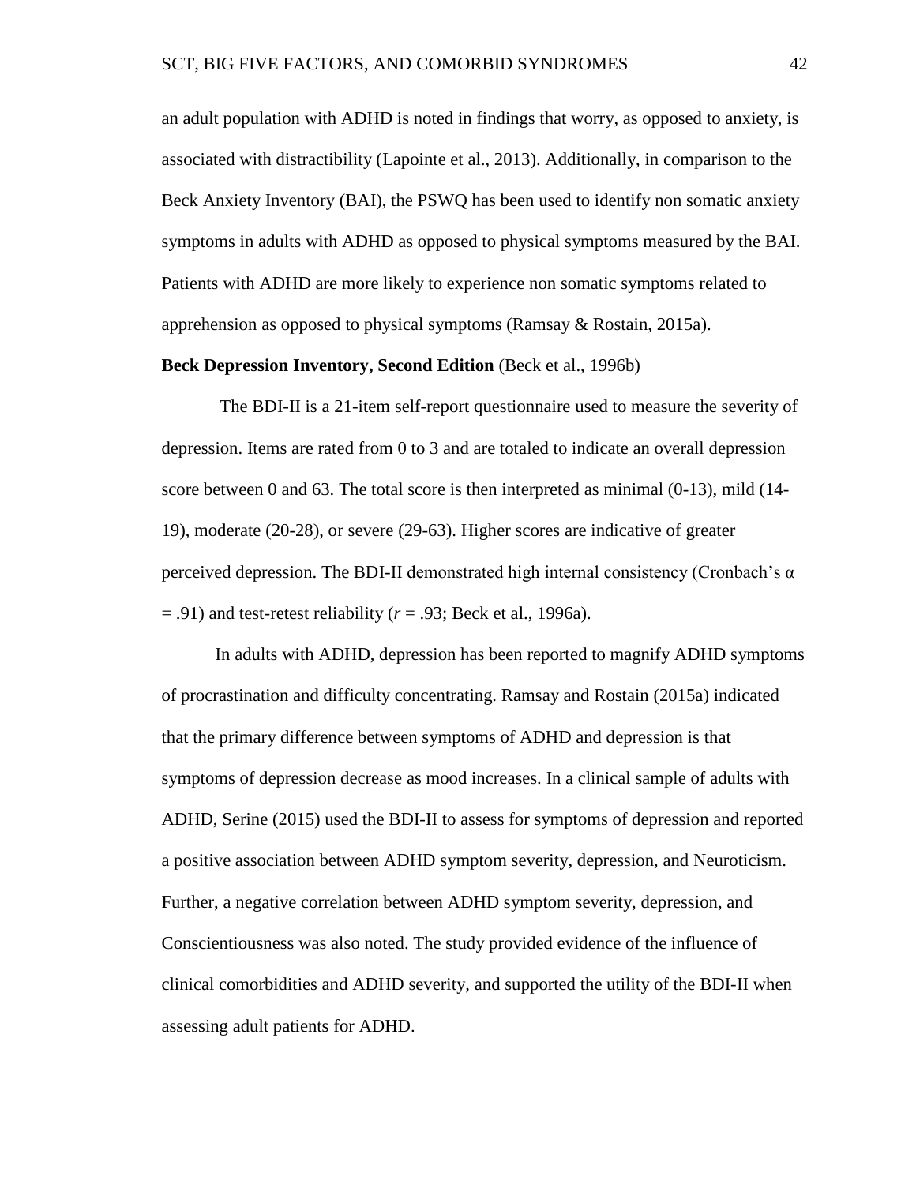an adult population with ADHD is noted in findings that worry, as opposed to anxiety, is associated with distractibility (Lapointe et al., 2013). Additionally, in comparison to the Beck Anxiety Inventory (BAI), the PSWQ has been used to identify non somatic anxiety symptoms in adults with ADHD as opposed to physical symptoms measured by the BAI. Patients with ADHD are more likely to experience non somatic symptoms related to apprehension as opposed to physical symptoms (Ramsay & Rostain, 2015a).

**Beck Depression Inventory, Second Edition** (Beck et al., 1996b)

The BDI-II is a 21-item self-report questionnaire used to measure the severity of depression. Items are rated from 0 to 3 and are totaled to indicate an overall depression score between 0 and 63. The total score is then interpreted as minimal (0-13), mild (14-19), moderate (20-28), or severe (29-63). Higher scores are indicative of greater perceived depression. The BDI-II demonstrated high internal consistency (Cronbach's $\alpha = .91$) and test-retest reliability ($r = .93$; Beck et al., 1996a).

In adults with ADHD, depression has been reported to magnify ADHD symptoms of procrastination and difficulty concentrating. Ramsay and Rostain (2015a) indicated that the primary difference between symptoms of ADHD and depression is that symptoms of depression decrease as mood increases. In a clinical sample of adults with ADHD, Serine (2015) used the BDI-II to assess for symptoms of depression and reported a positive association between ADHD symptom severity, depression, and Neuroticism. Further, a negative correlation between ADHD symptom severity, depression, and Conscientiousness was also noted. The study provided evidence of the influence of clinical comorbidities and ADHD severity, and supported the utility of the BDI-II when assessing adult patients for ADHD.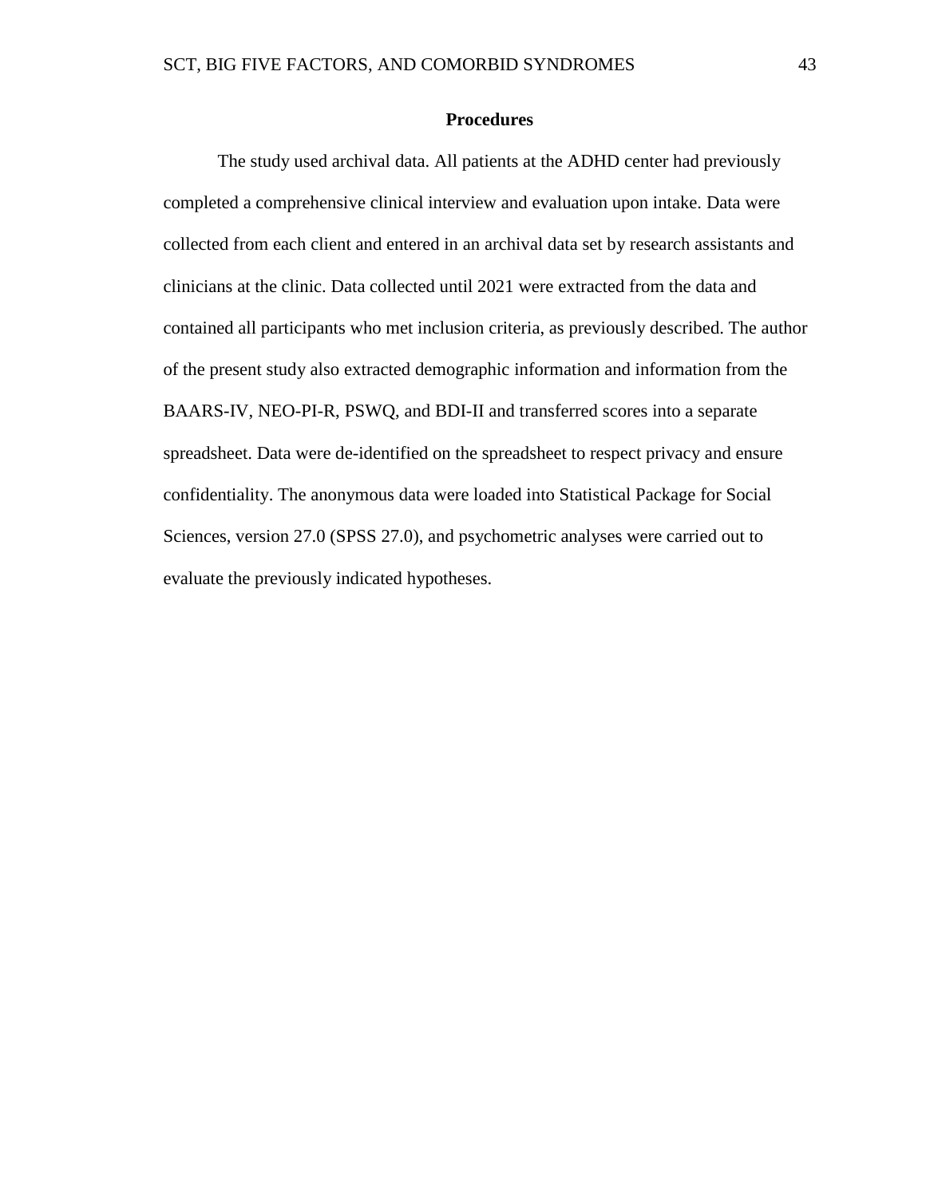## Procedures

The study used archival data. All patients at the ADHD center had previously completed a comprehensive clinical interview and evaluation upon intake. Data were collected from each client and entered in an archival data set by research assistants and clinicians at the clinic. Data collected until 2021 were extracted from the data and contained all participants who met inclusion criteria, as previously described. The author of the present study also extracted demographic information and information from the BAARS-IV, NEO-PI-R, PSWQ, and BDI-II and transferred scores into a separate spreadsheet. Data were de-identified on the spreadsheet to respect privacy and ensure confidentiality. The anonymous data were loaded into Statistical Package for Social Sciences, version 27.0 (SPSS 27.0), and psychometric analyses were carried out to evaluate the previously indicated hypotheses.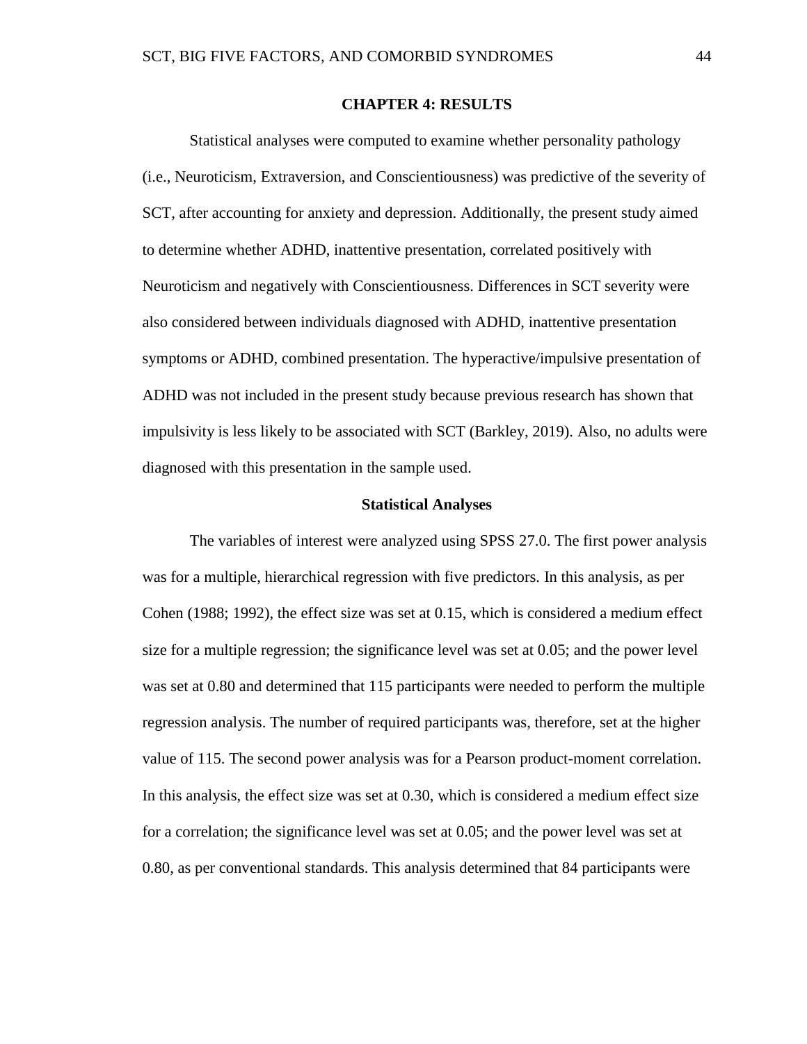# CHAPTER 4: RESULTS

Statistical analyses were computed to examine whether personality pathology (i.e., Neuroticism, Extraversion, and Conscientiousness) was predictive of the severity of SCT, after accounting for anxiety and depression. Additionally, the present study aimed to determine whether ADHD, inattentive presentation, correlated positively with Neuroticism and negatively with Conscientiousness. Differences in SCT severity were also considered between individuals diagnosed with ADHD, inattentive presentation symptoms or ADHD, combined presentation. The hyperactive/impulsive presentation of ADHD was not included in the present study because previous research has shown that impulsivity is less likely to be associated with SCT (Barkley, 2019). Also, no adults were diagnosed with this presentation in the sample used.

## Statistical Analyses

The variables of interest were analyzed using SPSS 27.0. The first power analysis was for a multiple, hierarchical regression with five predictors. In this analysis, as per Cohen (1988; 1992), the effect size was set at 0.15, which is considered a medium effect size for a multiple regression; the significance level was set at 0.05; and the power level was set at 0.80 and determined that 115 participants were needed to perform the multiple regression analysis. The number of required participants was, therefore, set at the higher value of 115. The second power analysis was for a Pearson product-moment correlation. In this analysis, the effect size was set at 0.30, which is considered a medium effect size for a correlation; the significance level was set at 0.05; and the power level was set at 0.80, as per conventional standards. This analysis determined that 84 participants were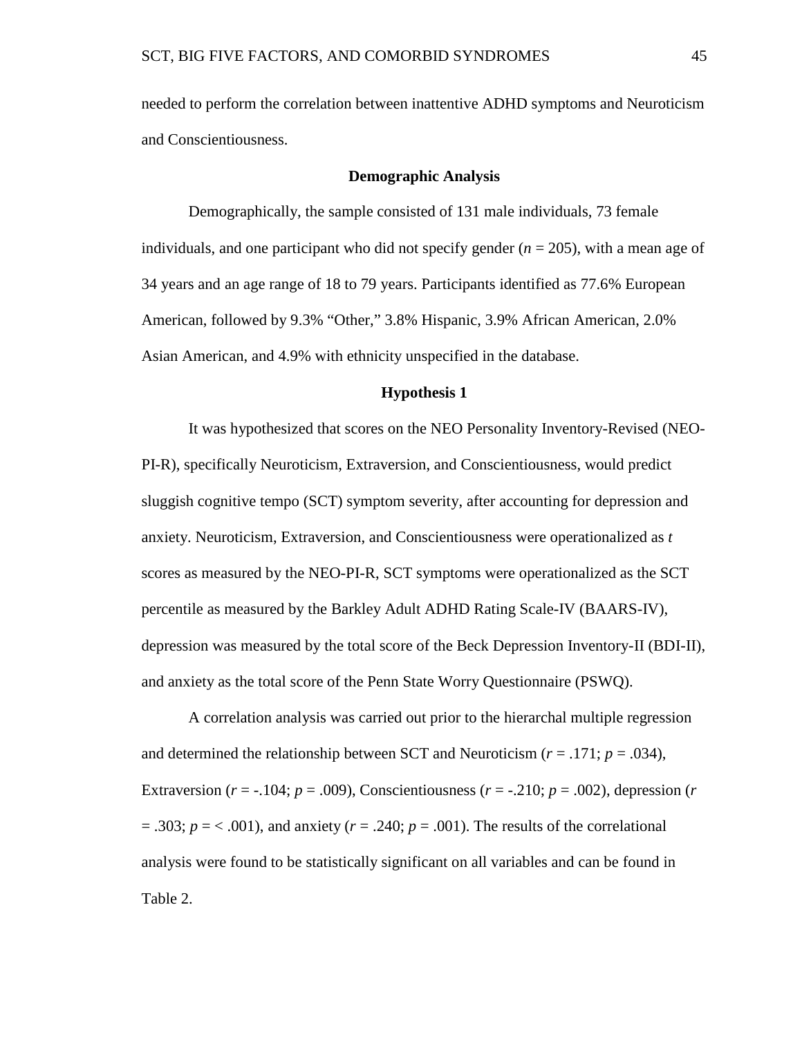needed to perform the correlation between inattentive ADHD symptoms and Neuroticism and Conscientiousness.

## Demographic Analysis

Demographically, the sample consisted of 131 male individuals, 73 female individuals, and one participant who did not specify gender ($n$ = 205), with a mean age of 34 years and an age range of 18 to 79 years. Participants identified as 77.6% European American, followed by 9.3% "Other," 3.8% Hispanic, 3.9% African American, 2.0% Asian American, and 4.9% with ethnicity unspecified in the database.

## Hypothesis 1

It was hypothesized that scores on the NEO Personality Inventory-Revised (NEO-PI-R), specifically Neuroticism, Extraversion, and Conscientiousness, would predict sluggish cognitive tempo (SCT) symptom severity, after accounting for depression and anxiety. Neuroticism, Extraversion, and Conscientiousness were operationalized as *t* scores as measured by the NEO-PI-R, SCT symptoms were operationalized as the SCT percentile as measured by the Barkley Adult ADHD Rating Scale-IV (BAARS-IV), depression was measured by the total score of the Beck Depression Inventory-II (BDI-II), and anxiety as the total score of the Penn State Worry Questionnaire (PSWQ).

A correlation analysis was carried out prior to the hierarchal multiple regression and determined the relationship between SCT and Neuroticism ($r$ = .171; $p$ = .034), Extraversion ($r$ = -.104; $p$ = .009), Conscientiousness ($r$ = -.210; $p$ = .002), depression ($r$ = .303; $p$ = < .001), and anxiety ($r$ = .240; $p$ = .001). The results of the correlational analysis were found to be statistically significant on all variables and can be found in Table 2.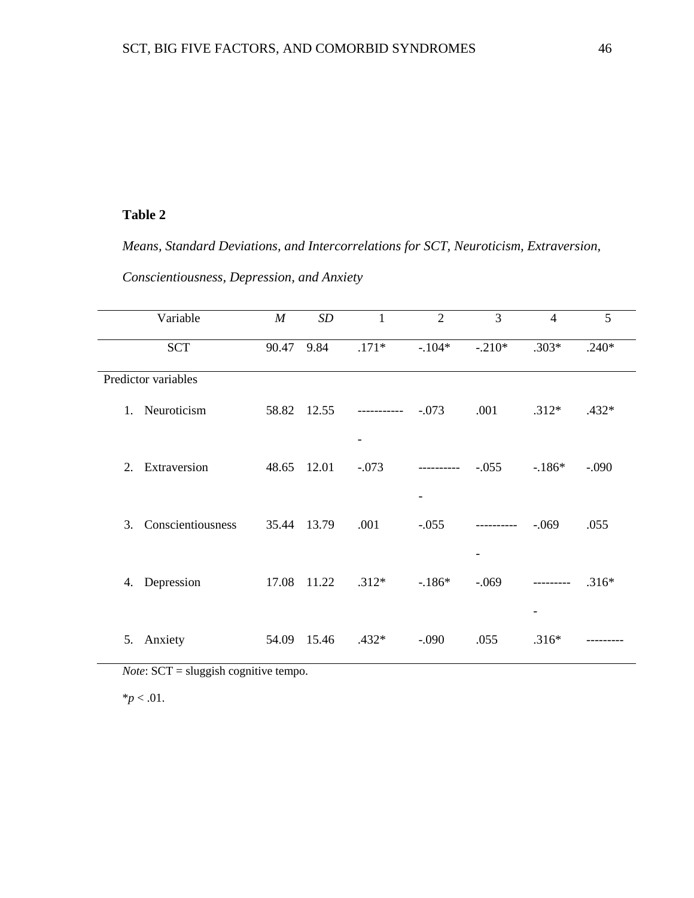**Table 2**

*Means, Standard Deviations, and Intercorrelations for SCT, Neuroticism, Extraversion, Conscientiousness, Depression, and Anxiety*

| Variable | *M* | *SD* | 1 | 2 | 3 | 4 | 5 |
|---|---|---|---|---|---|---|---|
| SCT | 90.47 | 9.84 | .171* | -.104* | -.210* | .303* | .240* |
| Predictor variables | | | | | | | |
| 1. Neuroticism | 58.82 | 12.55 | ------------ | -.073 | .001 | .312* | .432* |
| 2. Extraversion | 48.65 | 12.01 | -.073 | ----------- | -.055 | -.186* | -.090 |
| 3. Conscientiousness | 35.44 | 13.79 | .001 | -.055 | ----------- | -.069 | .055 |
| 4. Depression | 17.08 | 11.22 | .312* | -.186* | -.069 | ---------- | .316* |
| 5. Anxiety | 54.09 | 15.46 | .432* | -.090 | .055 | .316* | --------- |

*Note*: SCT = sluggish cognitive tempo.

*$p < .01$.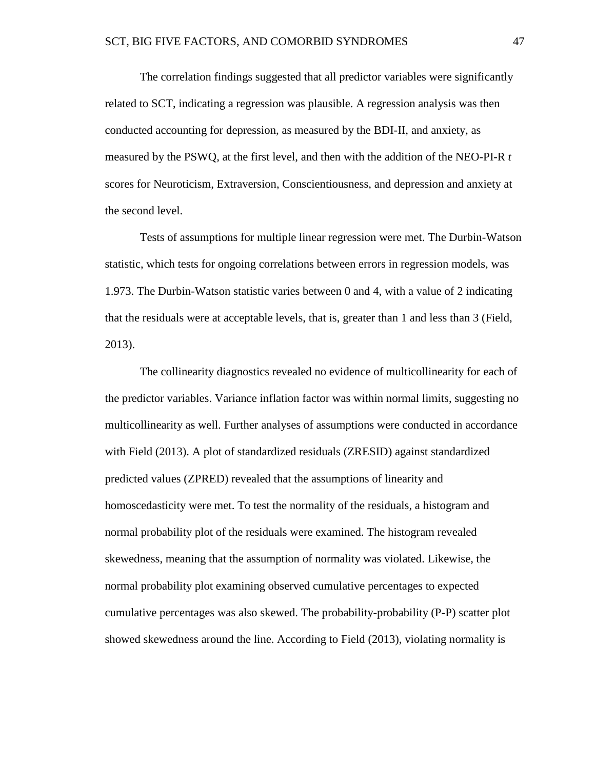The correlation findings suggested that all predictor variables were significantly related to SCT, indicating a regression was plausible. A regression analysis was then conducted accounting for depression, as measured by the BDI-II, and anxiety, as measured by the PSWQ, at the first level, and then with the addition of the NEO-PI-R *t* scores for Neuroticism, Extraversion, Conscientiousness, and depression and anxiety at the second level.

Tests of assumptions for multiple linear regression were met. The Durbin-Watson statistic, which tests for ongoing correlations between errors in regression models, was 1.973. The Durbin-Watson statistic varies between 0 and 4, with a value of 2 indicating that the residuals were at acceptable levels, that is, greater than 1 and less than 3 (Field, 2013).

The collinearity diagnostics revealed no evidence of multicollinearity for each of the predictor variables. Variance inflation factor was within normal limits, suggesting no multicollinearity as well. Further analyses of assumptions were conducted in accordance with Field (2013). A plot of standardized residuals (ZRESID) against standardized predicted values (ZPRED) revealed that the assumptions of linearity and homoscedasticity were met. To test the normality of the residuals, a histogram and normal probability plot of the residuals were examined. The histogram revealed skewedness, meaning that the assumption of normality was violated. Likewise, the normal probability plot examining observed cumulative percentages to expected cumulative percentages was also skewed. The probability-probability (P-P) scatter plot showed skewedness around the line. According to Field (2013), violating normality is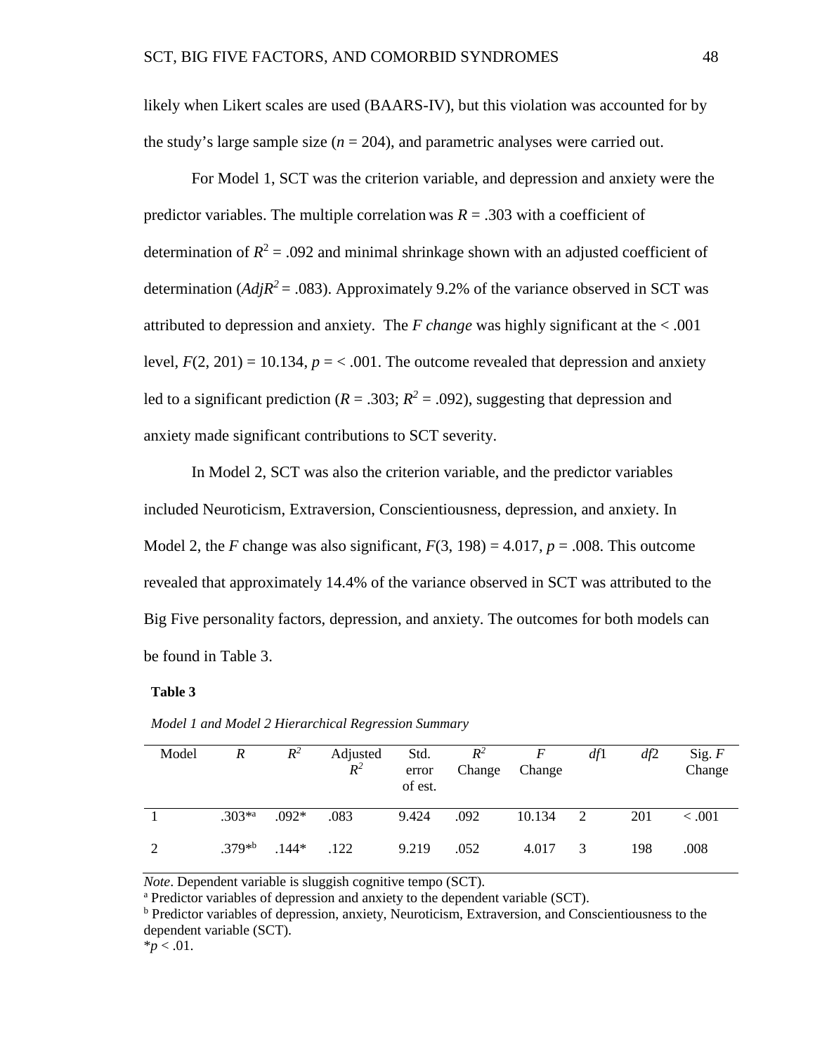likely when Likert scales are used (BAARS-IV), but this violation was accounted for by the study's large sample size ($n$ = 204), and parametric analyses were carried out.

For Model 1, SCT was the criterion variable, and depression and anxiety were the predictor variables. The multiple correlation was $R$ = .303 with a coefficient of determination of $R^2$ = .092 and minimal shrinkage shown with an adjusted coefficient of determination ($AdjR^2$ = .083). Approximately 9.2% of the variance observed in SCT was attributed to depression and anxiety. The *F change* was highly significant at the < .001 level, $F(2, 201)$ = 10.134, $p$ = < .001. The outcome revealed that depression and anxiety led to a significant prediction ($R$ = .303; $R^2$ = .092), suggesting that depression and anxiety made significant contributions to SCT severity.

In Model 2, SCT was also the criterion variable, and the predictor variables included Neuroticism, Extraversion, Conscientiousness, depression, and anxiety. In Model 2, the $F$ change was also significant, $F(3, 198)$ = 4.017, $p$ = .008. This outcome revealed that approximately 14.4% of the variance observed in SCT was attributed to the Big Five personality factors, depression, and anxiety. The outcomes for both models can be found in Table 3.

**Table 3**

*Model 1 and Model 2 Hierarchical Regression Summary*

| Model | $R$ | $R^2$ | Adjusted $R^2$ | Std. error of est. | $R^2$ Change | $F$ Change | $df1$ | $df2$ | Sig. $F$ Change |
|---|---|---|---|---|---|---|---|---|---|
| 1 | .303*[a] | .092* | .083 | 9.424 | .092 | 10.134 | 2 | 201 | < .001 |
| 2 | .379*[b] | .144* | .122 | 9.219 | .052 | 4.017 | 3 | 198 | .008 |

*Note*. Dependent variable is sluggish cognitive tempo (SCT).
[a] Predictor variables of depression and anxiety to the dependent variable (SCT).
[b] Predictor variables of depression, anxiety, Neuroticism, Extraversion, and Conscientiousness to the dependent variable (SCT).
*$p$ < .01.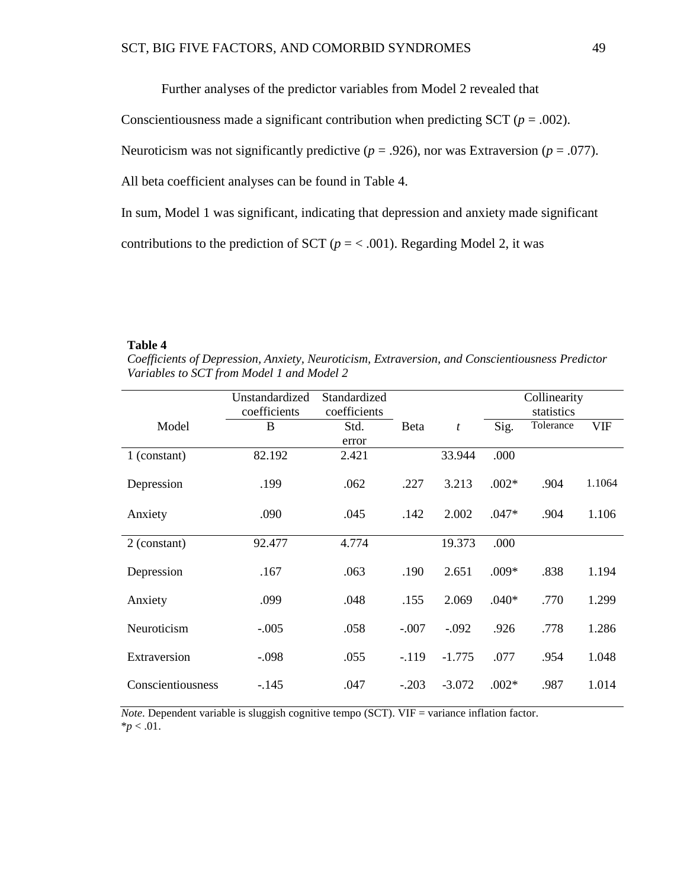Further analyses of the predictor variables from Model 2 revealed that Conscientiousness made a significant contribution when predicting SCT ($p$ = .002). Neuroticism was not significantly predictive ($p$ = .926), nor was Extraversion ($p$ = .077). All beta coefficient analyses can be found in Table 4.

In sum, Model 1 was significant, indicating that depression and anxiety made significant contributions to the prediction of SCT ($p$ = < .001). Regarding Model 2, it was

**Table 4**

*Coefficients of Depression, Anxiety, Neuroticism, Extraversion, and Conscientiousness Predictor Variables to SCT from Model 1 and Model 2*

| | Unstandardized coefficients | Standardized coefficients | | | | Collinearity statistics | |
|---|---|---|---|---|---|---|---|
| Model | B | Std. error | Beta | $t$ | Sig. | Tolerance | VIF |
| 1 (constant) | 82.192 | 2.421 | | 33.944 | .000 | | |
| Depression | .199 | .062 | .227 | 3.213 | .002* | .904 | 1.1064 |
| Anxiety | .090 | .045 | .142 | 2.002 | .047* | .904 | 1.106 |
| 2 (constant) | 92.477 | 4.774 | | 19.373 | .000 | | |
| Depression | .167 | .063 | .190 | 2.651 | .009* | .838 | 1.194 |
| Anxiety | .099 | .048 | .155 | 2.069 | .040* | .770 | 1.299 |
| Neuroticism | -.005 | .058 | -.007 | -.092 | .926 | .778 | 1.286 |
| Extraversion | -.098 | .055 | -.119 | -1.775 | .077 | .954 | 1.048 |
| Conscientiousness | -.145 | .047 | -.203 | -3.072 | .002* | .987 | 1.014 |

*Note.* Dependent variable is sluggish cognitive tempo (SCT). VIF = variance inflation factor.
*$p$ < .01.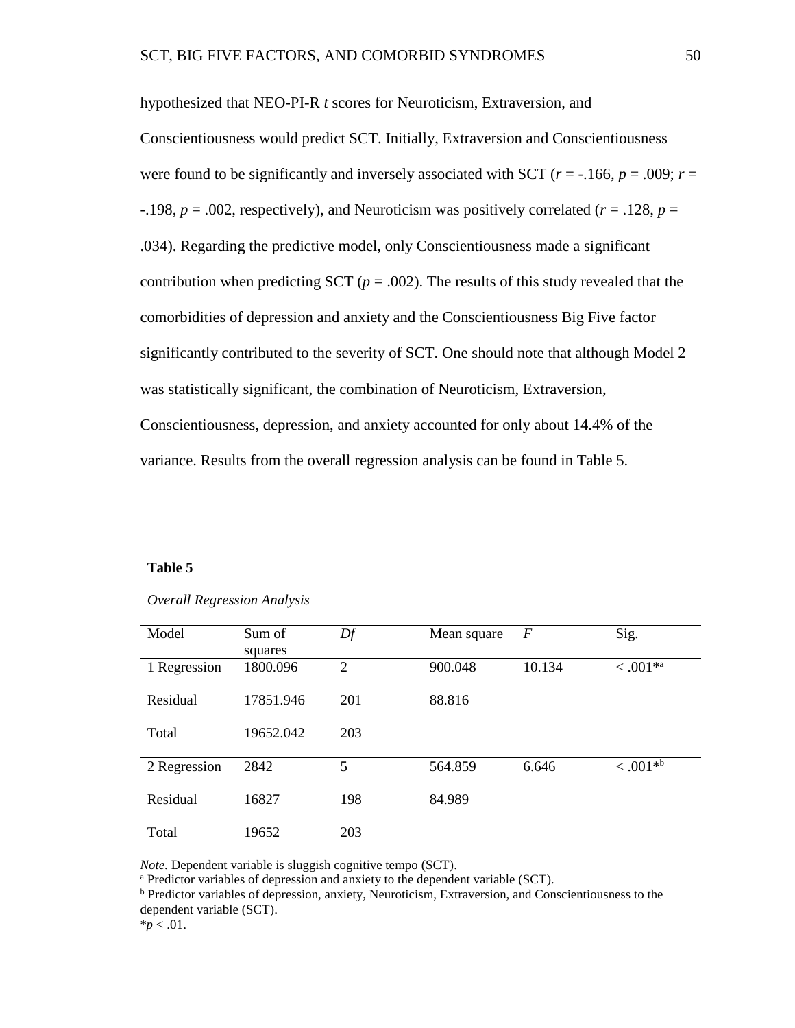hypothesized that NEO-PI-R *t* scores for Neuroticism, Extraversion, and Conscientiousness would predict SCT. Initially, Extraversion and Conscientiousness were found to be significantly and inversely associated with SCT ($r = -.166$, $p = .009$; $r = -.198$, $p = .002$, respectively), and Neuroticism was positively correlated ($r = .128$, $p = .034$). Regarding the predictive model, only Conscientiousness made a significant contribution when predicting SCT ($p = .002$). The results of this study revealed that the comorbidities of depression and anxiety and the Conscientiousness Big Five factor significantly contributed to the severity of SCT. One should note that although Model 2 was statistically significant, the combination of Neuroticism, Extraversion, Conscientiousness, depression, and anxiety accounted for only about 14.4% of the variance. Results from the overall regression analysis can be found in Table 5.

**Table 5**

*Overall Regression Analysis*

| Model | Sum of squares | *Df* | Mean square | *F* | Sig. |
|---|---|---|---|---|---|
| 1 Regression | 1800.096 | 2 | 900.048 | 10.134 | < .001*[a] |
| Residual | 17851.946 | 201 | 88.816 | | |
| Total | 19652.042 | 203 | | | |
| 2 Regression | 2842 | 5 | 564.859 | 6.646 | < .001*[b] |
| Residual | 16827 | 198 | 84.989 | | |
| Total | 19652 | 203 | | | |

*Note*. Dependent variable is sluggish cognitive tempo (SCT).
[a] Predictor variables of depression and anxiety to the dependent variable (SCT).
[b] Predictor variables of depression, anxiety, Neuroticism, Extraversion, and Conscientiousness to the dependent variable (SCT).
*$p < .01$.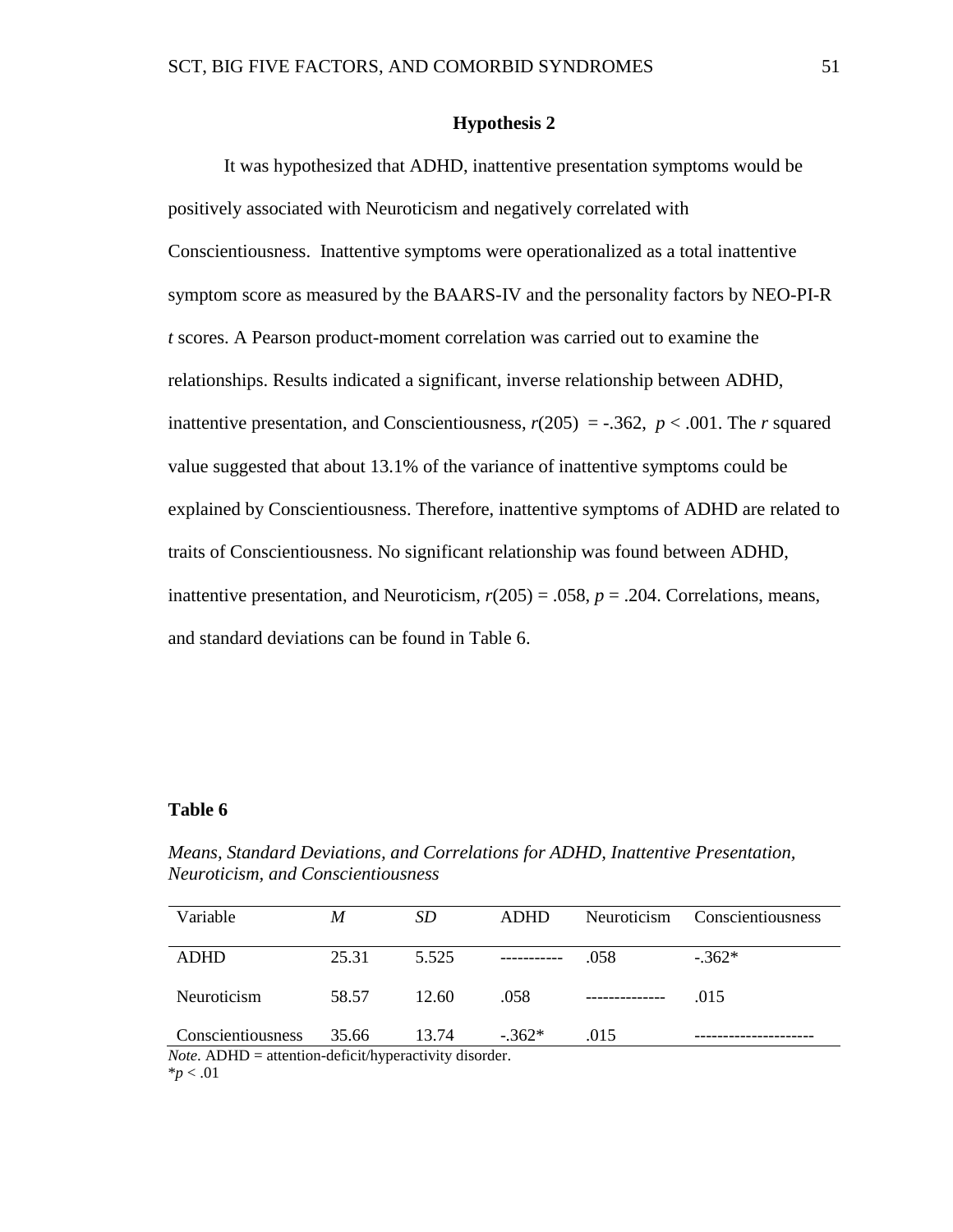## Hypothesis 2

It was hypothesized that ADHD, inattentive presentation symptoms would be positively associated with Neuroticism and negatively correlated with Conscientiousness. Inattentive symptoms were operationalized as a total inattentive symptom score as measured by the BAARS-IV and the personality factors by NEO-PI-R *t* scores. A Pearson product-moment correlation was carried out to examine the relationships. Results indicated a significant, inverse relationship between ADHD, inattentive presentation, and Conscientiousness, $r(205) = -.362$, $p < .001$. The *r* squared value suggested that about 13.1% of the variance of inattentive symptoms could be explained by Conscientiousness. Therefore, inattentive symptoms of ADHD are related to traits of Conscientiousness. No significant relationship was found between ADHD, inattentive presentation, and Neuroticism, $r(205) = .058$, $p = .204$. Correlations, means, and standard deviations can be found in Table 6.

**Table 6**

*Means, Standard Deviations, and Correlations for ADHD, Inattentive Presentation, Neuroticism, and Conscientiousness*

| Variable | *M* | *SD* | ADHD | Neuroticism | Conscientiousness |
|---|---|---|---|---|---|
| ADHD | 25.31 | 5.525 | ----------- | .058 | -.362* |
| Neuroticism | 58.57 | 12.60 | .058 | -------------- | .015 |
| Conscientiousness | 35.66 | 13.74 | -.362* | .015 | --------------------- |

*Note.* ADHD = attention-deficit/hyperactivity disorder.
$^{*}p < .01$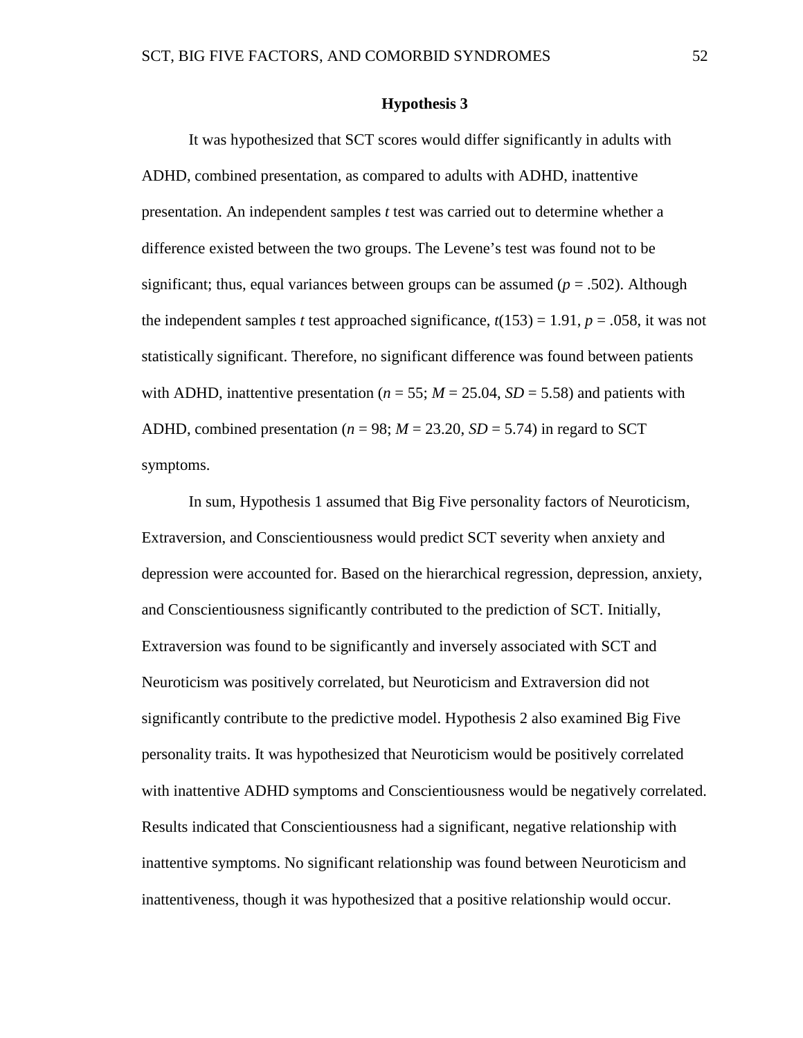## Hypothesis 3

It was hypothesized that SCT scores would differ significantly in adults with ADHD, combined presentation, as compared to adults with ADHD, inattentive presentation. An independent samples *t* test was carried out to determine whether a difference existed between the two groups. The Levene's test was found not to be significant; thus, equal variances between groups can be assumed ($p = .502$). Although the independent samples *t* test approached significance, $t(153) = 1.91$, $p = .058$, it was not statistically significant. Therefore, no significant difference was found between patients with ADHD, inattentive presentation ($n = 55$; $M = 25.04$, $SD = 5.58$) and patients with ADHD, combined presentation ($n = 98$; $M = 23.20$, $SD = 5.74$) in regard to SCT symptoms.

In sum, Hypothesis 1 assumed that Big Five personality factors of Neuroticism, Extraversion, and Conscientiousness would predict SCT severity when anxiety and depression were accounted for. Based on the hierarchical regression, depression, anxiety, and Conscientiousness significantly contributed to the prediction of SCT. Initially, Extraversion was found to be significantly and inversely associated with SCT and Neuroticism was positively correlated, but Neuroticism and Extraversion did not significantly contribute to the predictive model. Hypothesis 2 also examined Big Five personality traits. It was hypothesized that Neuroticism would be positively correlated with inattentive ADHD symptoms and Conscientiousness would be negatively correlated. Results indicated that Conscientiousness had a significant, negative relationship with inattentive symptoms. No significant relationship was found between Neuroticism and inattentiveness, though it was hypothesized that a positive relationship would occur.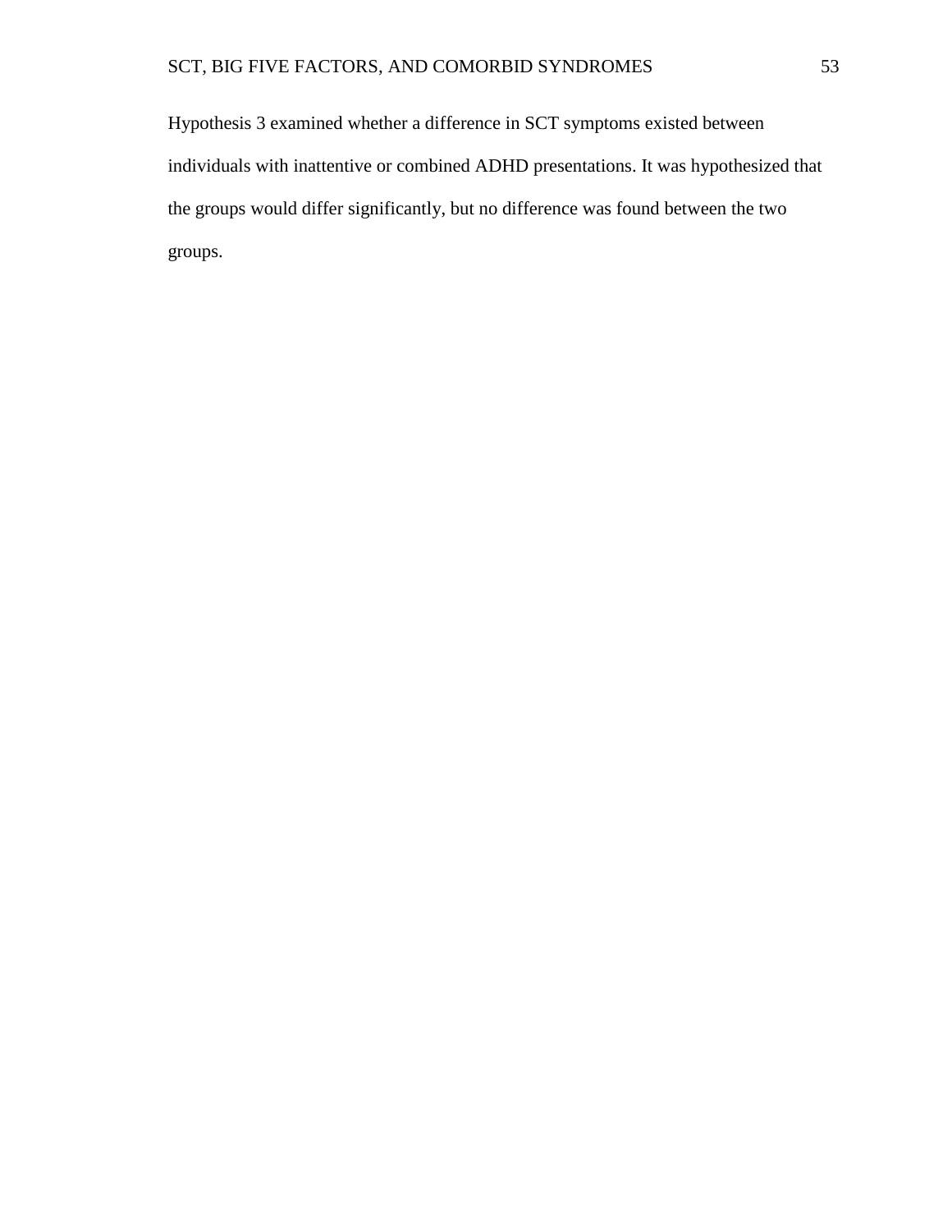Hypothesis 3 examined whether a difference in SCT symptoms existed between individuals with inattentive or combined ADHD presentations. It was hypothesized that the groups would differ significantly, but no difference was found between the two groups.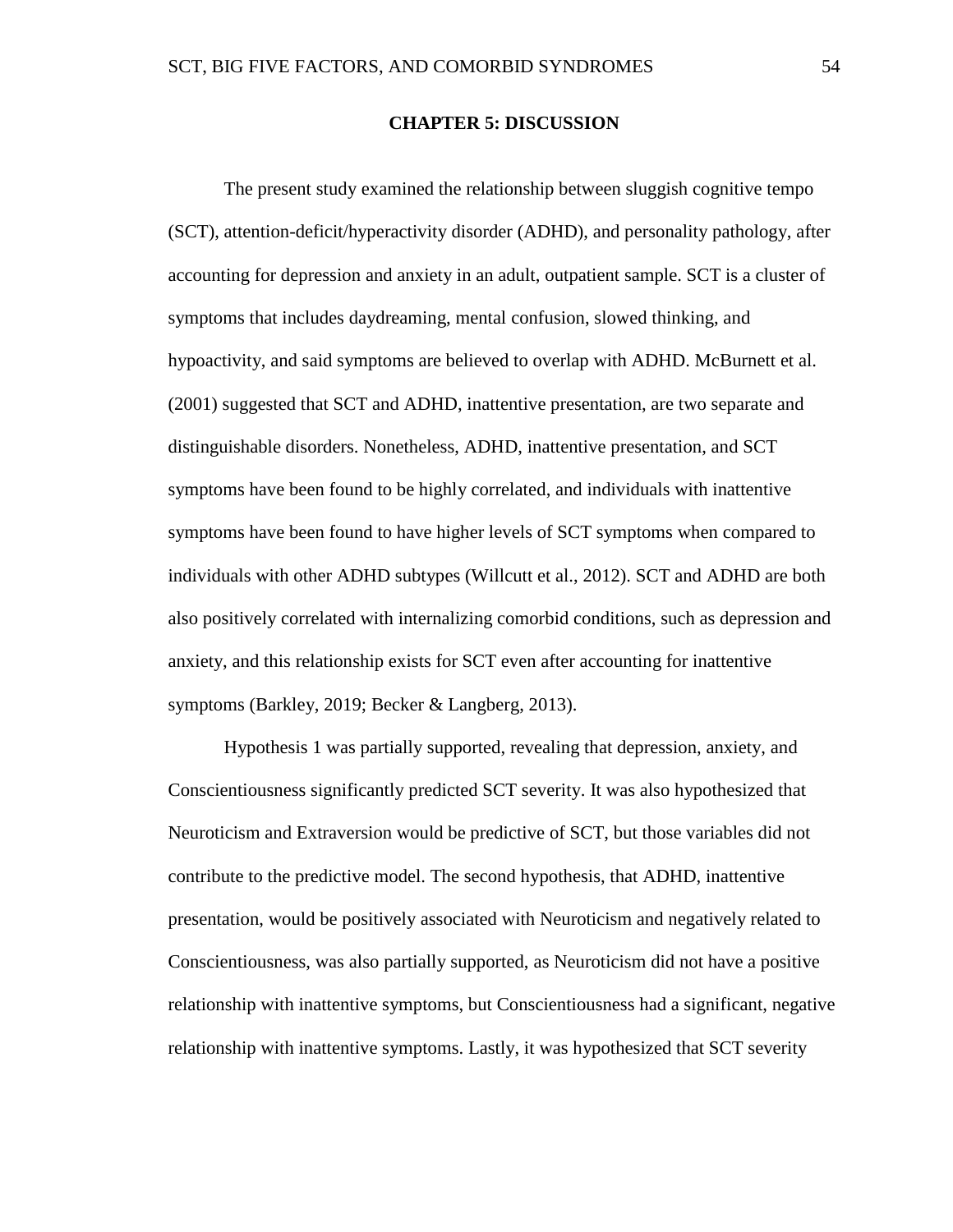# CHAPTER 5: DISCUSSION

The present study examined the relationship between sluggish cognitive tempo (SCT), attention-deficit/hyperactivity disorder (ADHD), and personality pathology, after accounting for depression and anxiety in an adult, outpatient sample. SCT is a cluster of symptoms that includes daydreaming, mental confusion, slowed thinking, and hypoactivity, and said symptoms are believed to overlap with ADHD. McBurnett et al. (2001) suggested that SCT and ADHD, inattentive presentation, are two separate and distinguishable disorders. Nonetheless, ADHD, inattentive presentation, and SCT symptoms have been found to be highly correlated, and individuals with inattentive symptoms have been found to have higher levels of SCT symptoms when compared to individuals with other ADHD subtypes (Willcutt et al., 2012). SCT and ADHD are both also positively correlated with internalizing comorbid conditions, such as depression and anxiety, and this relationship exists for SCT even after accounting for inattentive symptoms (Barkley, 2019; Becker & Langberg, 2013).

Hypothesis 1 was partially supported, revealing that depression, anxiety, and Conscientiousness significantly predicted SCT severity. It was also hypothesized that Neuroticism and Extraversion would be predictive of SCT, but those variables did not contribute to the predictive model. The second hypothesis, that ADHD, inattentive presentation, would be positively associated with Neuroticism and negatively related to Conscientiousness, was also partially supported, as Neuroticism did not have a positive relationship with inattentive symptoms, but Conscientiousness had a significant, negative relationship with inattentive symptoms. Lastly, it was hypothesized that SCT severity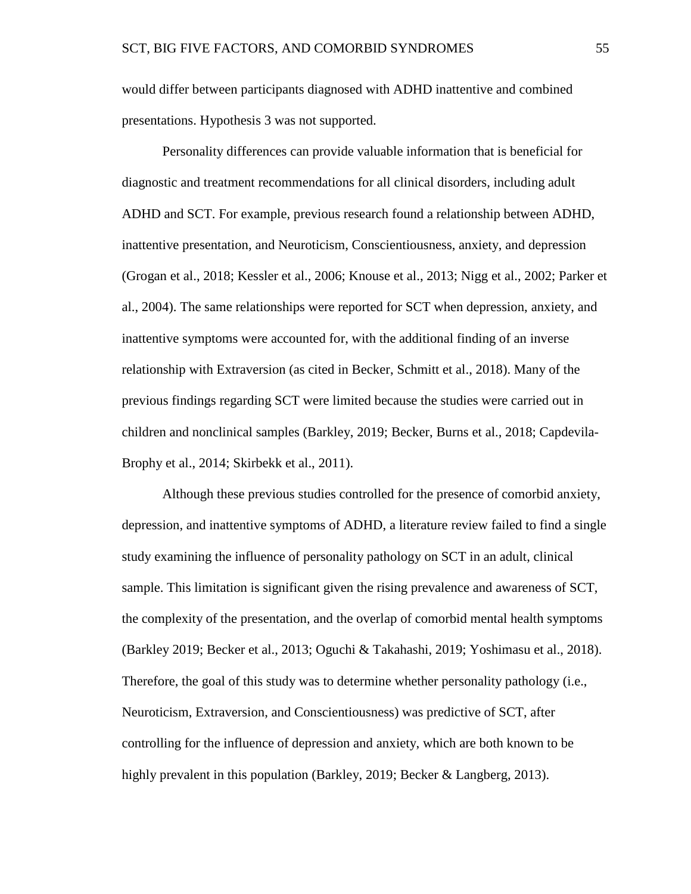would differ between participants diagnosed with ADHD inattentive and combined presentations. Hypothesis 3 was not supported.

Personality differences can provide valuable information that is beneficial for diagnostic and treatment recommendations for all clinical disorders, including adult ADHD and SCT. For example, previous research found a relationship between ADHD, inattentive presentation, and Neuroticism, Conscientiousness, anxiety, and depression (Grogan et al., 2018; Kessler et al., 2006; Knouse et al., 2013; Nigg et al., 2002; Parker et al., 2004). The same relationships were reported for SCT when depression, anxiety, and inattentive symptoms were accounted for, with the additional finding of an inverse relationship with Extraversion (as cited in Becker, Schmitt et al., 2018). Many of the previous findings regarding SCT were limited because the studies were carried out in children and nonclinical samples (Barkley, 2019; Becker, Burns et al., 2018; Capdevila-Brophy et al., 2014; Skirbekk et al., 2011).

Although these previous studies controlled for the presence of comorbid anxiety, depression, and inattentive symptoms of ADHD, a literature review failed to find a single study examining the influence of personality pathology on SCT in an adult, clinical sample. This limitation is significant given the rising prevalence and awareness of SCT, the complexity of the presentation, and the overlap of comorbid mental health symptoms (Barkley 2019; Becker et al., 2013; Oguchi & Takahashi, 2019; Yoshimasu et al., 2018). Therefore, the goal of this study was to determine whether personality pathology (i.e., Neuroticism, Extraversion, and Conscientiousness) was predictive of SCT, after controlling for the influence of depression and anxiety, which are both known to be highly prevalent in this population (Barkley, 2019; Becker & Langberg, 2013).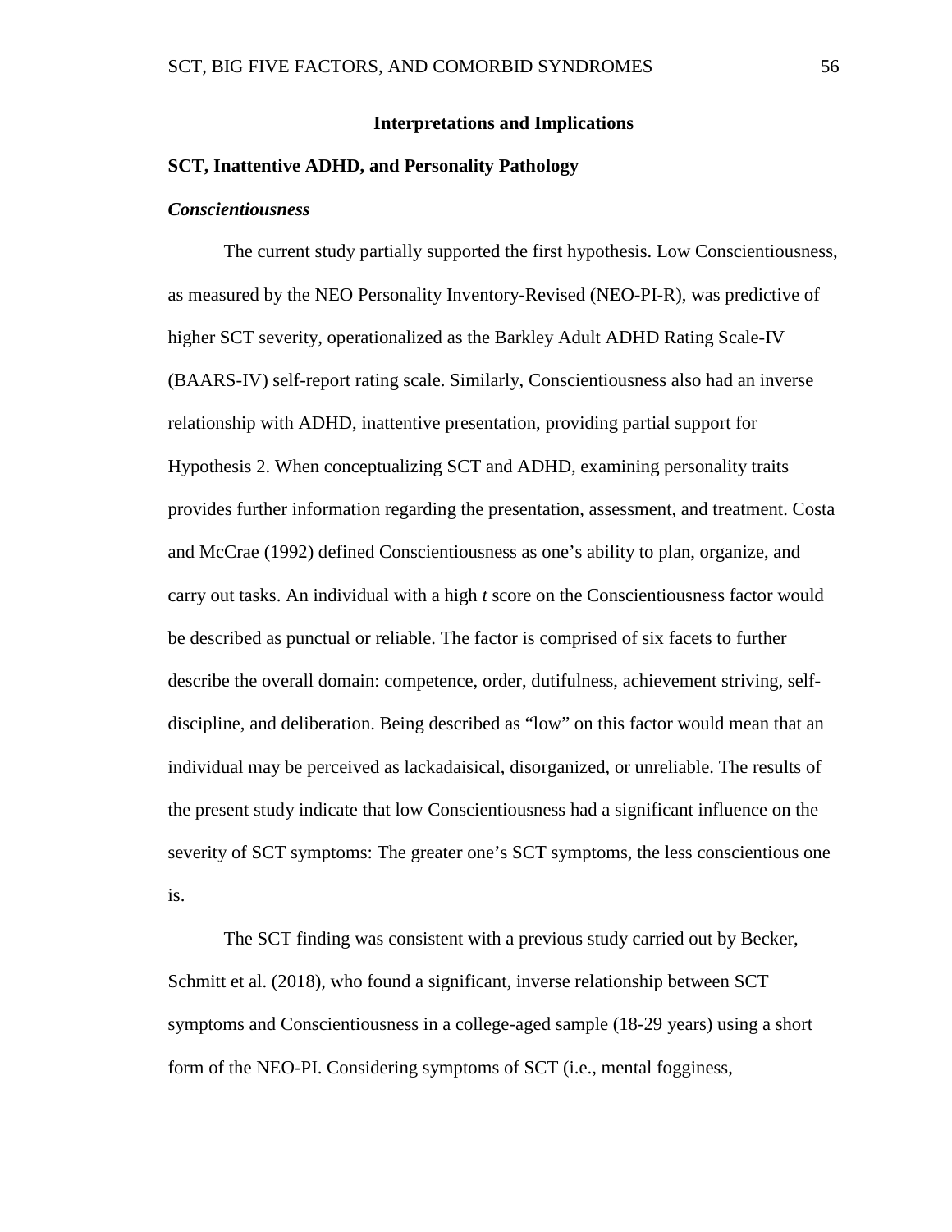## Interpretations and Implications

### SCT, Inattentive ADHD, and Personality Pathology

#### *Conscientiousness*

The current study partially supported the first hypothesis. Low Conscientiousness, as measured by the NEO Personality Inventory-Revised (NEO-PI-R), was predictive of higher SCT severity, operationalized as the Barkley Adult ADHD Rating Scale-IV (BAARS-IV) self-report rating scale. Similarly, Conscientiousness also had an inverse relationship with ADHD, inattentive presentation, providing partial support for Hypothesis 2. When conceptualizing SCT and ADHD, examining personality traits provides further information regarding the presentation, assessment, and treatment. Costa and McCrae (1992) defined Conscientiousness as one's ability to plan, organize, and carry out tasks. An individual with a high *t* score on the Conscientiousness factor would be described as punctual or reliable. The factor is comprised of six facets to further describe the overall domain: competence, order, dutifulness, achievement striving, self-discipline, and deliberation. Being described as "low" on this factor would mean that an individual may be perceived as lackadaisical, disorganized, or unreliable. The results of the present study indicate that low Conscientiousness had a significant influence on the severity of SCT symptoms: The greater one's SCT symptoms, the less conscientious one is.

The SCT finding was consistent with a previous study carried out by Becker, Schmitt et al. (2018), who found a significant, inverse relationship between SCT symptoms and Conscientiousness in a college-aged sample (18-29 years) using a short form of the NEO-PI. Considering symptoms of SCT (i.e., mental fogginess,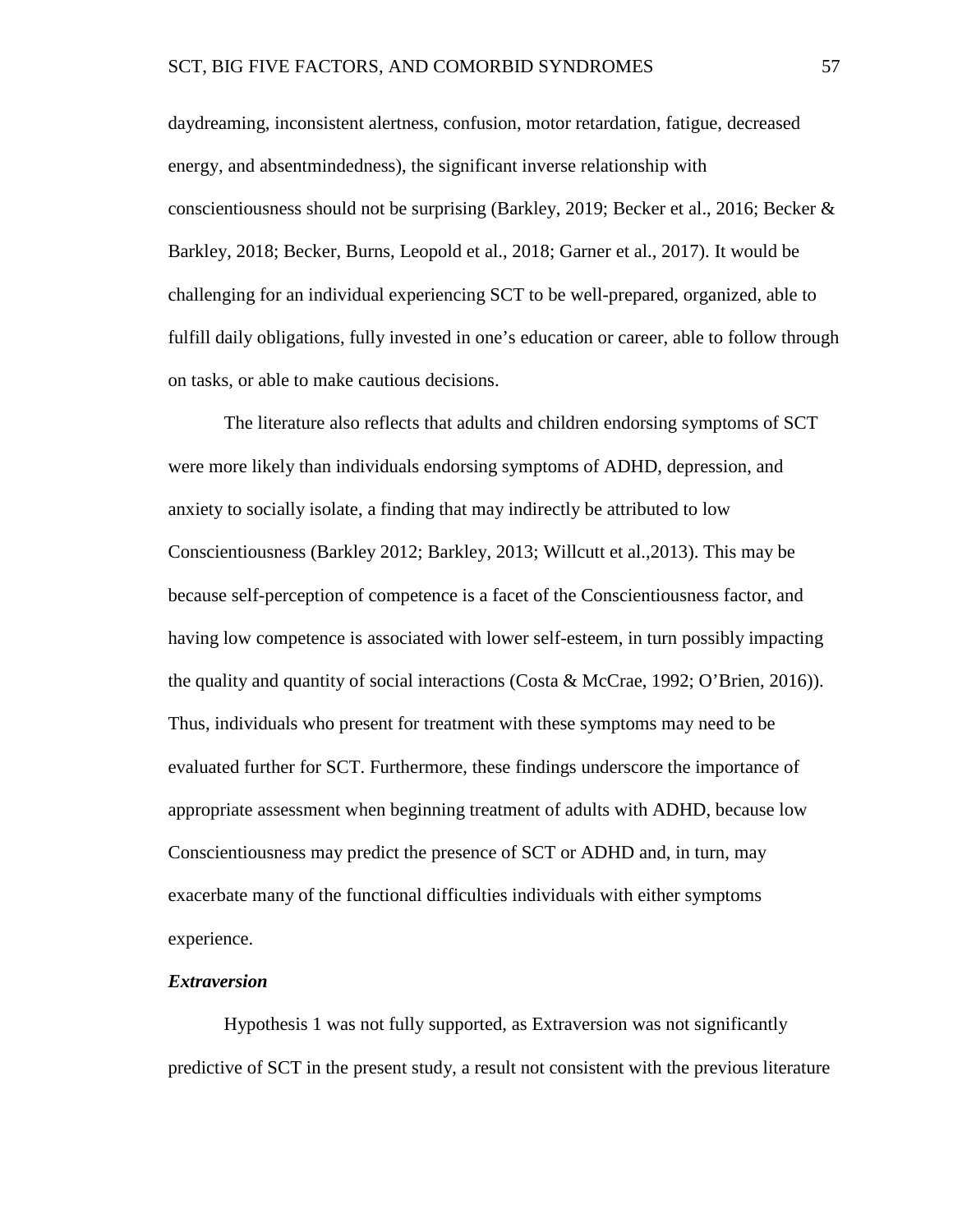daydreaming, inconsistent alertness, confusion, motor retardation, fatigue, decreased energy, and absentmindedness), the significant inverse relationship with conscientiousness should not be surprising (Barkley, 2019; Becker et al., 2016; Becker & Barkley, 2018; Becker, Burns, Leopold et al., 2018; Garner et al., 2017). It would be challenging for an individual experiencing SCT to be well-prepared, organized, able to fulfill daily obligations, fully invested in one's education or career, able to follow through on tasks, or able to make cautious decisions.

The literature also reflects that adults and children endorsing symptoms of SCT were more likely than individuals endorsing symptoms of ADHD, depression, and anxiety to socially isolate, a finding that may indirectly be attributed to low Conscientiousness (Barkley 2012; Barkley, 2013; Willcutt et al.,2013). This may be because self-perception of competence is a facet of the Conscientiousness factor, and having low competence is associated with lower self-esteem, in turn possibly impacting the quality and quantity of social interactions (Costa & McCrae, 1992; O'Brien, 2016)). Thus, individuals who present for treatment with these symptoms may need to be evaluated further for SCT. Furthermore, these findings underscore the importance of appropriate assessment when beginning treatment of adults with ADHD, because low Conscientiousness may predict the presence of SCT or ADHD and, in turn, may exacerbate many of the functional difficulties individuals with either symptoms experience.

### *Extraversion*

Hypothesis 1 was not fully supported, as Extraversion was not significantly predictive of SCT in the present study, a result not consistent with the previous literature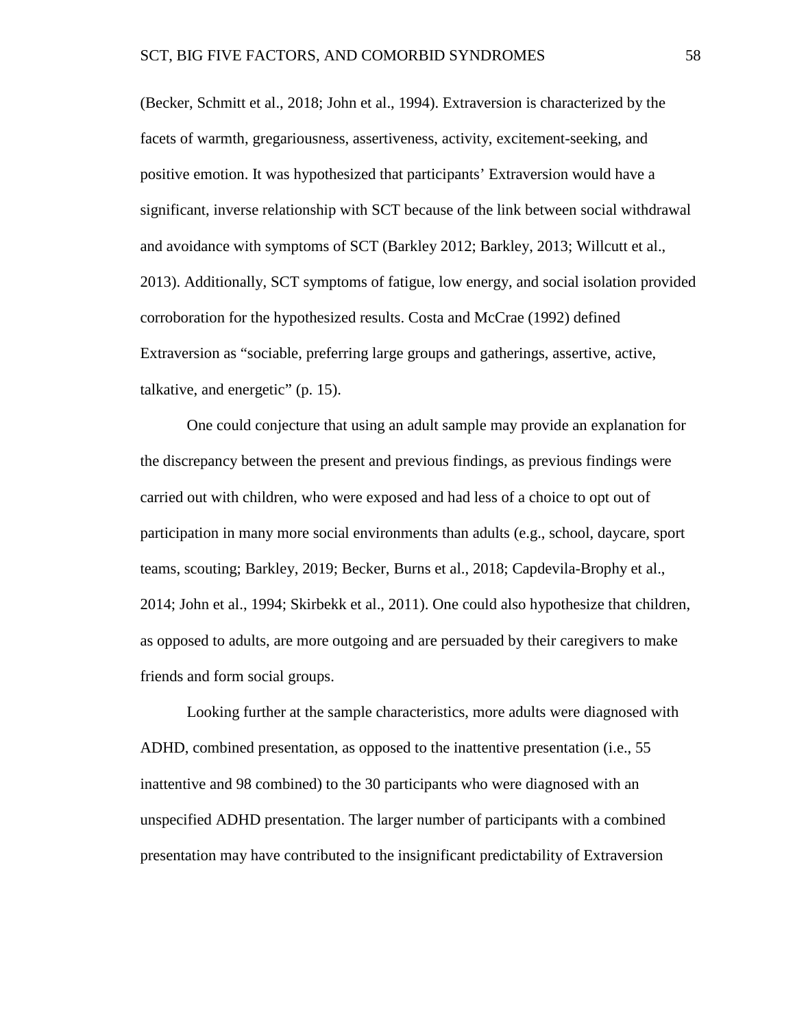(Becker, Schmitt et al., 2018; John et al., 1994). Extraversion is characterized by the facets of warmth, gregariousness, assertiveness, activity, excitement-seeking, and positive emotion. It was hypothesized that participants' Extraversion would have a significant, inverse relationship with SCT because of the link between social withdrawal and avoidance with symptoms of SCT (Barkley 2012; Barkley, 2013; Willcutt et al., 2013). Additionally, SCT symptoms of fatigue, low energy, and social isolation provided corroboration for the hypothesized results. Costa and McCrae (1992) defined Extraversion as "sociable, preferring large groups and gatherings, assertive, active, talkative, and energetic" (p. 15).

One could conjecture that using an adult sample may provide an explanation for the discrepancy between the present and previous findings, as previous findings were carried out with children, who were exposed and had less of a choice to opt out of participation in many more social environments than adults (e.g., school, daycare, sport teams, scouting; Barkley, 2019; Becker, Burns et al., 2018; Capdevila-Brophy et al., 2014; John et al., 1994; Skirbekk et al., 2011). One could also hypothesize that children, as opposed to adults, are more outgoing and are persuaded by their caregivers to make friends and form social groups.

Looking further at the sample characteristics, more adults were diagnosed with ADHD, combined presentation, as opposed to the inattentive presentation (i.e., 55 inattentive and 98 combined) to the 30 participants who were diagnosed with an unspecified ADHD presentation. The larger number of participants with a combined presentation may have contributed to the insignificant predictability of Extraversion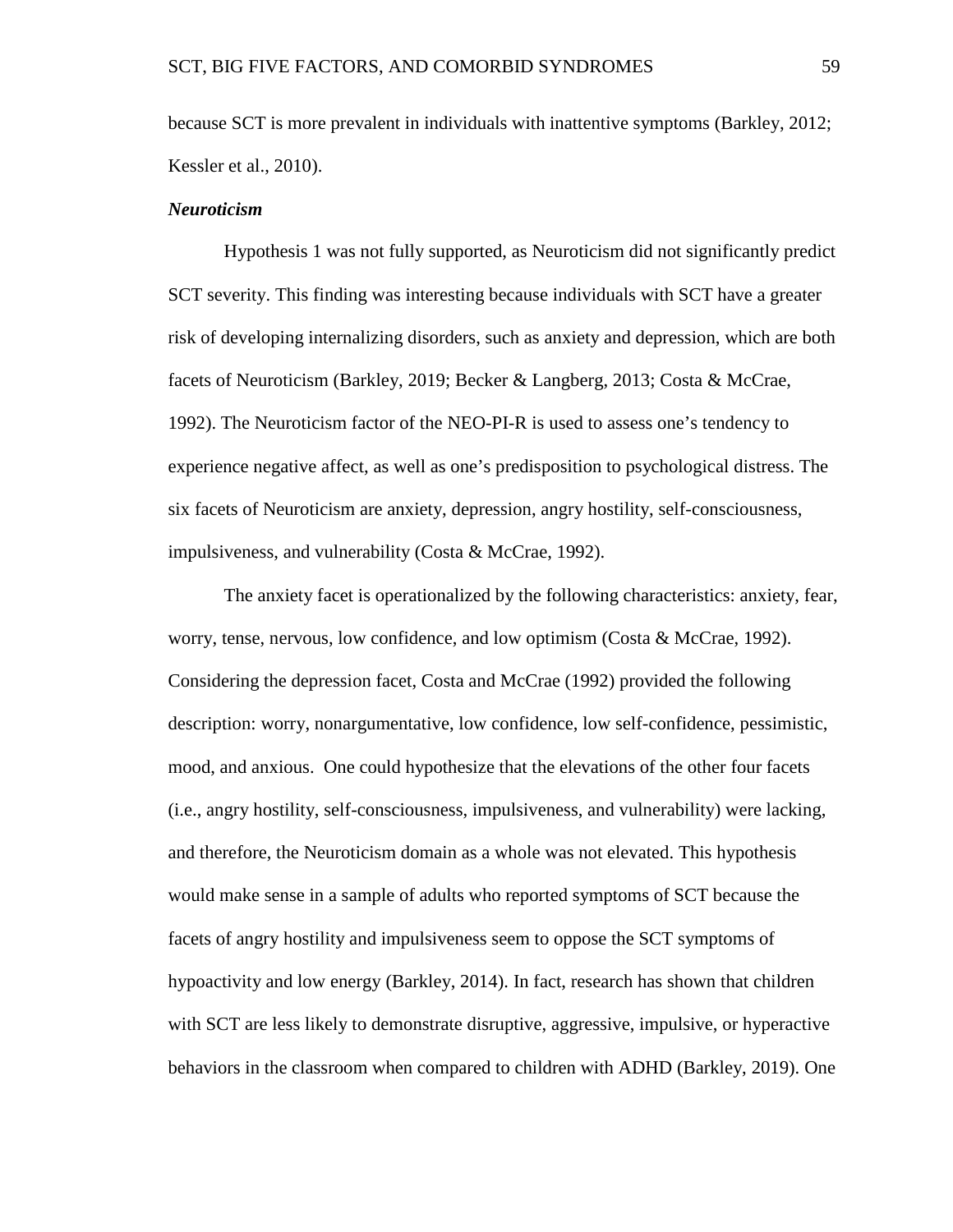because SCT is more prevalent in individuals with inattentive symptoms (Barkley, 2012; Kessler et al., 2010).

### *Neuroticism*

Hypothesis 1 was not fully supported, as Neuroticism did not significantly predict SCT severity. This finding was interesting because individuals with SCT have a greater risk of developing internalizing disorders, such as anxiety and depression, which are both facets of Neuroticism (Barkley, 2019; Becker & Langberg, 2013; Costa & McCrae, 1992). The Neuroticism factor of the NEO-PI-R is used to assess one's tendency to experience negative affect, as well as one's predisposition to psychological distress. The six facets of Neuroticism are anxiety, depression, angry hostility, self-consciousness, impulsiveness, and vulnerability (Costa & McCrae, 1992).

The anxiety facet is operationalized by the following characteristics: anxiety, fear, worry, tense, nervous, low confidence, and low optimism (Costa & McCrae, 1992). Considering the depression facet, Costa and McCrae (1992) provided the following description: worry, nonargumentative, low confidence, low self-confidence, pessimistic, mood, and anxious. One could hypothesize that the elevations of the other four facets (i.e., angry hostility, self-consciousness, impulsiveness, and vulnerability) were lacking, and therefore, the Neuroticism domain as a whole was not elevated. This hypothesis would make sense in a sample of adults who reported symptoms of SCT because the facets of angry hostility and impulsiveness seem to oppose the SCT symptoms of hypoactivity and low energy (Barkley, 2014). In fact, research has shown that children with SCT are less likely to demonstrate disruptive, aggressive, impulsive, or hyperactive behaviors in the classroom when compared to children with ADHD (Barkley, 2019). One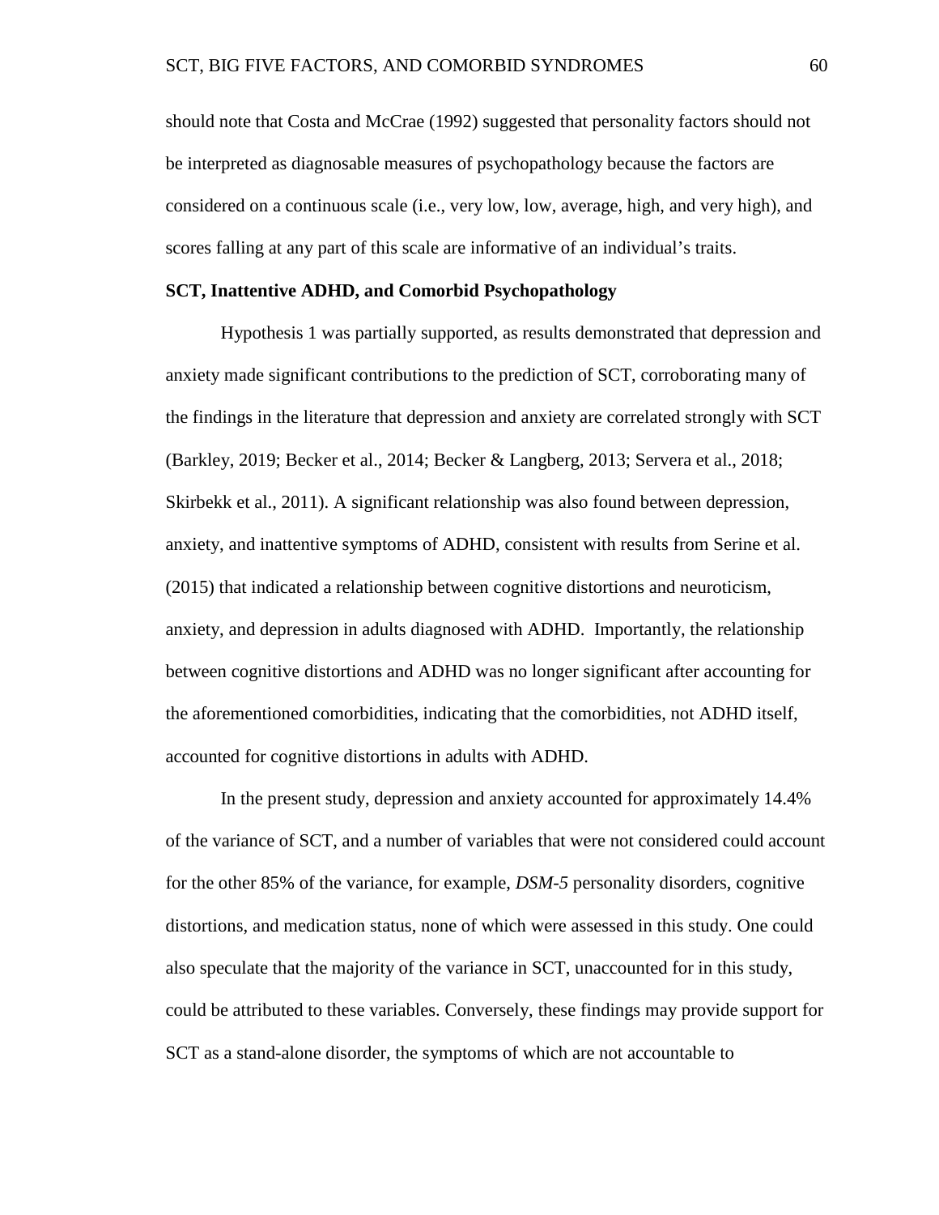should note that Costa and McCrae (1992) suggested that personality factors should not be interpreted as diagnosable measures of psychopathology because the factors are considered on a continuous scale (i.e., very low, low, average, high, and very high), and scores falling at any part of this scale are informative of an individual's traits.

### SCT, Inattentive ADHD, and Comorbid Psychopathology

Hypothesis 1 was partially supported, as results demonstrated that depression and anxiety made significant contributions to the prediction of SCT, corroborating many of the findings in the literature that depression and anxiety are correlated strongly with SCT (Barkley, 2019; Becker et al., 2014; Becker & Langberg, 2013; Servera et al., 2018; Skirbekk et al., 2011). A significant relationship was also found between depression, anxiety, and inattentive symptoms of ADHD, consistent with results from Serine et al. (2015) that indicated a relationship between cognitive distortions and neuroticism, anxiety, and depression in adults diagnosed with ADHD. Importantly, the relationship between cognitive distortions and ADHD was no longer significant after accounting for the aforementioned comorbidities, indicating that the comorbidities, not ADHD itself, accounted for cognitive distortions in adults with ADHD.

In the present study, depression and anxiety accounted for approximately 14.4% of the variance of SCT, and a number of variables that were not considered could account for the other 85% of the variance, for example, *DSM-5* personality disorders, cognitive distortions, and medication status, none of which were assessed in this study. One could also speculate that the majority of the variance in SCT, unaccounted for in this study, could be attributed to these variables. Conversely, these findings may provide support for SCT as a stand-alone disorder, the symptoms of which are not accountable to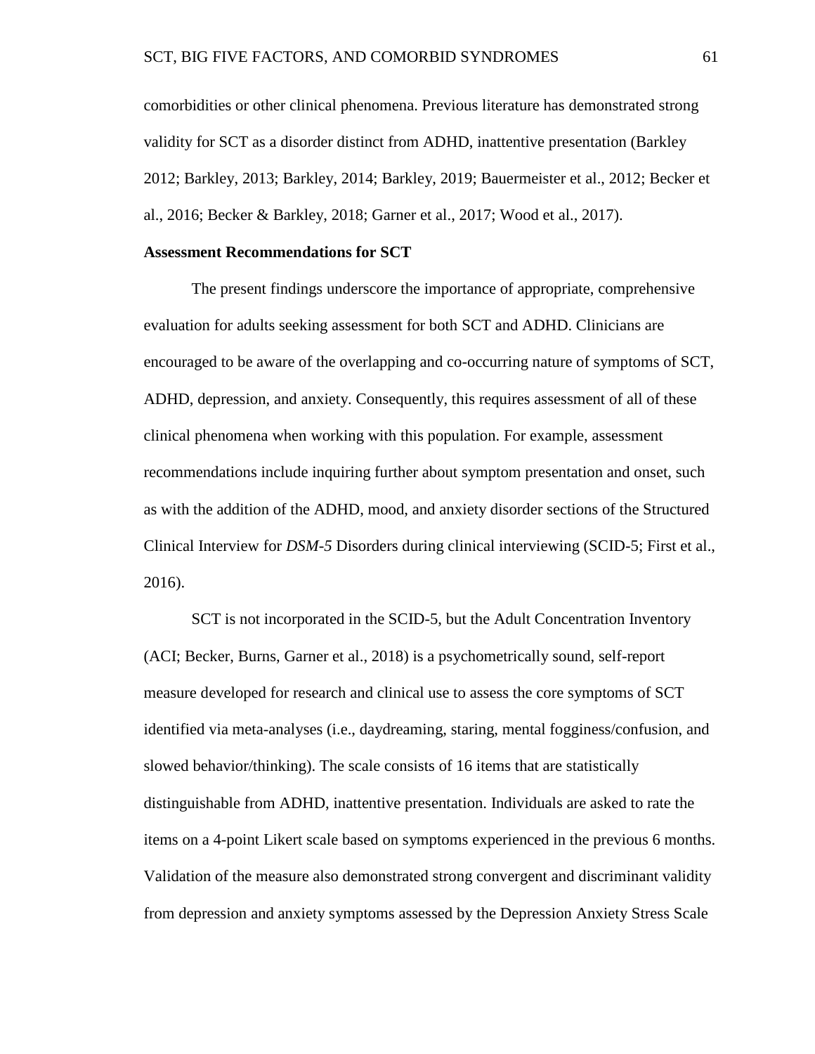comorbidities or other clinical phenomena. Previous literature has demonstrated strong validity for SCT as a disorder distinct from ADHD, inattentive presentation (Barkley 2012; Barkley, 2013; Barkley, 2014; Barkley, 2019; Bauermeister et al., 2012; Becker et al., 2016; Becker & Barkley, 2018; Garner et al., 2017; Wood et al., 2017).

**Assessment Recommendations for SCT**

The present findings underscore the importance of appropriate, comprehensive evaluation for adults seeking assessment for both SCT and ADHD. Clinicians are encouraged to be aware of the overlapping and co-occurring nature of symptoms of SCT, ADHD, depression, and anxiety. Consequently, this requires assessment of all of these clinical phenomena when working with this population. For example, assessment recommendations include inquiring further about symptom presentation and onset, such as with the addition of the ADHD, mood, and anxiety disorder sections of the Structured Clinical Interview for *DSM-5* Disorders during clinical interviewing (SCID-5; First et al., 2016).

SCT is not incorporated in the SCID-5, but the Adult Concentration Inventory (ACI; Becker, Burns, Garner et al., 2018) is a psychometrically sound, self-report measure developed for research and clinical use to assess the core symptoms of SCT identified via meta-analyses (i.e., daydreaming, staring, mental fogginess/confusion, and slowed behavior/thinking). The scale consists of 16 items that are statistically distinguishable from ADHD, inattentive presentation. Individuals are asked to rate the items on a 4-point Likert scale based on symptoms experienced in the previous 6 months. Validation of the measure also demonstrated strong convergent and discriminant validity from depression and anxiety symptoms assessed by the Depression Anxiety Stress Scale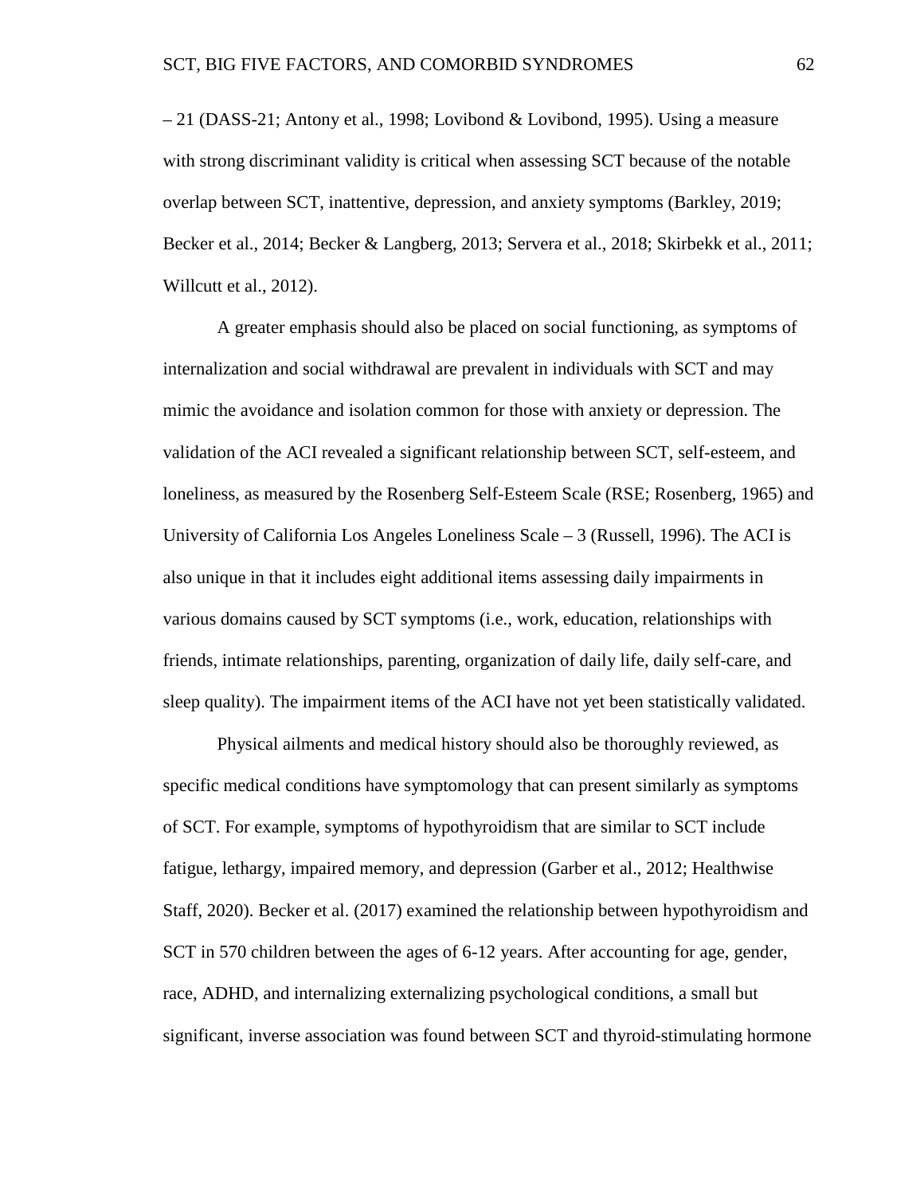– 21 (DASS-21; Antony et al., 1998; Lovibond & Lovibond, 1995). Using a measure with strong discriminant validity is critical when assessing SCT because of the notable overlap between SCT, inattentive, depression, and anxiety symptoms (Barkley, 2019; Becker et al., 2014; Becker & Langberg, 2013; Servera et al., 2018; Skirbekk et al., 2011; Willcutt et al., 2012).

A greater emphasis should also be placed on social functioning, as symptoms of internalization and social withdrawal are prevalent in individuals with SCT and may mimic the avoidance and isolation common for those with anxiety or depression. The validation of the ACI revealed a significant relationship between SCT, self-esteem, and loneliness, as measured by the Rosenberg Self-Esteem Scale (RSE; Rosenberg, 1965) and University of California Los Angeles Loneliness Scale – 3 (Russell, 1996). The ACI is also unique in that it includes eight additional items assessing daily impairments in various domains caused by SCT symptoms (i.e., work, education, relationships with friends, intimate relationships, parenting, organization of daily life, daily self-care, and sleep quality). The impairment items of the ACI have not yet been statistically validated.

Physical ailments and medical history should also be thoroughly reviewed, as specific medical conditions have symptomology that can present similarly as symptoms of SCT. For example, symptoms of hypothyroidism that are similar to SCT include fatigue, lethargy, impaired memory, and depression (Garber et al., 2012; Healthwise Staff, 2020). Becker et al. (2017) examined the relationship between hypothyroidism and SCT in 570 children between the ages of 6-12 years. After accounting for age, gender, race, ADHD, and internalizing externalizing psychological conditions, a small but significant, inverse association was found between SCT and thyroid-stimulating hormone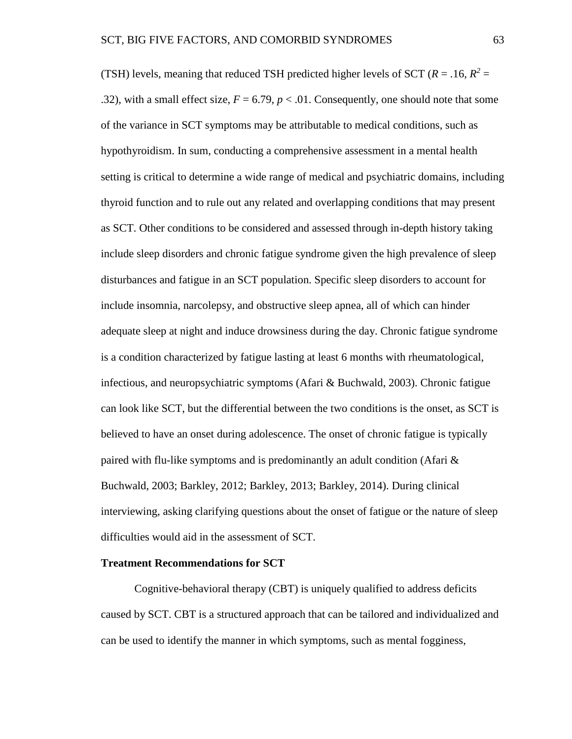(TSH) levels, meaning that reduced TSH predicted higher levels of SCT ($R = .16$, $R^2 = .32$), with a small effect size, $F = 6.79$, $p < .01$. Consequently, one should note that some of the variance in SCT symptoms may be attributable to medical conditions, such as hypothyroidism. In sum, conducting a comprehensive assessment in a mental health setting is critical to determine a wide range of medical and psychiatric domains, including thyroid function and to rule out any related and overlapping conditions that may present as SCT. Other conditions to be considered and assessed through in-depth history taking include sleep disorders and chronic fatigue syndrome given the high prevalence of sleep disturbances and fatigue in an SCT population. Specific sleep disorders to account for include insomnia, narcolepsy, and obstructive sleep apnea, all of which can hinder adequate sleep at night and induce drowsiness during the day. Chronic fatigue syndrome is a condition characterized by fatigue lasting at least 6 months with rheumatological, infectious, and neuropsychiatric symptoms (Afari & Buchwald, 2003). Chronic fatigue can look like SCT, but the differential between the two conditions is the onset, as SCT is believed to have an onset during adolescence. The onset of chronic fatigue is typically paired with flu-like symptoms and is predominantly an adult condition (Afari & Buchwald, 2003; Barkley, 2012; Barkley, 2013; Barkley, 2014). During clinical interviewing, asking clarifying questions about the onset of fatigue or the nature of sleep difficulties would aid in the assessment of SCT.

## Treatment Recommendations for SCT

Cognitive-behavioral therapy (CBT) is uniquely qualified to address deficits caused by SCT. CBT is a structured approach that can be tailored and individualized and can be used to identify the manner in which symptoms, such as mental fogginess,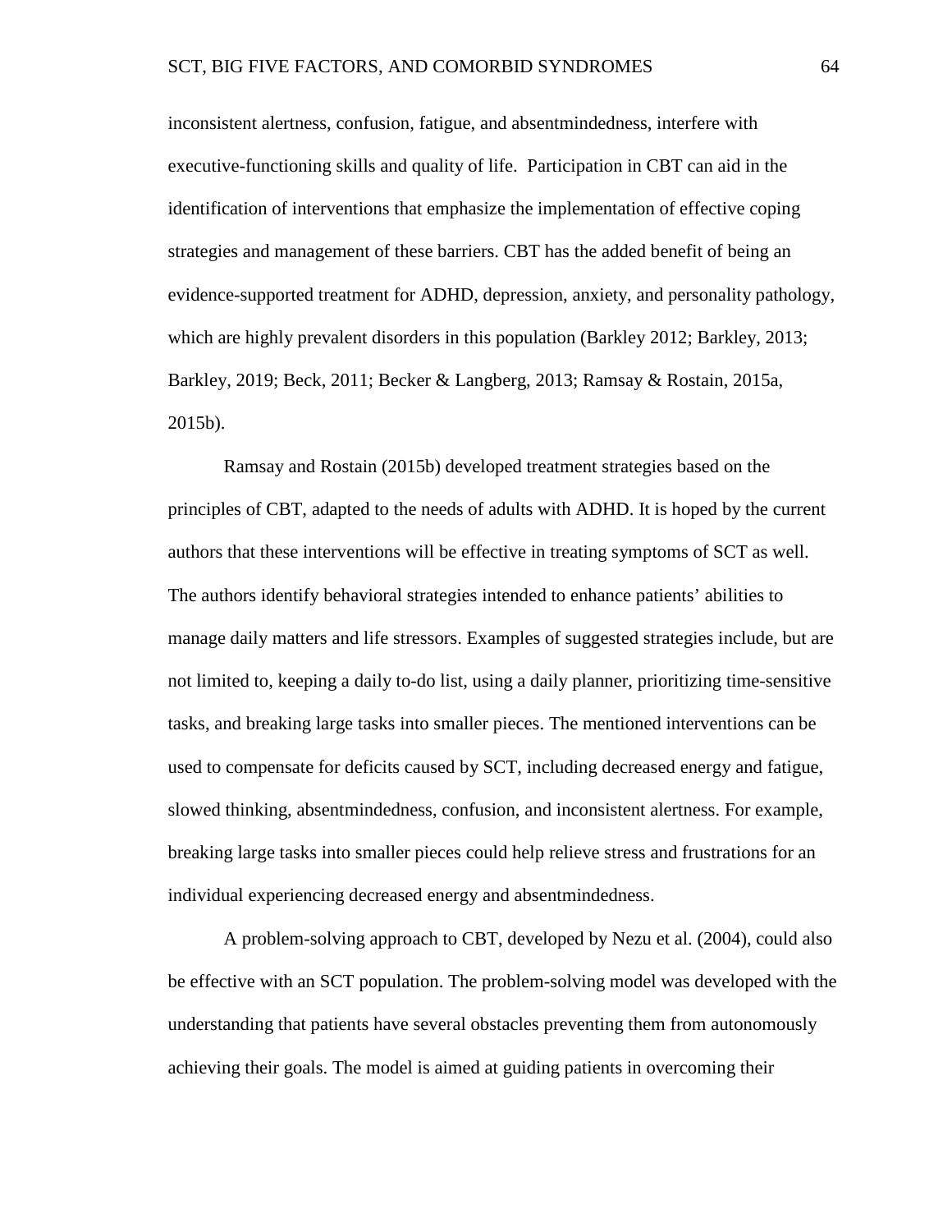inconsistent alertness, confusion, fatigue, and absentmindedness, interfere with executive-functioning skills and quality of life. Participation in CBT can aid in the identification of interventions that emphasize the implementation of effective coping strategies and management of these barriers. CBT has the added benefit of being an evidence-supported treatment for ADHD, depression, anxiety, and personality pathology, which are highly prevalent disorders in this population (Barkley 2012; Barkley, 2013; Barkley, 2019; Beck, 2011; Becker & Langberg, 2013; Ramsay & Rostain, 2015a, 2015b).

Ramsay and Rostain (2015b) developed treatment strategies based on the principles of CBT, adapted to the needs of adults with ADHD. It is hoped by the current authors that these interventions will be effective in treating symptoms of SCT as well. The authors identify behavioral strategies intended to enhance patients' abilities to manage daily matters and life stressors. Examples of suggested strategies include, but are not limited to, keeping a daily to-do list, using a daily planner, prioritizing time-sensitive tasks, and breaking large tasks into smaller pieces. The mentioned interventions can be used to compensate for deficits caused by SCT, including decreased energy and fatigue, slowed thinking, absentmindedness, confusion, and inconsistent alertness. For example, breaking large tasks into smaller pieces could help relieve stress and frustrations for an individual experiencing decreased energy and absentmindedness.

A problem-solving approach to CBT, developed by Nezu et al. (2004), could also be effective with an SCT population. The problem-solving model was developed with the understanding that patients have several obstacles preventing them from autonomously achieving their goals. The model is aimed at guiding patients in overcoming their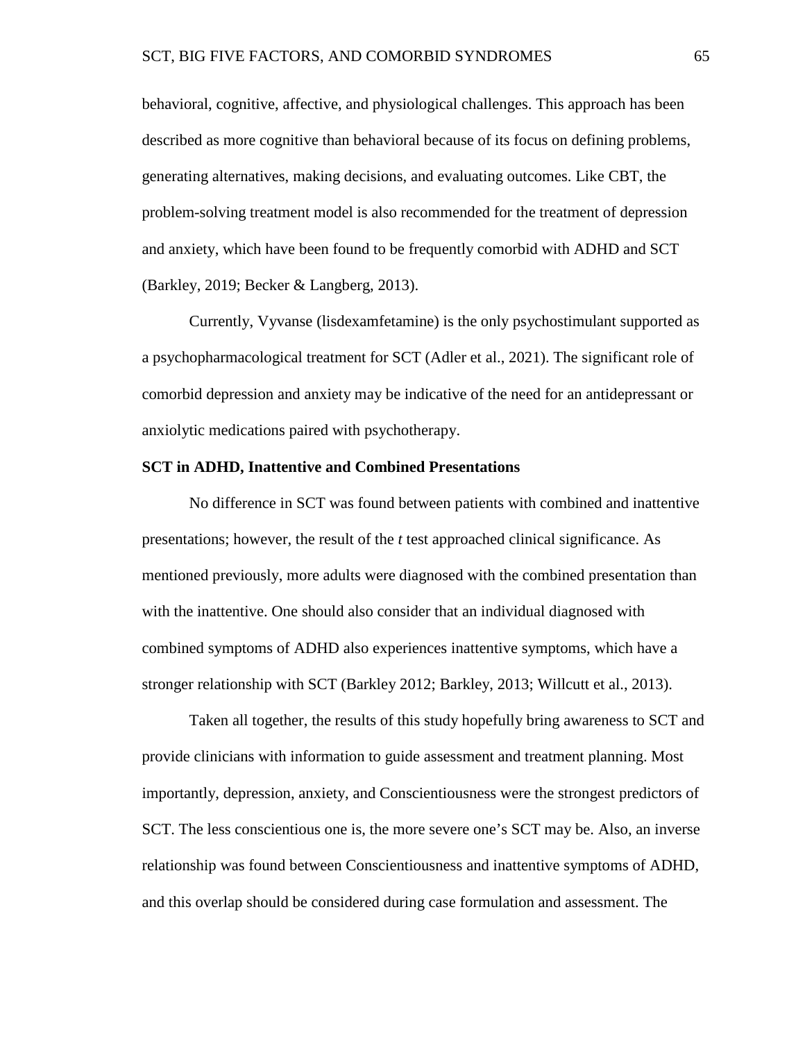behavioral, cognitive, affective, and physiological challenges. This approach has been described as more cognitive than behavioral because of its focus on defining problems, generating alternatives, making decisions, and evaluating outcomes. Like CBT, the problem-solving treatment model is also recommended for the treatment of depression and anxiety, which have been found to be frequently comorbid with ADHD and SCT (Barkley, 2019; Becker & Langberg, 2013).

Currently, Vyvanse (lisdexamfetamine) is the only psychostimulant supported as a psychopharmacological treatment for SCT (Adler et al., 2021). The significant role of comorbid depression and anxiety may be indicative of the need for an antidepressant or anxiolytic medications paired with psychotherapy.

**SCT in ADHD, Inattentive and Combined Presentations**

No difference in SCT was found between patients with combined and inattentive presentations; however, the result of the *t* test approached clinical significance. As mentioned previously, more adults were diagnosed with the combined presentation than with the inattentive. One should also consider that an individual diagnosed with combined symptoms of ADHD also experiences inattentive symptoms, which have a stronger relationship with SCT (Barkley 2012; Barkley, 2013; Willcutt et al., 2013).

Taken all together, the results of this study hopefully bring awareness to SCT and provide clinicians with information to guide assessment and treatment planning. Most importantly, depression, anxiety, and Conscientiousness were the strongest predictors of SCT. The less conscientious one is, the more severe one's SCT may be. Also, an inverse relationship was found between Conscientiousness and inattentive symptoms of ADHD, and this overlap should be considered during case formulation and assessment. The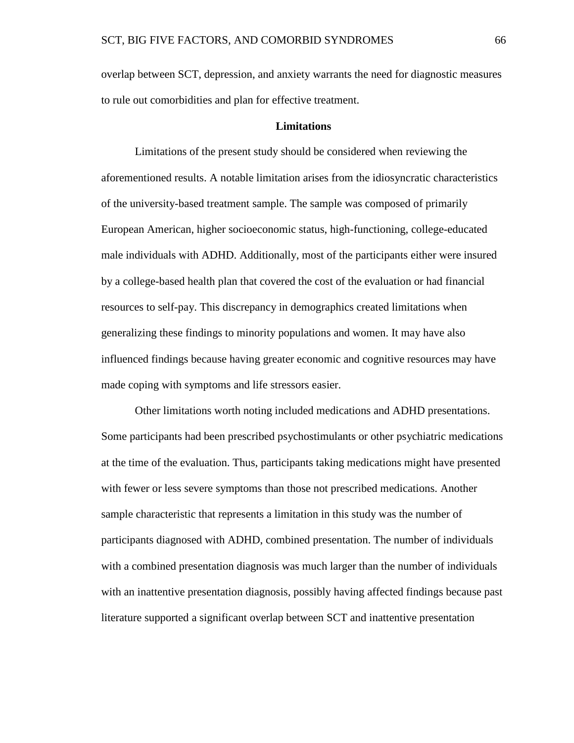overlap between SCT, depression, and anxiety warrants the need for diagnostic measures to rule out comorbidities and plan for effective treatment.

## Limitations

Limitations of the present study should be considered when reviewing the aforementioned results. A notable limitation arises from the idiosyncratic characteristics of the university-based treatment sample. The sample was composed of primarily European American, higher socioeconomic status, high-functioning, college-educated male individuals with ADHD. Additionally, most of the participants either were insured by a college-based health plan that covered the cost of the evaluation or had financial resources to self-pay. This discrepancy in demographics created limitations when generalizing these findings to minority populations and women. It may have also influenced findings because having greater economic and cognitive resources may have made coping with symptoms and life stressors easier.

Other limitations worth noting included medications and ADHD presentations. Some participants had been prescribed psychostimulants or other psychiatric medications at the time of the evaluation. Thus, participants taking medications might have presented with fewer or less severe symptoms than those not prescribed medications. Another sample characteristic that represents a limitation in this study was the number of participants diagnosed with ADHD, combined presentation. The number of individuals with a combined presentation diagnosis was much larger than the number of individuals with an inattentive presentation diagnosis, possibly having affected findings because past literature supported a significant overlap between SCT and inattentive presentation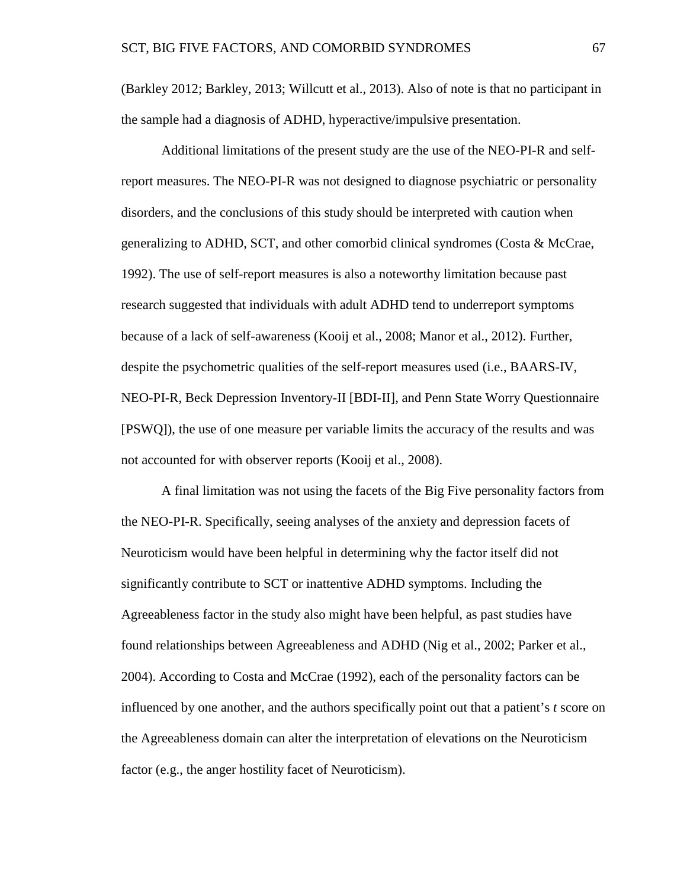(Barkley 2012; Barkley, 2013; Willcutt et al., 2013). Also of note is that no participant in the sample had a diagnosis of ADHD, hyperactive/impulsive presentation.

Additional limitations of the present study are the use of the NEO-PI-R and self-report measures. The NEO-PI-R was not designed to diagnose psychiatric or personality disorders, and the conclusions of this study should be interpreted with caution when generalizing to ADHD, SCT, and other comorbid clinical syndromes (Costa & McCrae, 1992). The use of self-report measures is also a noteworthy limitation because past research suggested that individuals with adult ADHD tend to underreport symptoms because of a lack of self-awareness (Kooij et al., 2008; Manor et al., 2012). Further, despite the psychometric qualities of the self-report measures used (i.e., BAARS-IV, NEO-PI-R, Beck Depression Inventory-II [BDI-II], and Penn State Worry Questionnaire [PSWQ]), the use of one measure per variable limits the accuracy of the results and was not accounted for with observer reports (Kooij et al., 2008).

A final limitation was not using the facets of the Big Five personality factors from the NEO-PI-R. Specifically, seeing analyses of the anxiety and depression facets of Neuroticism would have been helpful in determining why the factor itself did not significantly contribute to SCT or inattentive ADHD symptoms. Including the Agreeableness factor in the study also might have been helpful, as past studies have found relationships between Agreeableness and ADHD (Nig et al., 2002; Parker et al., 2004). According to Costa and McCrae (1992), each of the personality factors can be influenced by one another, and the authors specifically point out that a patient's *t* score on the Agreeableness domain can alter the interpretation of elevations on the Neuroticism factor (e.g., the anger hostility facet of Neuroticism).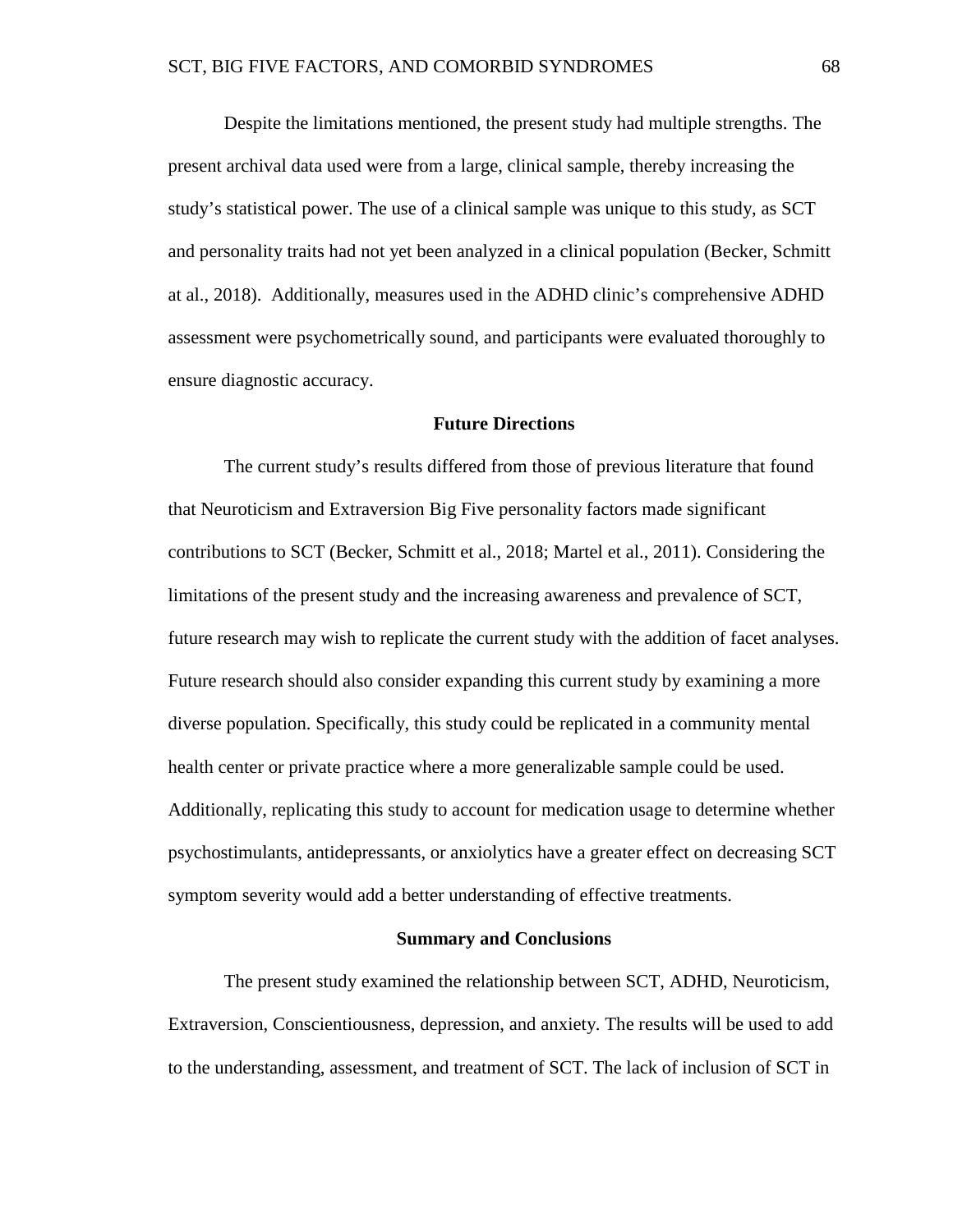Despite the limitations mentioned, the present study had multiple strengths. The present archival data used were from a large, clinical sample, thereby increasing the study's statistical power. The use of a clinical sample was unique to this study, as SCT and personality traits had not yet been analyzed in a clinical population (Becker, Schmitt at al., 2018). Additionally, measures used in the ADHD clinic's comprehensive ADHD assessment were psychometrically sound, and participants were evaluated thoroughly to ensure diagnostic accuracy.

## Future Directions

The current study's results differed from those of previous literature that found that Neuroticism and Extraversion Big Five personality factors made significant contributions to SCT (Becker, Schmitt et al., 2018; Martel et al., 2011). Considering the limitations of the present study and the increasing awareness and prevalence of SCT, future research may wish to replicate the current study with the addition of facet analyses. Future research should also consider expanding this current study by examining a more diverse population. Specifically, this study could be replicated in a community mental health center or private practice where a more generalizable sample could be used. Additionally, replicating this study to account for medication usage to determine whether psychostimulants, antidepressants, or anxiolytics have a greater effect on decreasing SCT symptom severity would add a better understanding of effective treatments.

## Summary and Conclusions

The present study examined the relationship between SCT, ADHD, Neuroticism, Extraversion, Conscientiousness, depression, and anxiety. The results will be used to add to the understanding, assessment, and treatment of SCT. The lack of inclusion of SCT in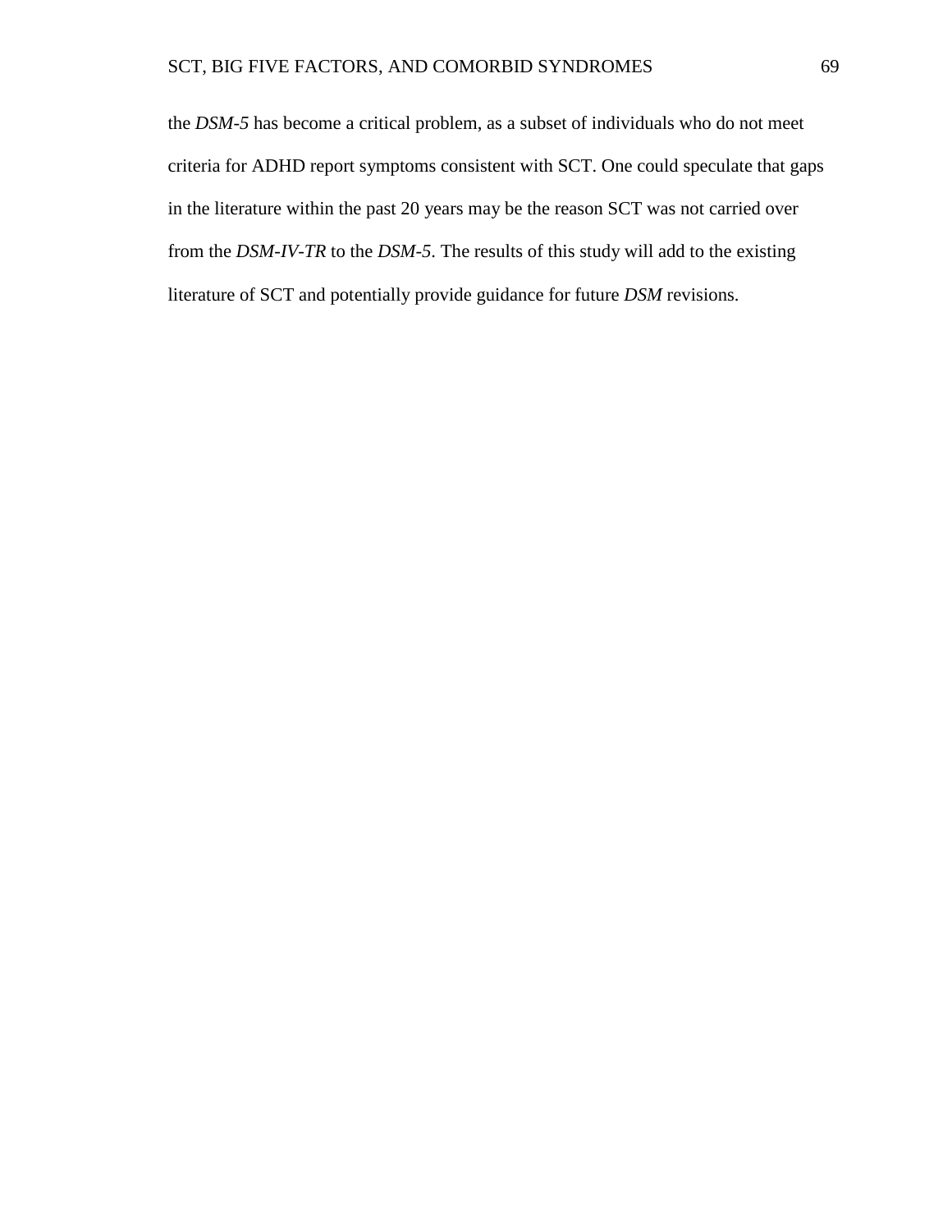the *DSM-5* has become a critical problem, as a subset of individuals who do not meet criteria for ADHD report symptoms consistent with SCT. One could speculate that gaps in the literature within the past 20 years may be the reason SCT was not carried over from the *DSM-IV-TR* to the *DSM-5*. The results of this study will add to the existing literature of SCT and potentially provide guidance for future *DSM* revisions.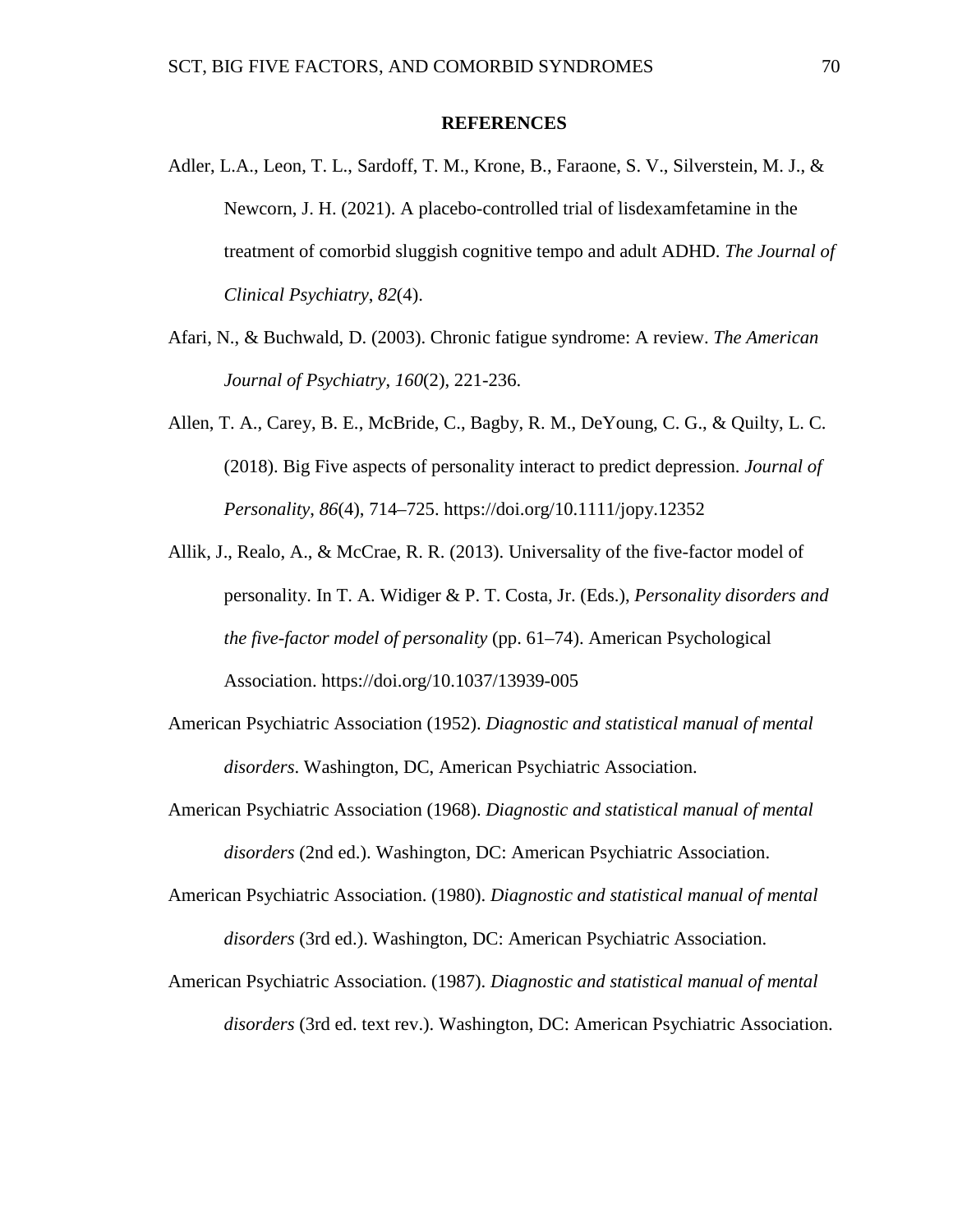# REFERENCES

Adler, L.A., Leon, T. L., Sardoff, T. M., Krone, B., Faraone, S. V., Silverstein, M. J., & Newcorn, J. H. (2021). A placebo-controlled trial of lisdexamfetamine in the treatment of comorbid sluggish cognitive tempo and adult ADHD. *The Journal of Clinical Psychiatry*, *82*(4).

Afari, N., & Buchwald, D. (2003). Chronic fatigue syndrome: A review. *The American Journal of Psychiatry*, *160*(2), 221-236.

Allen, T. A., Carey, B. E., McBride, C., Bagby, R. M., DeYoung, C. G., & Quilty, L. C. (2018). Big Five aspects of personality interact to predict depression. *Journal of Personality*, *86*(4), 714–725. https://doi.org/10.1111/jopy.12352

Allik, J., Realo, A., & McCrae, R. R. (2013). Universality of the five-factor model of personality. In T. A. Widiger & P. T. Costa, Jr. (Eds.), *Personality disorders and the five-factor model of personality* (pp. 61–74). American Psychological Association. https://doi.org/10.1037/13939-005

American Psychiatric Association (1952). *Diagnostic and statistical manual of mental disorders*. Washington, DC, American Psychiatric Association.

American Psychiatric Association (1968). *Diagnostic and statistical manual of mental disorders* (2nd ed.). Washington, DC: American Psychiatric Association.

American Psychiatric Association. (1980). *Diagnostic and statistical manual of mental disorders* (3rd ed.). Washington, DC: American Psychiatric Association.

American Psychiatric Association. (1987). *Diagnostic and statistical manual of mental disorders* (3rd ed. text rev.). Washington, DC: American Psychiatric Association.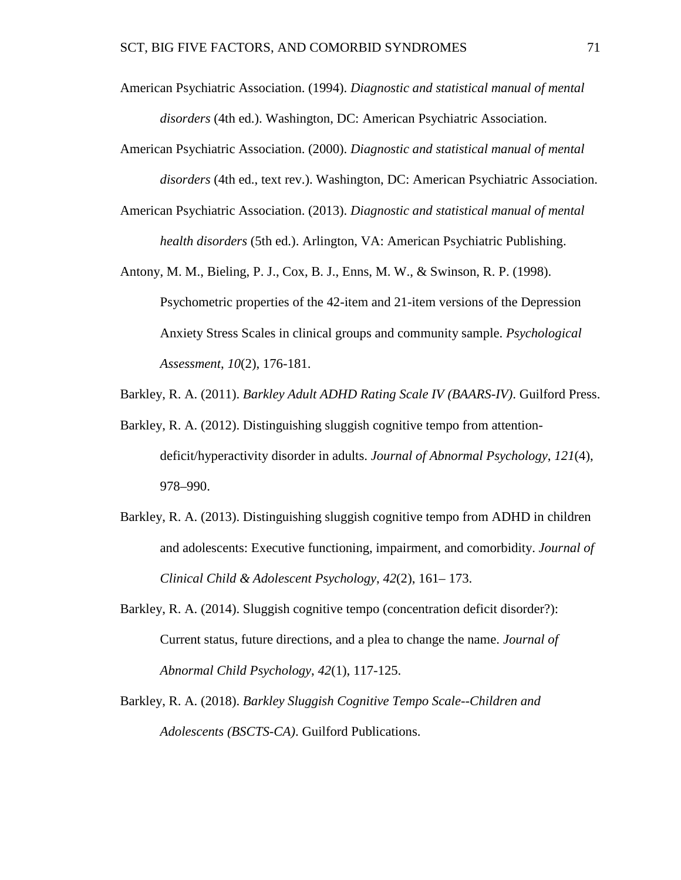American Psychiatric Association. (1994). *Diagnostic and statistical manual of mental disorders* (4th ed.). Washington, DC: American Psychiatric Association.

American Psychiatric Association. (2000). *Diagnostic and statistical manual of mental disorders* (4th ed., text rev.). Washington, DC: American Psychiatric Association.

American Psychiatric Association. (2013). *Diagnostic and statistical manual of mental health disorders* (5th ed.). Arlington, VA: American Psychiatric Publishing.

Antony, M. M., Bieling, P. J., Cox, B. J., Enns, M. W., & Swinson, R. P. (1998). Psychometric properties of the 42-item and 21-item versions of the Depression Anxiety Stress Scales in clinical groups and community sample. *Psychological Assessment*, *10*(2), 176-181.

Barkley, R. A. (2011). *Barkley Adult ADHD Rating Scale IV (BAARS-IV)*. Guilford Press.

Barkley, R. A. (2012). Distinguishing sluggish cognitive tempo from attention-deficit/hyperactivity disorder in adults. *Journal of Abnormal Psychology*, *121*(4), 978–990.

Barkley, R. A. (2013). Distinguishing sluggish cognitive tempo from ADHD in children and adolescents: Executive functioning, impairment, and comorbidity. *Journal of Clinical Child & Adolescent Psychology*, *42*(2), 161– 173.

Barkley, R. A. (2014). Sluggish cognitive tempo (concentration deficit disorder?): Current status, future directions, and a plea to change the name. *Journal of Abnormal Child Psychology*, *42*(1), 117-125.

Barkley, R. A. (2018). *Barkley Sluggish Cognitive Tempo Scale--Children and Adolescents (BSCTS-CA)*. Guilford Publications.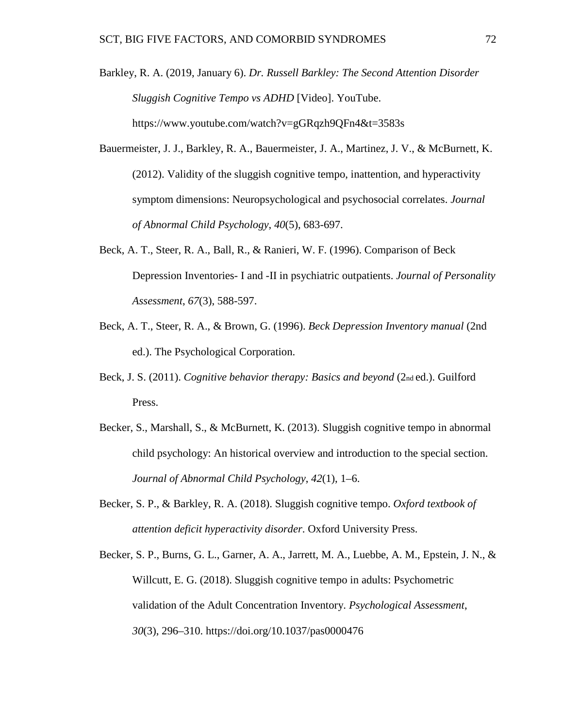Barkley, R. A. (2019, January 6). *Dr. Russell Barkley: The Second Attention Disorder Sluggish Cognitive Tempo vs ADHD* [Video]. YouTube. https://www.youtube.com/watch?v=gGRqzh9QFn4&t=3583s

Bauermeister, J. J., Barkley, R. A., Bauermeister, J. A., Martinez, J. V., & McBurnett, K. (2012). Validity of the sluggish cognitive tempo, inattention, and hyperactivity symptom dimensions: Neuropsychological and psychosocial correlates. *Journal of Abnormal Child Psychology*, *40*(5), 683-697.

Beck, A. T., Steer, R. A., Ball, R., & Ranieri, W. F. (1996). Comparison of Beck Depression Inventories- I and -II in psychiatric outpatients. *Journal of Personality Assessment*, *67*(3), 588-597.

Beck, A. T., Steer, R. A., & Brown, G. (1996). *Beck Depression Inventory manual* (2nd ed.). The Psychological Corporation.

Beck, J. S. (2011). *Cognitive behavior therapy: Basics and beyond* (2nd ed.). Guilford Press.

Becker, S., Marshall, S., & McBurnett, K. (2013). Sluggish cognitive tempo in abnormal child psychology: An historical overview and introduction to the special section. *Journal of Abnormal Child Psychology*, *42*(1), 1–6.

Becker, S. P., & Barkley, R. A. (2018). Sluggish cognitive tempo. *Oxford textbook of attention deficit hyperactivity disorder*. Oxford University Press.

Becker, S. P., Burns, G. L., Garner, A. A., Jarrett, M. A., Luebbe, A. M., Epstein, J. N., & Willcutt, E. G. (2018). Sluggish cognitive tempo in adults: Psychometric validation of the Adult Concentration Inventory. *Psychological Assessment*, *30*(3), 296–310. https://doi.org/10.1037/pas0000476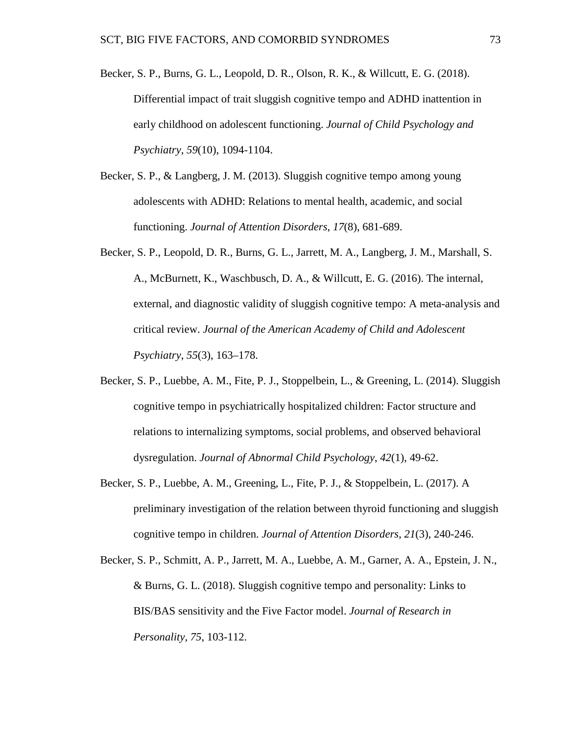Becker, S. P., Burns, G. L., Leopold, D. R., Olson, R. K., & Willcutt, E. G. (2018). Differential impact of trait sluggish cognitive tempo and ADHD inattention in early childhood on adolescent functioning. *Journal of Child Psychology and Psychiatry*, *59*(10), 1094-1104.

Becker, S. P., & Langberg, J. M. (2013). Sluggish cognitive tempo among young adolescents with ADHD: Relations to mental health, academic, and social functioning. *Journal of Attention Disorders*, *17*(8), 681-689.

Becker, S. P., Leopold, D. R., Burns, G. L., Jarrett, M. A., Langberg, J. M., Marshall, S. A., McBurnett, K., Waschbusch, D. A., & Willcutt, E. G. (2016). The internal, external, and diagnostic validity of sluggish cognitive tempo: A meta-analysis and critical review. *Journal of the American Academy of Child and Adolescent Psychiatry*, *55*(3), 163–178.

Becker, S. P., Luebbe, A. M., Fite, P. J., Stoppelbein, L., & Greening, L. (2014). Sluggish cognitive tempo in psychiatrically hospitalized children: Factor structure and relations to internalizing symptoms, social problems, and observed behavioral dysregulation. *Journal of Abnormal Child Psychology*, *42*(1), 49-62.

Becker, S. P., Luebbe, A. M., Greening, L., Fite, P. J., & Stoppelbein, L. (2017). A preliminary investigation of the relation between thyroid functioning and sluggish cognitive tempo in children. *Journal of Attention Disorders*, *21*(3), 240-246.

Becker, S. P., Schmitt, A. P., Jarrett, M. A., Luebbe, A. M., Garner, A. A., Epstein, J. N., & Burns, G. L. (2018). Sluggish cognitive tempo and personality: Links to BIS/BAS sensitivity and the Five Factor model. *Journal of Research in Personality*, *75*, 103-112.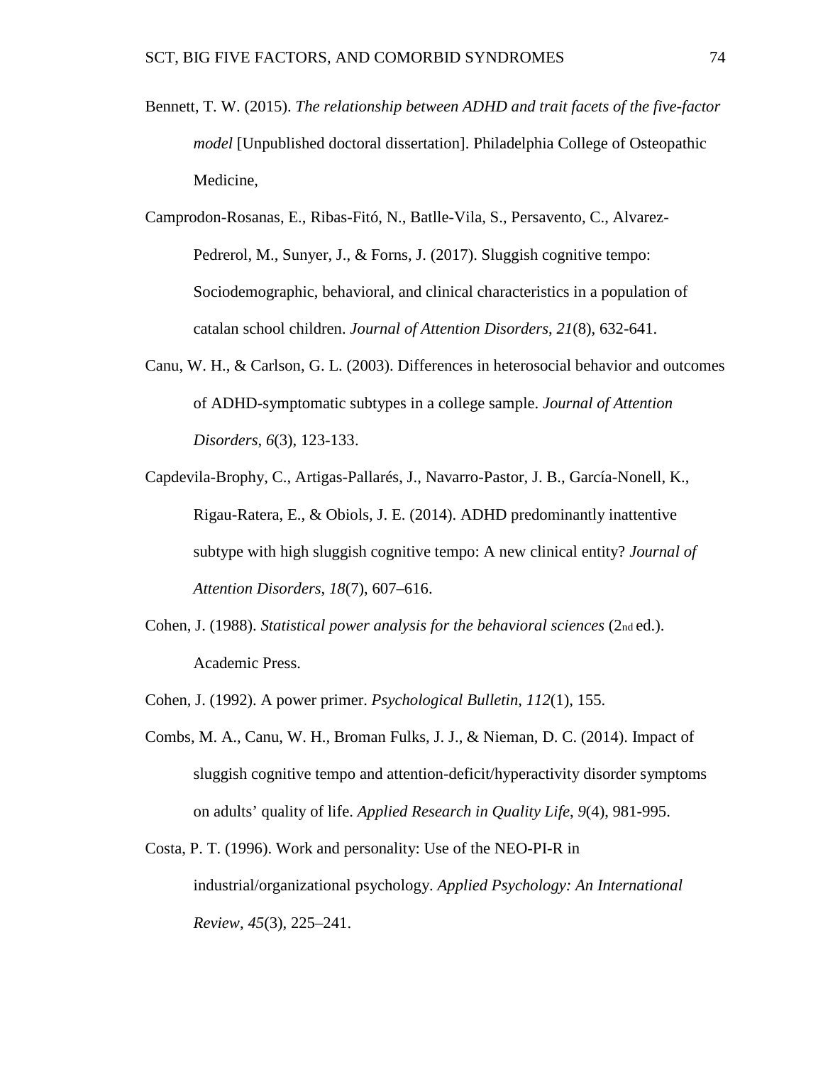Bennett, T. W. (2015). *The relationship between ADHD and trait facets of the five-factor model* [Unpublished doctoral dissertation]. Philadelphia College of Osteopathic Medicine,

Camprodon-Rosanas, E., Ribas-Fitó, N., Batlle-Vila, S., Persavento, C., Alvarez-Pedrerol, M., Sunyer, J., & Forns, J. (2017). Sluggish cognitive tempo: Sociodemographic, behavioral, and clinical characteristics in a population of catalan school children. *Journal of Attention Disorders*, *21*(8), 632-641.

Canu, W. H., & Carlson, G. L. (2003). Differences in heterosocial behavior and outcomes of ADHD-symptomatic subtypes in a college sample. *Journal of Attention Disorders*, *6*(3), 123-133.

Capdevila-Brophy, C., Artigas-Pallarés, J., Navarro-Pastor, J. B., García-Nonell, K., Rigau-Ratera, E., & Obiols, J. E. (2014). ADHD predominantly inattentive subtype with high sluggish cognitive tempo: A new clinical entity? *Journal of Attention Disorders*, *18*(7), 607–616.

Cohen, J. (1988). *Statistical power analysis for the behavioral sciences* (2nd ed.). Academic Press.

Cohen, J. (1992). A power primer. *Psychological Bulletin*, *112*(1), 155.

Combs, M. A., Canu, W. H., Broman Fulks, J. J., & Nieman, D. C. (2014). Impact of sluggish cognitive tempo and attention-deficit/hyperactivity disorder symptoms on adults' quality of life. *Applied Research in Quality Life*, *9*(4), 981-995.

Costa, P. T. (1996). Work and personality: Use of the NEO-PI-R in industrial/organizational psychology. *Applied Psychology: An International Review*, *45*(3), 225–241.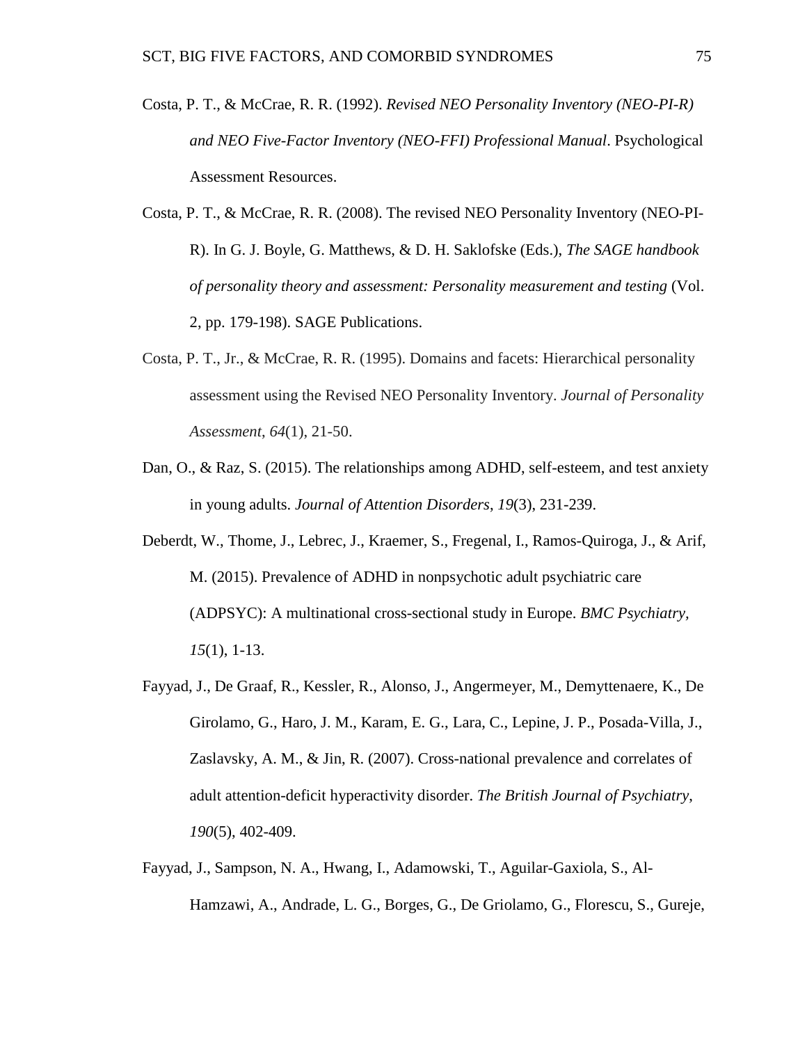Costa, P. T., & McCrae, R. R. (1992). *Revised NEO Personality Inventory (NEO-PI-R) and NEO Five-Factor Inventory (NEO-FFI) Professional Manual*. Psychological Assessment Resources.

Costa, P. T., & McCrae, R. R. (2008). The revised NEO Personality Inventory (NEO-PI-R). In G. J. Boyle, G. Matthews, & D. H. Saklofske (Eds.), *The SAGE handbook of personality theory and assessment: Personality measurement and testing* (Vol. 2, pp. 179-198). SAGE Publications.

Costa, P. T., Jr., & McCrae, R. R. (1995). Domains and facets: Hierarchical personality assessment using the Revised NEO Personality Inventory. *Journal of Personality Assessment*, *64*(1), 21-50.

Dan, O., & Raz, S. (2015). The relationships among ADHD, self-esteem, and test anxiety in young adults. *Journal of Attention Disorders*, *19*(3), 231-239.

Deberdt, W., Thome, J., Lebrec, J., Kraemer, S., Fregenal, I., Ramos-Quiroga, J., & Arif, M. (2015). Prevalence of ADHD in nonpsychotic adult psychiatric care (ADPSYC): A multinational cross-sectional study in Europe. *BMC Psychiatry*, *15*(1), 1-13.

Fayyad, J., De Graaf, R., Kessler, R., Alonso, J., Angermeyer, M., Demyttenaere, K., De Girolamo, G., Haro, J. M., Karam, E. G., Lara, C., Lepine, J. P., Posada-Villa, J., Zaslavsky, A. M., & Jin, R. (2007). Cross-national prevalence and correlates of adult attention-deficit hyperactivity disorder. *The British Journal of Psychiatry*, *190*(5), 402-409.

Fayyad, J., Sampson, N. A., Hwang, I., Adamowski, T., Aguilar-Gaxiola, S., Al-Hamzawi, A., Andrade, L. G., Borges, G., De Griolamo, G., Florescu, S., Gureje,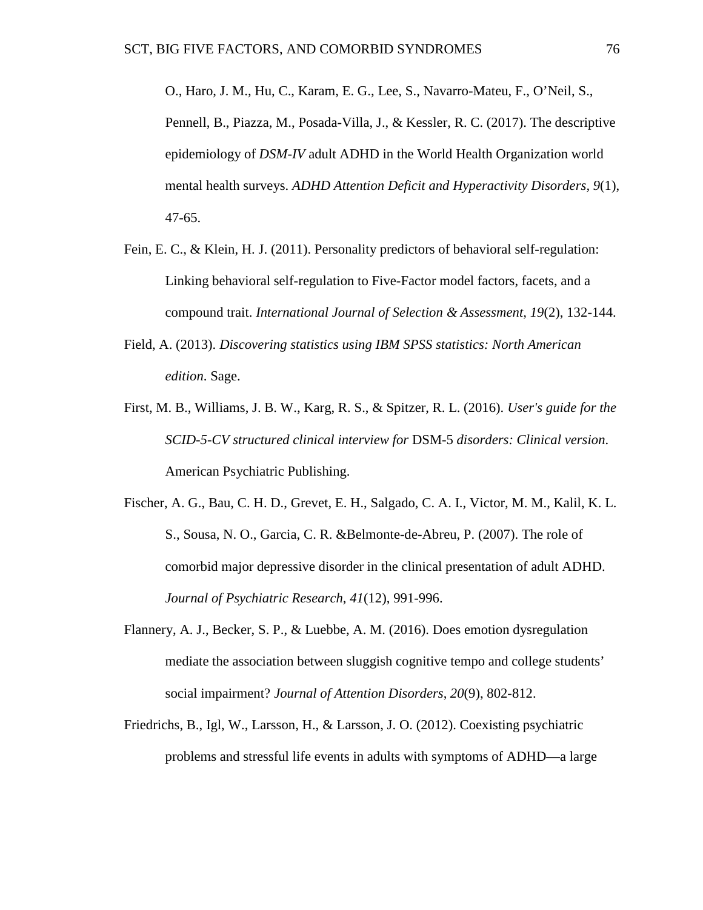O., Haro, J. M., Hu, C., Karam, E. G., Lee, S., Navarro-Mateu, F., O'Neil, S., Pennell, B., Piazza, M., Posada-Villa, J., & Kessler, R. C. (2017). The descriptive epidemiology of *DSM-IV* adult ADHD in the World Health Organization world mental health surveys. *ADHD Attention Deficit and Hyperactivity Disorders*, *9*(1), 47-65.

Fein, E. C., & Klein, H. J. (2011). Personality predictors of behavioral self-regulation: Linking behavioral self-regulation to Five-Factor model factors, facets, and a compound trait. *International Journal of Selection & Assessment*, *19*(2), 132-144.

Field, A. (2013). *Discovering statistics using IBM SPSS statistics: North American edition.* Sage.

First, M. B., Williams, J. B. W., Karg, R. S., & Spitzer, R. L. (2016). *User's guide for the SCID-5-CV structured clinical interview for* DSM-5 *disorders: Clinical version*. American Psychiatric Publishing.

Fischer, A. G., Bau, C. H. D., Grevet, E. H., Salgado, C. A. I., Victor, M. M., Kalil, K. L. S., Sousa, N. O., Garcia, C. R. &Belmonte-de-Abreu, P. (2007). The role of comorbid major depressive disorder in the clinical presentation of adult ADHD. *Journal of Psychiatric Research*, *41*(12), 991-996.

Flannery, A. J., Becker, S. P., & Luebbe, A. M. (2016). Does emotion dysregulation mediate the association between sluggish cognitive tempo and college students' social impairment? *Journal of Attention Disorders*, *20*(9), 802-812.

Friedrichs, B., Igl, W., Larsson, H., & Larsson, J. O. (2012). Coexisting psychiatric problems and stressful life events in adults with symptoms of ADHD—a large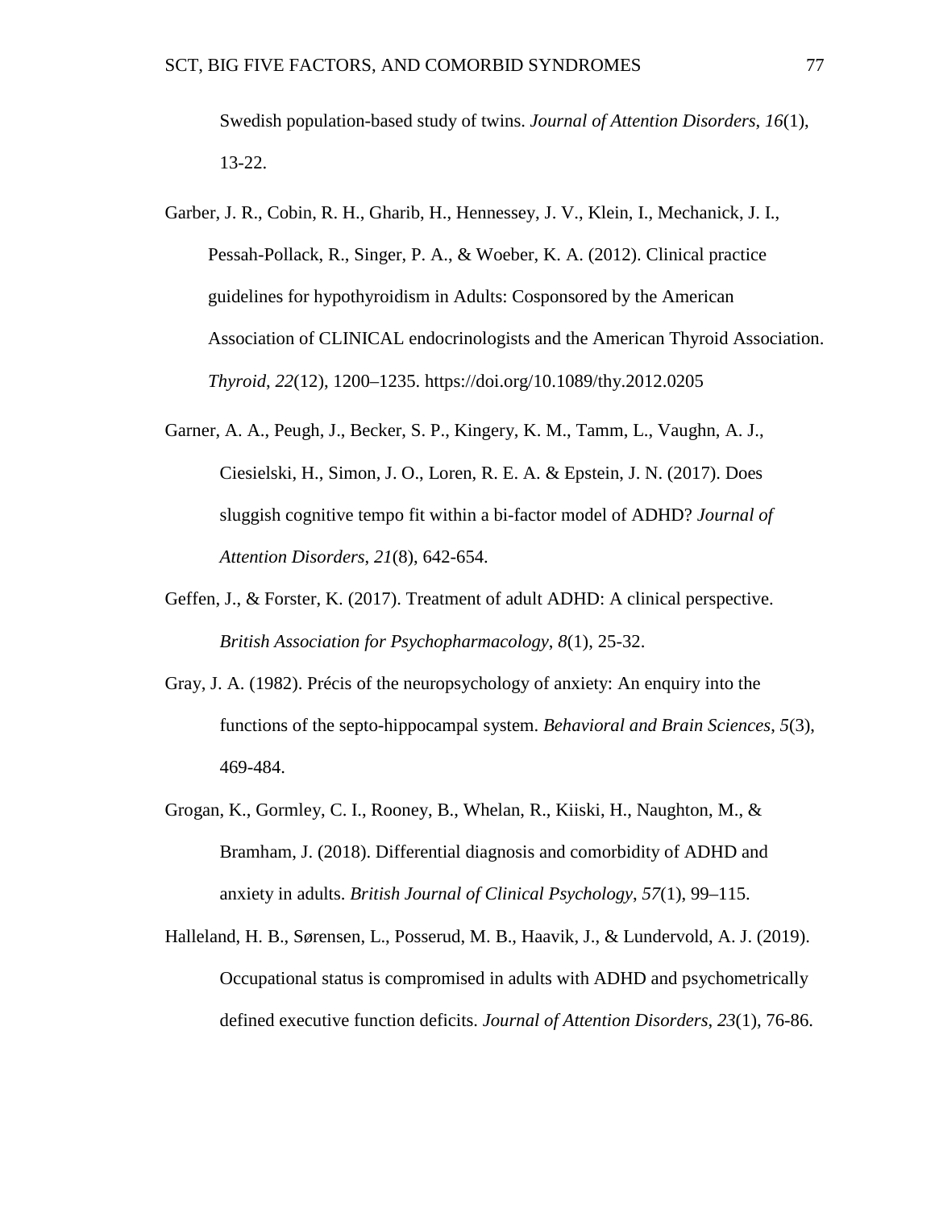Swedish population-based study of twins. *Journal of Attention Disorders*, *16*(1), 13-22.

Garber, J. R., Cobin, R. H., Gharib, H., Hennessey, J. V., Klein, I., Mechanick, J. I., Pessah-Pollack, R., Singer, P. A., & Woeber, K. A. (2012). Clinical practice guidelines for hypothyroidism in Adults: Cosponsored by the American Association of CLINICAL endocrinologists and the American Thyroid Association. *Thyroid*, *22*(12), 1200–1235. https://doi.org/10.1089/thy.2012.0205

Garner, A. A., Peugh, J., Becker, S. P., Kingery, K. M., Tamm, L., Vaughn, A. J., Ciesielski, H., Simon, J. O., Loren, R. E. A. & Epstein, J. N. (2017). Does sluggish cognitive tempo fit within a bi-factor model of ADHD? *Journal of Attention Disorders*, *21*(8), 642-654.

Geffen, J., & Forster, K. (2017). Treatment of adult ADHD: A clinical perspective. *British Association for Psychopharmacology*, *8*(1), 25-32.

Gray, J. A. (1982). Précis of the neuropsychology of anxiety: An enquiry into the functions of the septo-hippocampal system. *Behavioral and Brain Sciences*, *5*(3), 469-484.

Grogan, K., Gormley, C. I., Rooney, B., Whelan, R., Kiiski, H., Naughton, M., & Bramham, J. (2018). Differential diagnosis and comorbidity of ADHD and anxiety in adults. *British Journal of Clinical Psychology*, *57*(1), 99–115.

Halleland, H. B., Sørensen, L., Posserud, M. B., Haavik, J., & Lundervold, A. J. (2019). Occupational status is compromised in adults with ADHD and psychometrically defined executive function deficits. *Journal of Attention Disorders*, *23*(1), 76-86.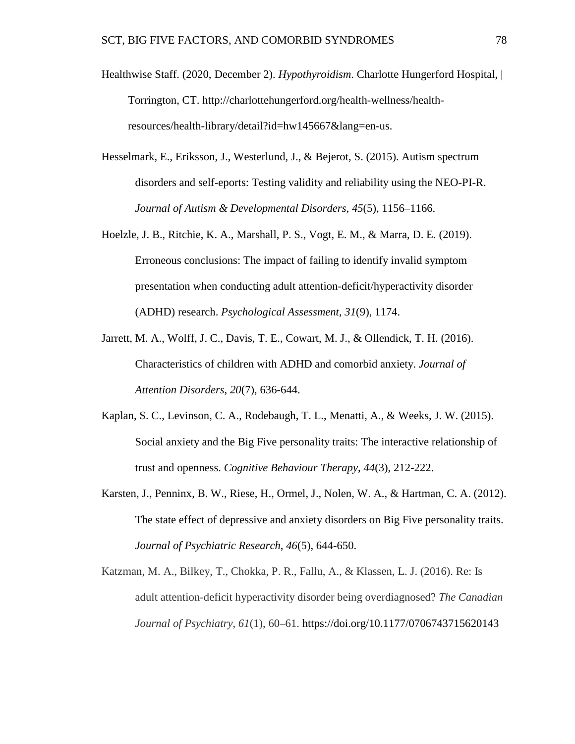Healthwise Staff. (2020, December 2). *Hypothyroidism*. Charlotte Hungerford Hospital, | Torrington, CT. http://charlottehungerford.org/health-wellness/health-resources/health-library/detail?id=hw145667&lang=en-us.

Hesselmark, E., Eriksson, J., Westerlund, J., & Bejerot, S. (2015). Autism spectrum disorders and self-eports: Testing validity and reliability using the NEO-PI-R. *Journal of Autism & Developmental Disorders*, *45*(5), 1156–1166.

Hoelzle, J. B., Ritchie, K. A., Marshall, P. S., Vogt, E. M., & Marra, D. E. (2019). Erroneous conclusions: The impact of failing to identify invalid symptom presentation when conducting adult attention-deficit/hyperactivity disorder (ADHD) research. *Psychological Assessment*, *31*(9), 1174.

Jarrett, M. A., Wolff, J. C., Davis, T. E., Cowart, M. J., & Ollendick, T. H. (2016). Characteristics of children with ADHD and comorbid anxiety. *Journal of Attention Disorders*, *20*(7), 636-644.

Kaplan, S. C., Levinson, C. A., Rodebaugh, T. L., Menatti, A., & Weeks, J. W. (2015). Social anxiety and the Big Five personality traits: The interactive relationship of trust and openness. *Cognitive Behaviour Therapy*, *44*(3), 212-222.

Karsten, J., Penninx, B. W., Riese, H., Ormel, J., Nolen, W. A., & Hartman, C. A. (2012). The state effect of depressive and anxiety disorders on Big Five personality traits. *Journal of Psychiatric Research*, *46*(5), 644-650.

Katzman, M. A., Bilkey, T., Chokka, P. R., Fallu, A., & Klassen, L. J. (2016). Re: Is adult attention-deficit hyperactivity disorder being overdiagnosed? *The Canadian Journal of Psychiatry*, *61*(1), 60–61. https://doi.org/10.1177/0706743715620143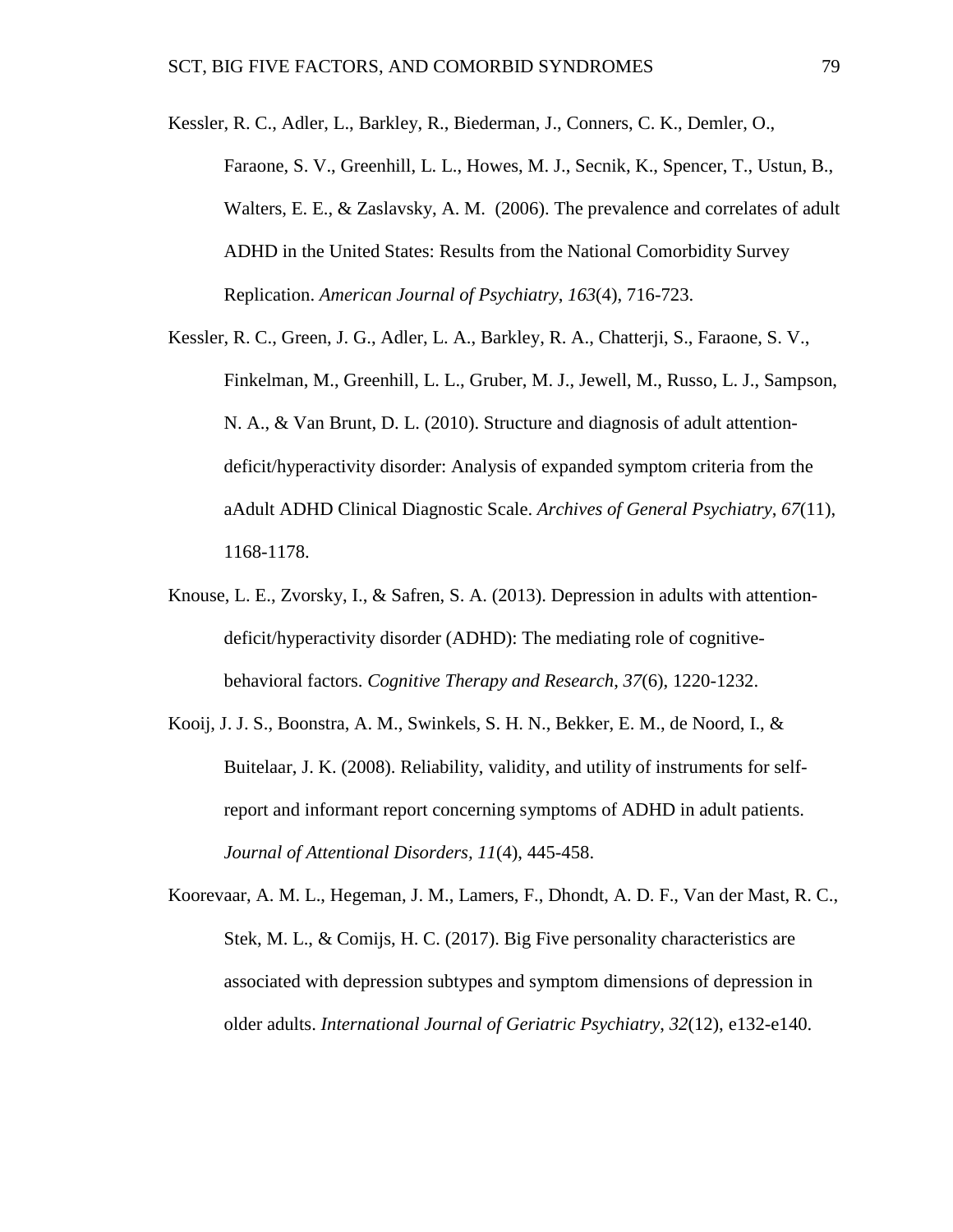Kessler, R. C., Adler, L., Barkley, R., Biederman, J., Conners, C. K., Demler, O., Faraone, S. V., Greenhill, L. L., Howes, M. J., Secnik, K., Spencer, T., Ustun, B., Walters, E. E., & Zaslavsky, A. M. (2006). The prevalence and correlates of adult ADHD in the United States: Results from the National Comorbidity Survey Replication. *American Journal of Psychiatry*, *163*(4), 716-723.

Kessler, R. C., Green, J. G., Adler, L. A., Barkley, R. A., Chatterji, S., Faraone, S. V., Finkelman, M., Greenhill, L. L., Gruber, M. J., Jewell, M., Russo, L. J., Sampson, N. A., & Van Brunt, D. L. (2010). Structure and diagnosis of adult attention-deficit/hyperactivity disorder: Analysis of expanded symptom criteria from the aAdult ADHD Clinical Diagnostic Scale. *Archives of General Psychiatry*, *67*(11), 1168-1178.

Knouse, L. E., Zvorsky, I., & Safren, S. A. (2013). Depression in adults with attention-deficit/hyperactivity disorder (ADHD): The mediating role of cognitive-behavioral factors. *Cognitive Therapy and Research*, *37*(6), 1220-1232.

Kooij, J. J. S., Boonstra, A. M., Swinkels, S. H. N., Bekker, E. M., de Noord, I., & Buitelaar, J. K. (2008). Reliability, validity, and utility of instruments for self-report and informant report concerning symptoms of ADHD in adult patients. *Journal of Attentional Disorders*, *11*(4), 445-458.

Koorevaar, A. M. L., Hegeman, J. M., Lamers, F., Dhondt, A. D. F., Van der Mast, R. C., Stek, M. L., & Comijs, H. C. (2017). Big Five personality characteristics are associated with depression subtypes and symptom dimensions of depression in older adults. *International Journal of Geriatric Psychiatry*, *32*(12), e132-e140.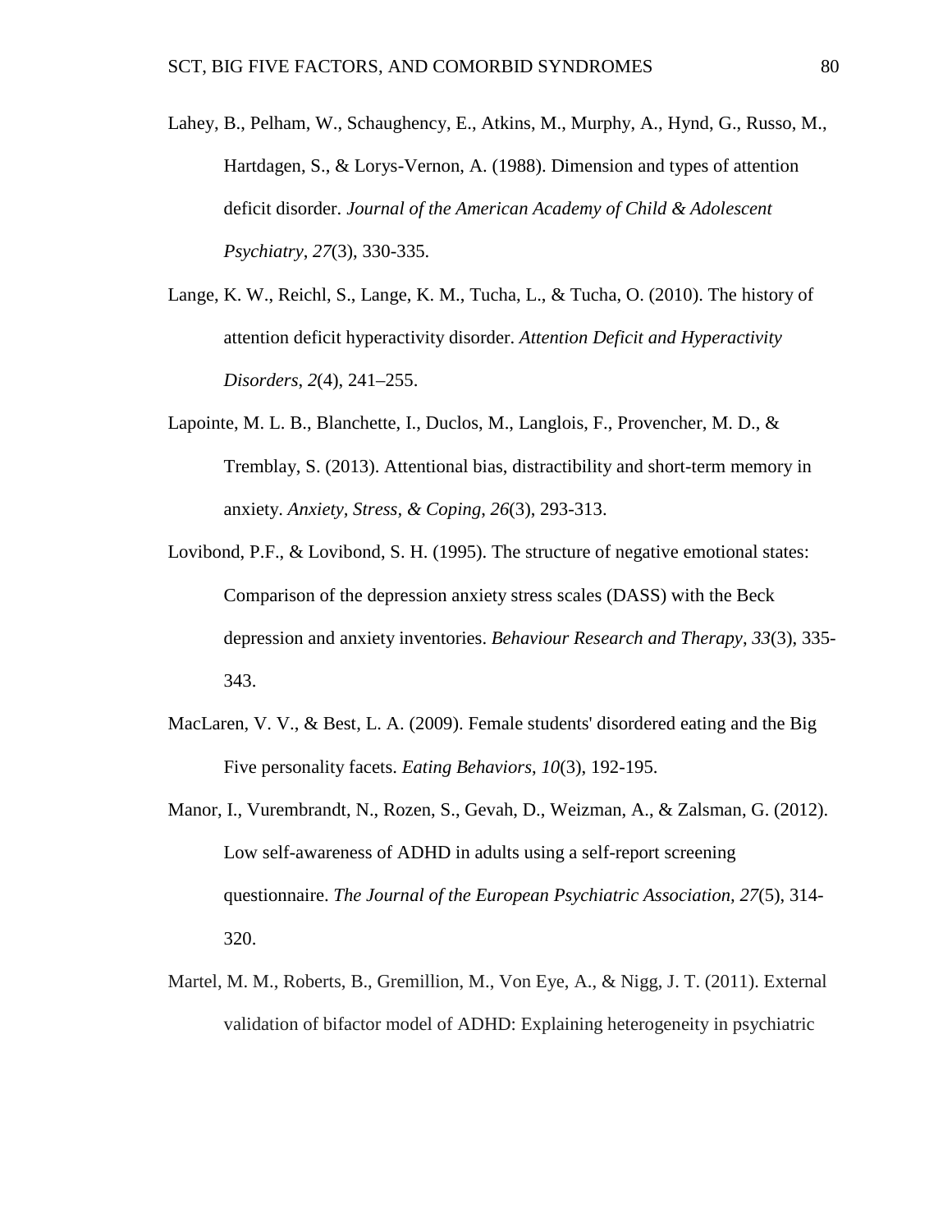Lahey, B., Pelham, W., Schaughency, E., Atkins, M., Murphy, A., Hynd, G., Russo, M., Hartdagen, S., & Lorys-Vernon, A. (1988). Dimension and types of attention deficit disorder. *Journal of the American Academy of Child & Adolescent Psychiatry*, *27*(3), 330-335.

Lange, K. W., Reichl, S., Lange, K. M., Tucha, L., & Tucha, O. (2010). The history of attention deficit hyperactivity disorder. *Attention Deficit and Hyperactivity Disorders*, *2*(4), 241–255.

Lapointe, M. L. B., Blanchette, I., Duclos, M., Langlois, F., Provencher, M. D., & Tremblay, S. (2013). Attentional bias, distractibility and short-term memory in anxiety. *Anxiety, Stress, & Coping*, *26*(3), 293-313.

Lovibond, P.F., & Lovibond, S. H. (1995). The structure of negative emotional states: Comparison of the depression anxiety stress scales (DASS) with the Beck depression and anxiety inventories. *Behaviour Research and Therapy*, *33*(3), 335-343.

MacLaren, V. V., & Best, L. A. (2009). Female students' disordered eating and the Big Five personality facets. *Eating Behaviors*, *10*(3), 192-195.

Manor, I., Vurembrandt, N., Rozen, S., Gevah, D., Weizman, A., & Zalsman, G. (2012). Low self-awareness of ADHD in adults using a self-report screening questionnaire. *The Journal of the European Psychiatric Association, 27*(5), 314-320.

Martel, M. M., Roberts, B., Gremillion, M., Von Eye, A., & Nigg, J. T. (2011). External validation of bifactor model of ADHD: Explaining heterogeneity in psychiatric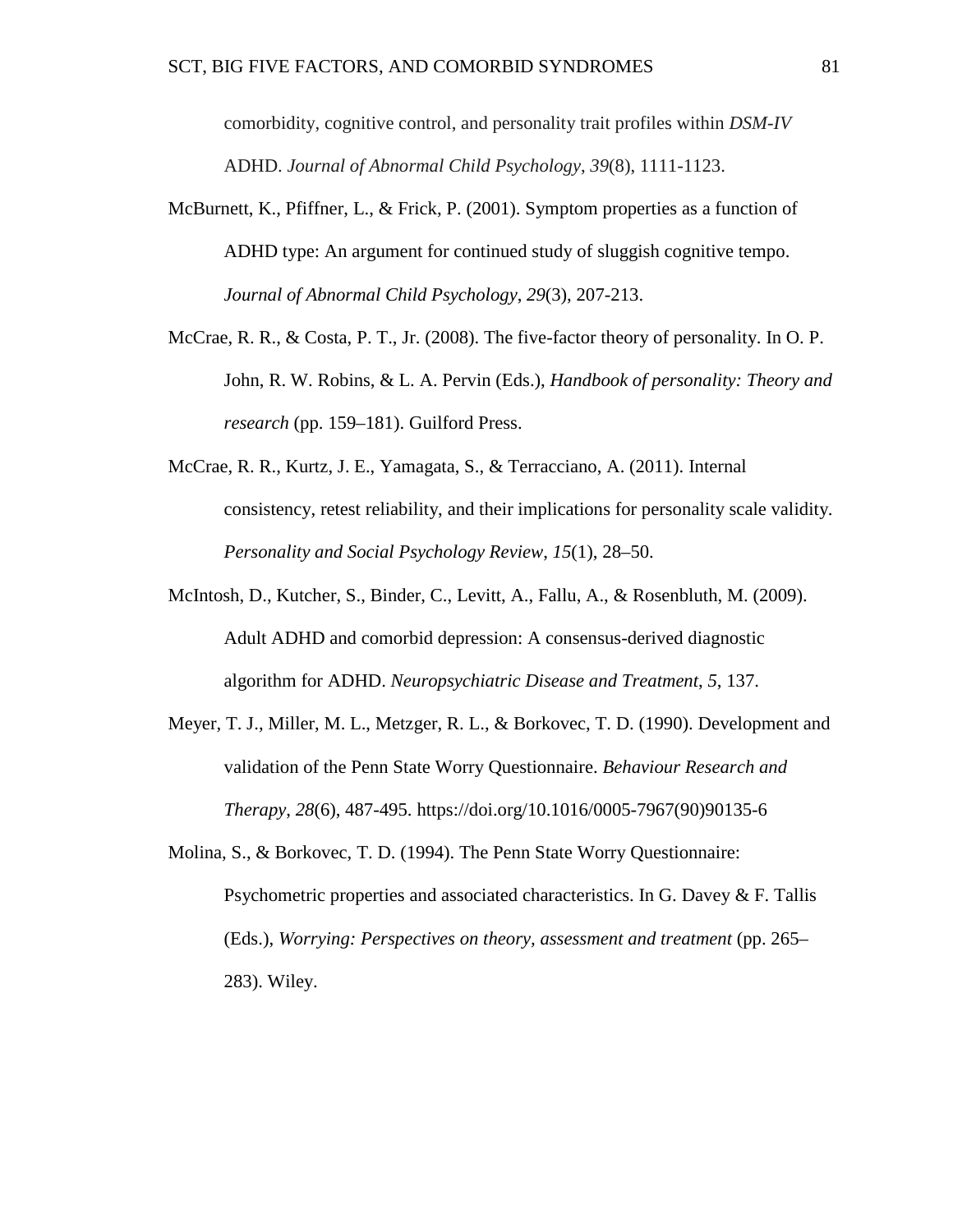comorbidity, cognitive control, and personality trait profiles within *DSM-IV* ADHD. *Journal of Abnormal Child Psychology, 39*(8), 1111-1123.

McBurnett, K., Pfiffner, L., & Frick, P. (2001). Symptom properties as a function of ADHD type: An argument for continued study of sluggish cognitive tempo. *Journal of Abnormal Child Psychology*, *29*(3), 207-213.

McCrae, R. R., & Costa, P. T., Jr. (2008). The five-factor theory of personality. In O. P. John, R. W. Robins, & L. A. Pervin (Eds.), *Handbook of personality: Theory and research* (pp. 159–181). Guilford Press.

McCrae, R. R., Kurtz, J. E., Yamagata, S., & Terracciano, A. (2011). Internal consistency, retest reliability, and their implications for personality scale validity. *Personality and Social Psychology Review*, *15*(1), 28–50.

McIntosh, D., Kutcher, S., Binder, C., Levitt, A., Fallu, A., & Rosenbluth, M. (2009). Adult ADHD and comorbid depression: A consensus-derived diagnostic algorithm for ADHD. *Neuropsychiatric Disease and Treatment*, *5*, 137.

Meyer, T. J., Miller, M. L., Metzger, R. L., & Borkovec, T. D. (1990). Development and validation of the Penn State Worry Questionnaire. *Behaviour Research and Therapy*, *28*(6), 487-495. https://doi.org/10.1016/0005-7967(90)90135-6

Molina, S., & Borkovec, T. D. (1994). The Penn State Worry Questionnaire: Psychometric properties and associated characteristics. In G. Davey & F. Tallis (Eds.), *Worrying: Perspectives on theory, assessment and treatment* (pp. 265–283). Wiley.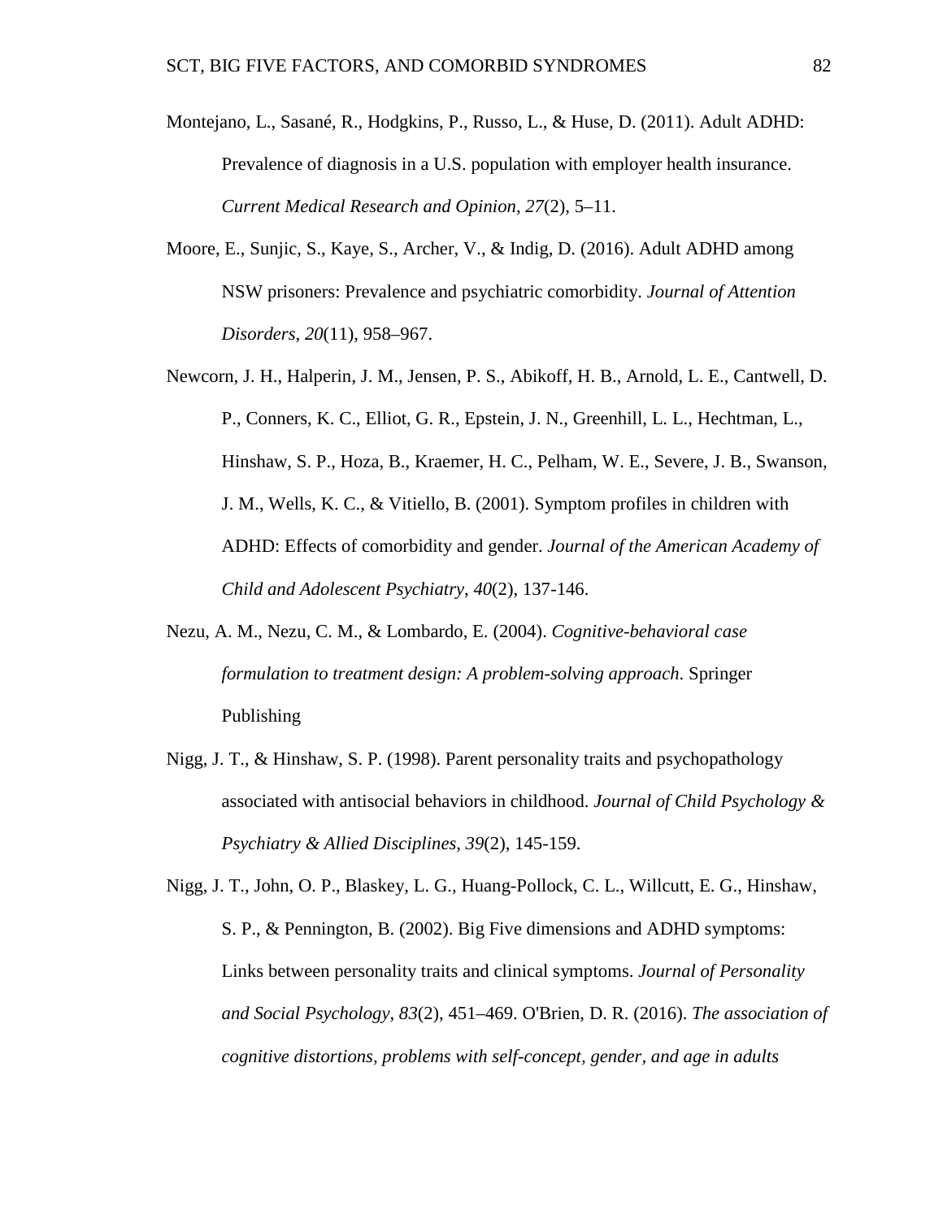Montejano, L., Sasané, R., Hodgkins, P., Russo, L., & Huse, D. (2011). Adult ADHD: Prevalence of diagnosis in a U.S. population with employer health insurance. *Current Medical Research and Opinion*, *27*(2), 5–11.

Moore, E., Sunjic, S., Kaye, S., Archer, V., & Indig, D. (2016). Adult ADHD among NSW prisoners: Prevalence and psychiatric comorbidity. *Journal of Attention Disorders*, *20*(11), 958–967.

Newcorn, J. H., Halperin, J. M., Jensen, P. S., Abikoff, H. B., Arnold, L. E., Cantwell, D. P., Conners, K. C., Elliot, G. R., Epstein, J. N., Greenhill, L. L., Hechtman, L., Hinshaw, S. P., Hoza, B., Kraemer, H. C., Pelham, W. E., Severe, J. B., Swanson, J. M., Wells, K. C., & Vitiello, B. (2001). Symptom profiles in children with ADHD: Effects of comorbidity and gender. *Journal of the American Academy of Child and Adolescent Psychiatry*, *40*(2), 137-146.

Nezu, A. M., Nezu, C. M., & Lombardo, E. (2004). *Cognitive-behavioral case formulation to treatment design: A problem-solving approach*. Springer Publishing

Nigg, J. T., & Hinshaw, S. P. (1998). Parent personality traits and psychopathology associated with antisocial behaviors in childhood. *Journal of Child Psychology & Psychiatry & Allied Disciplines*, *39*(2), 145-159.

Nigg, J. T., John, O. P., Blaskey, L. G., Huang-Pollock, C. L., Willcutt, E. G., Hinshaw, S. P., & Pennington, B. (2002). Big Five dimensions and ADHD symptoms: Links between personality traits and clinical symptoms. *Journal of Personality and Social Psychology*, *83*(2), 451–469. O'Brien, D. R. (2016). *The association of cognitive distortions, problems with self-concept, gender, and age in adults*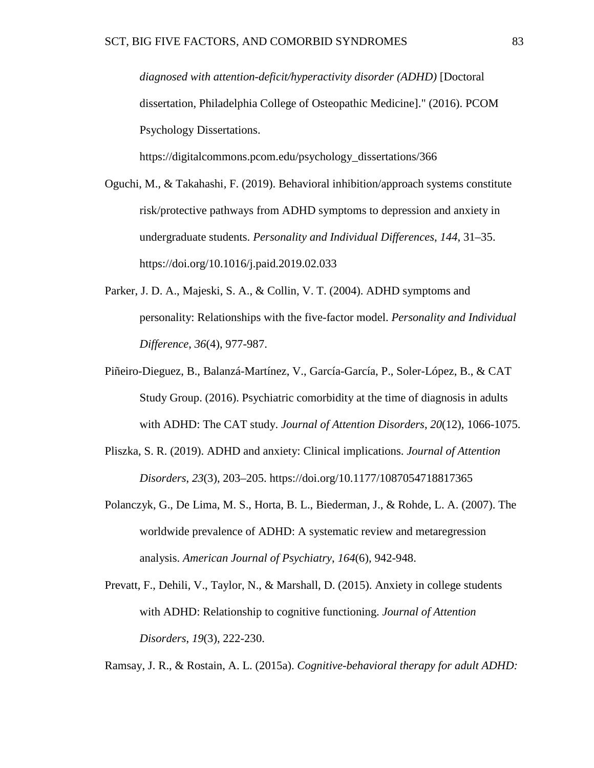*diagnosed with attention-deficit/hyperactivity disorder (ADHD)* [Doctoral dissertation, Philadelphia College of Osteopathic Medicine]." (2016). PCOM Psychology Dissertations. https://digitalcommons.pcom.edu/psychology_dissertations/366

Oguchi, M., & Takahashi, F. (2019). Behavioral inhibition/approach systems constitute risk/protective pathways from ADHD symptoms to depression and anxiety in undergraduate students. *Personality and Individual Differences*, *144*, 31–35. https://doi.org/10.1016/j.paid.2019.02.033

Parker, J. D. A., Majeski, S. A., & Collin, V. T. (2004). ADHD symptoms and personality: Relationships with the five-factor model. *Personality and Individual Difference*, *36*(4), 977-987.

Piñeiro-Dieguez, B., Balanzá-Martínez, V., García-García, P., Soler-López, B., & CAT Study Group. (2016). Psychiatric comorbidity at the time of diagnosis in adults with ADHD: The CAT study. *Journal of Attention Disorders*, *20*(12), 1066-1075.

Pliszka, S. R. (2019). ADHD and anxiety: Clinical implications. *Journal of Attention Disorders*, *23*(3), 203–205. https://doi.org/10.1177/1087054718817365

Polanczyk, G., De Lima, M. S., Horta, B. L., Biederman, J., & Rohde, L. A. (2007). The worldwide prevalence of ADHD: A systematic review and metaregression analysis. *American Journal of Psychiatry*, *164*(6), 942-948.

Prevatt, F., Dehili, V., Taylor, N., & Marshall, D. (2015). Anxiety in college students with ADHD: Relationship to cognitive functioning. *Journal of Attention Disorders*, *19*(3), 222-230.

Ramsay, J. R., & Rostain, A. L. (2015a). *Cognitive-behavioral therapy for adult ADHD:*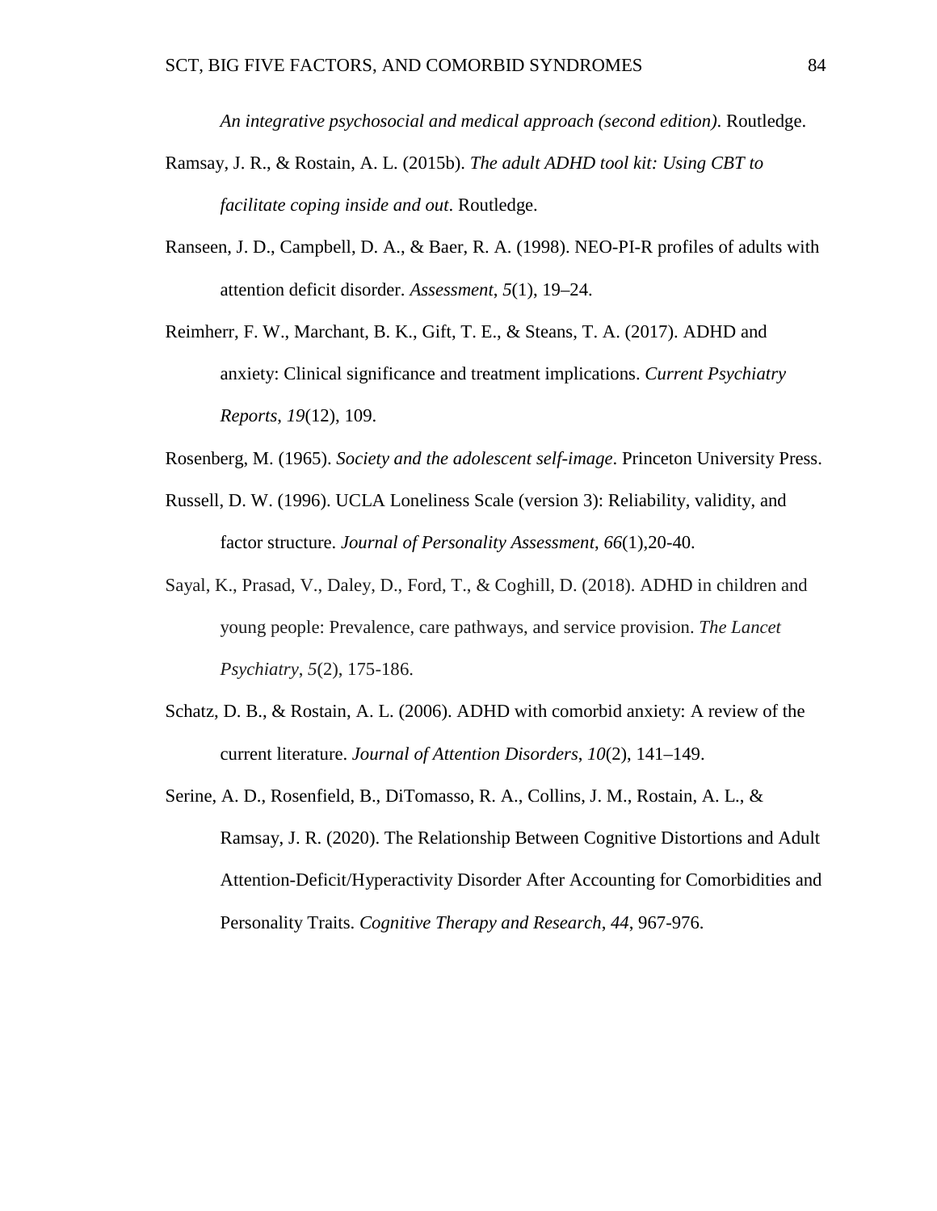*An integrative psychosocial and medical approach (second edition)*. Routledge.

Ramsay, J. R., & Rostain, A. L. (2015b). *The adult ADHD tool kit: Using CBT to facilitate coping inside and out*. Routledge.

Ranseen, J. D., Campbell, D. A., & Baer, R. A. (1998). NEO-PI-R profiles of adults with attention deficit disorder. *Assessment*, *5*(1), 19–24.

Reimherr, F. W., Marchant, B. K., Gift, T. E., & Steans, T. A. (2017). ADHD and anxiety: Clinical significance and treatment implications. *Current Psychiatry Reports*, *19*(12), 109.

Rosenberg, M. (1965). *Society and the adolescent self-image*. Princeton University Press.

Russell, D. W. (1996). UCLA Loneliness Scale (version 3): Reliability, validity, and factor structure. *Journal of Personality Assessment*, *66*(1),20-40.

Sayal, K., Prasad, V., Daley, D., Ford, T., & Coghill, D. (2018). ADHD in children and young people: Prevalence, care pathways, and service provision. *The Lancet Psychiatry*, *5*(2), 175-186.

Schatz, D. B., & Rostain, A. L. (2006). ADHD with comorbid anxiety: A review of the current literature. *Journal of Attention Disorders*, *10*(2), 141–149.

Serine, A. D., Rosenfield, B., DiTomasso, R. A., Collins, J. M., Rostain, A. L., & Ramsay, J. R. (2020). The Relationship Between Cognitive Distortions and Adult Attention-Deficit/Hyperactivity Disorder After Accounting for Comorbidities and Personality Traits. *Cognitive Therapy and Research*, *44*, 967-976.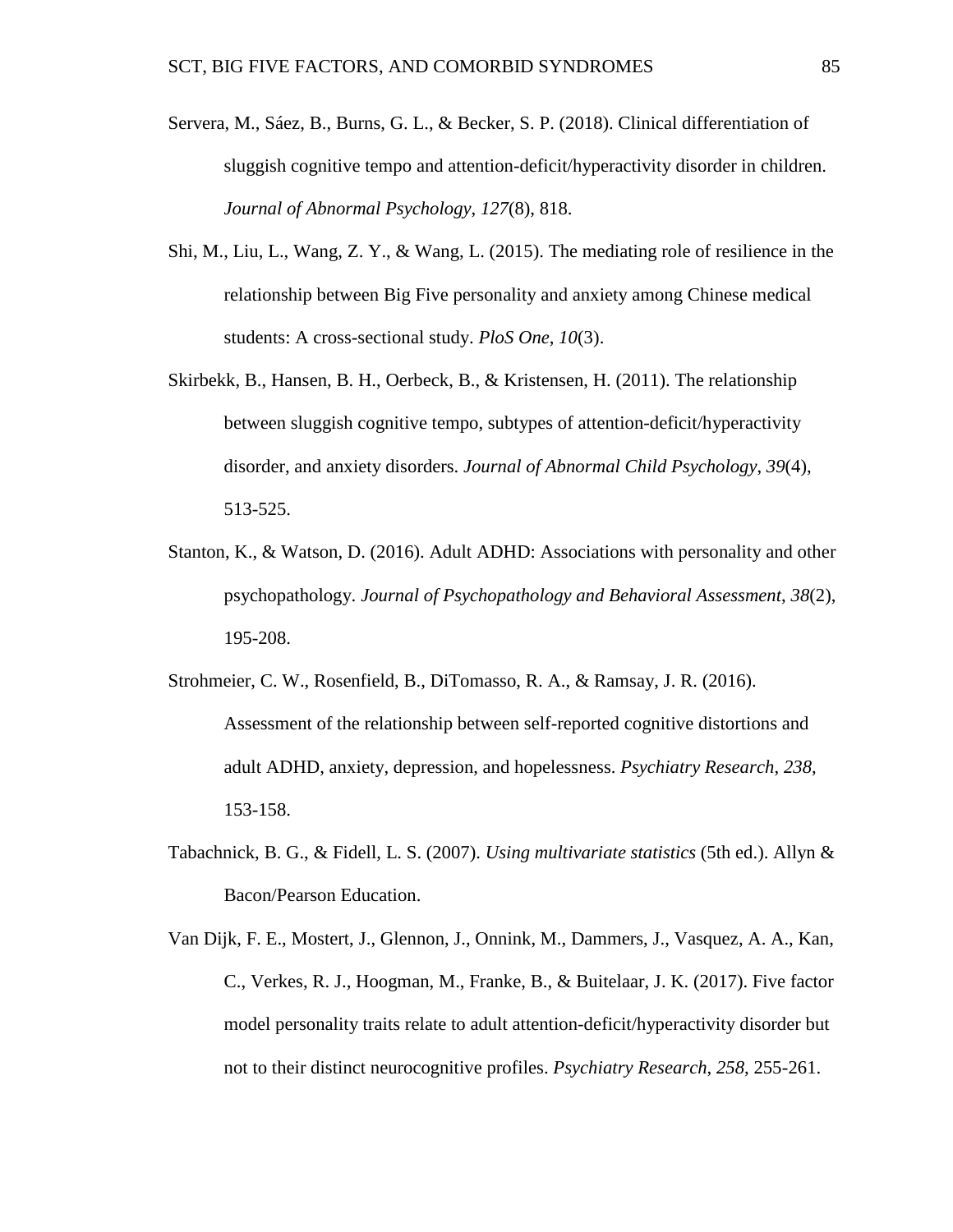Servera, M., Sáez, B., Burns, G. L., & Becker, S. P. (2018). Clinical differentiation of sluggish cognitive tempo and attention-deficit/hyperactivity disorder in children. *Journal of Abnormal Psychology*, *127*(8), 818.

Shi, M., Liu, L., Wang, Z. Y., & Wang, L. (2015). The mediating role of resilience in the relationship between Big Five personality and anxiety among Chinese medical students: A cross-sectional study. *PloS One*, *10*(3).

Skirbekk, B., Hansen, B. H., Oerbeck, B., & Kristensen, H. (2011). The relationship between sluggish cognitive tempo, subtypes of attention-deficit/hyperactivity disorder, and anxiety disorders. *Journal of Abnormal Child Psychology*, *39*(4), 513-525.

Stanton, K., & Watson, D. (2016). Adult ADHD: Associations with personality and other psychopathology. *Journal of Psychopathology and Behavioral Assessment*, *38*(2), 195-208.

Strohmeier, C. W., Rosenfield, B., DiTomasso, R. A., & Ramsay, J. R. (2016). Assessment of the relationship between self-reported cognitive distortions and adult ADHD, anxiety, depression, and hopelessness. *Psychiatry Research*, *238*, 153-158.

Tabachnick, B. G., & Fidell, L. S. (2007). *Using multivariate statistics* (5th ed.). Allyn & Bacon/Pearson Education.

Van Dijk, F. E., Mostert, J., Glennon, J., Onnink, M., Dammers, J., Vasquez, A. A., Kan, C., Verkes, R. J., Hoogman, M., Franke, B., & Buitelaar, J. K. (2017). Five factor model personality traits relate to adult attention-deficit/hyperactivity disorder but not to their distinct neurocognitive profiles. *Psychiatry Research*, *258*, 255-261.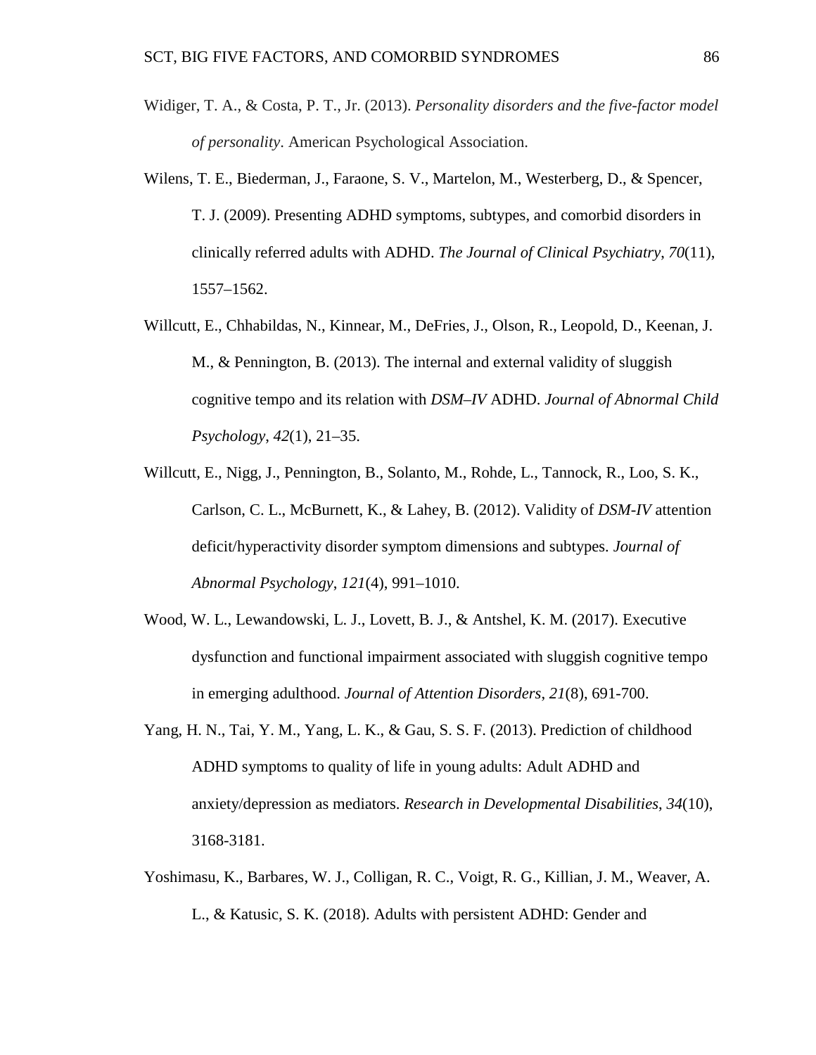Widiger, T. A., & Costa, P. T., Jr. (2013). *Personality disorders and the five-factor model of personality*. American Psychological Association.

Wilens, T. E., Biederman, J., Faraone, S. V., Martelon, M., Westerberg, D., & Spencer, T. J. (2009). Presenting ADHD symptoms, subtypes, and comorbid disorders in clinically referred adults with ADHD. *The Journal of Clinical Psychiatry*, *70*(11), 1557–1562.

Willcutt, E., Chhabildas, N., Kinnear, M., DeFries, J., Olson, R., Leopold, D., Keenan, J. M., & Pennington, B. (2013). The internal and external validity of sluggish cognitive tempo and its relation with *DSM–IV* ADHD. *Journal of Abnormal Child Psychology*, *42*(1), 21–35.

Willcutt, E., Nigg, J., Pennington, B., Solanto, M., Rohde, L., Tannock, R., Loo, S. K., Carlson, C. L., McBurnett, K., & Lahey, B. (2012). Validity of *DSM-IV* attention deficit/hyperactivity disorder symptom dimensions and subtypes. *Journal of Abnormal Psychology*, *121*(4), 991–1010.

Wood, W. L., Lewandowski, L. J., Lovett, B. J., & Antshel, K. M. (2017). Executive dysfunction and functional impairment associated with sluggish cognitive tempo in emerging adulthood. *Journal of Attention Disorders*, *21*(8), 691-700.

Yang, H. N., Tai, Y. M., Yang, L. K., & Gau, S. S. F. (2013). Prediction of childhood ADHD symptoms to quality of life in young adults: Adult ADHD and anxiety/depression as mediators. *Research in Developmental Disabilities*, *34*(10), 3168-3181.

Yoshimasu, K., Barbares, W. J., Colligan, R. C., Voigt, R. G., Killian, J. M., Weaver, A. L., & Katusic, S. K. (2018). Adults with persistent ADHD: Gender and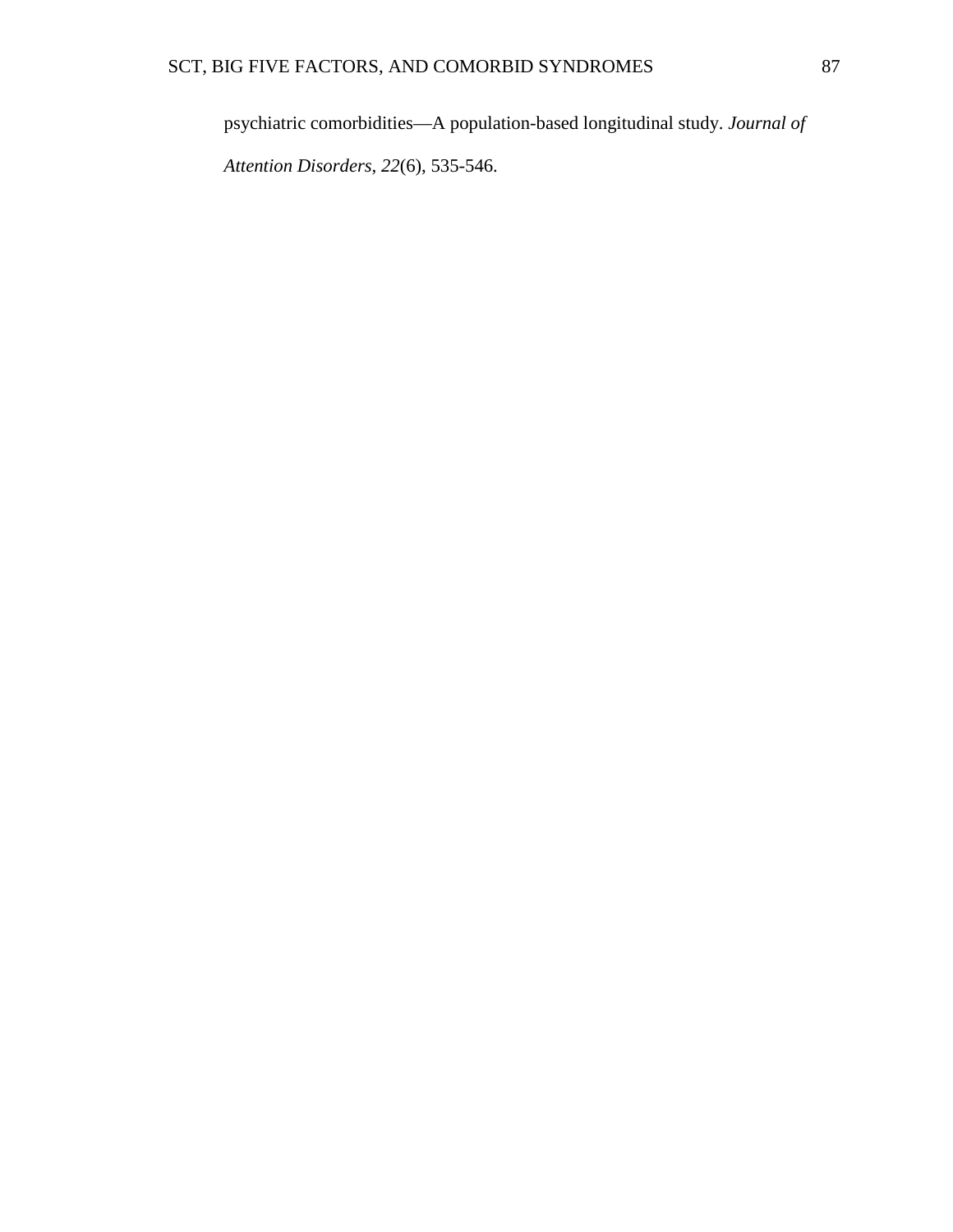psychiatric comorbidities—A population-based longitudinal study. *Journal of Attention Disorders, 22*(6), 535-546.